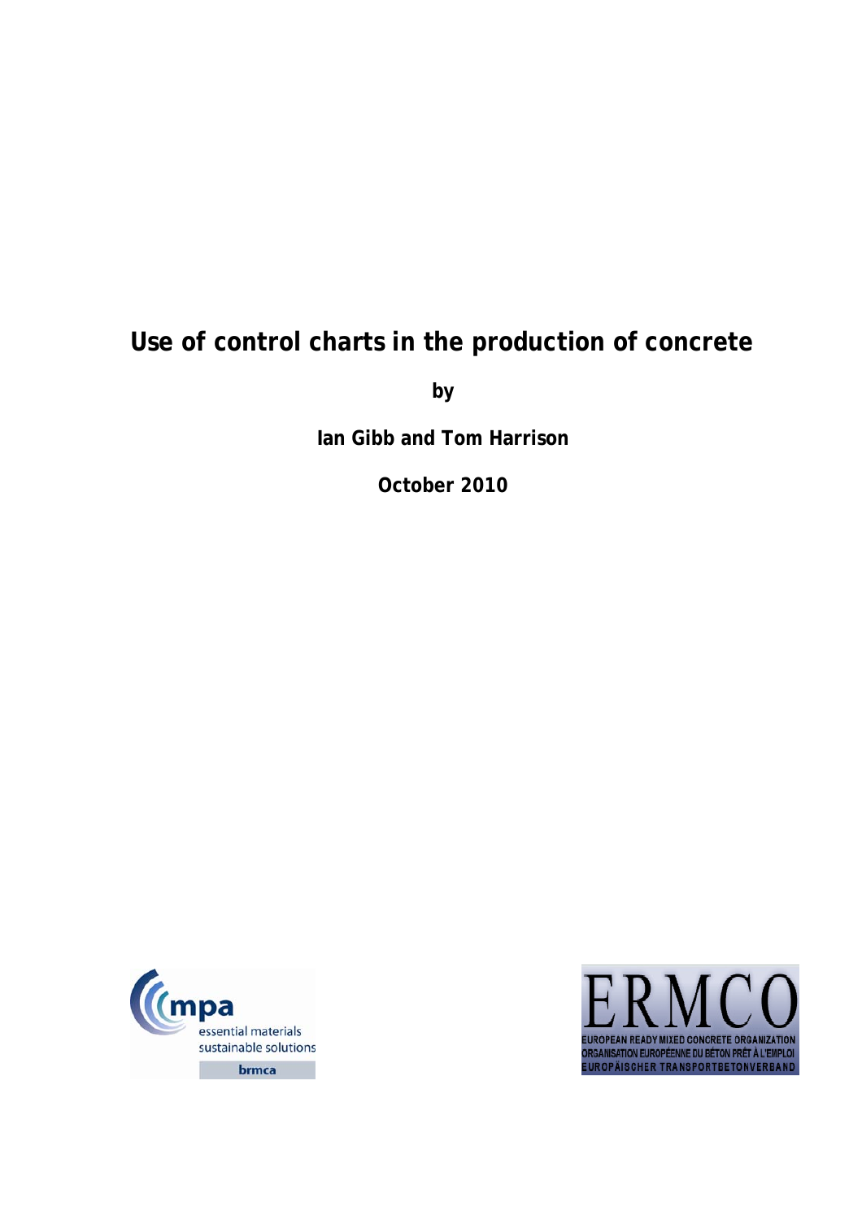# Use of control charts in the production of concrete

**by**

**Ian Gibb and Tom Harrison**

**October 2010**

mpa
essential materials
sustainable solutions
brmca

ERMCO
EUROPEAN READY MIXED CONCRETE ORGANIZATION
ORGANISATION EUROPÉENNE DU BÉTON PRÊT À L'EMPLOI
EUROPÄISCHER TRANSPORTBETONVERBAND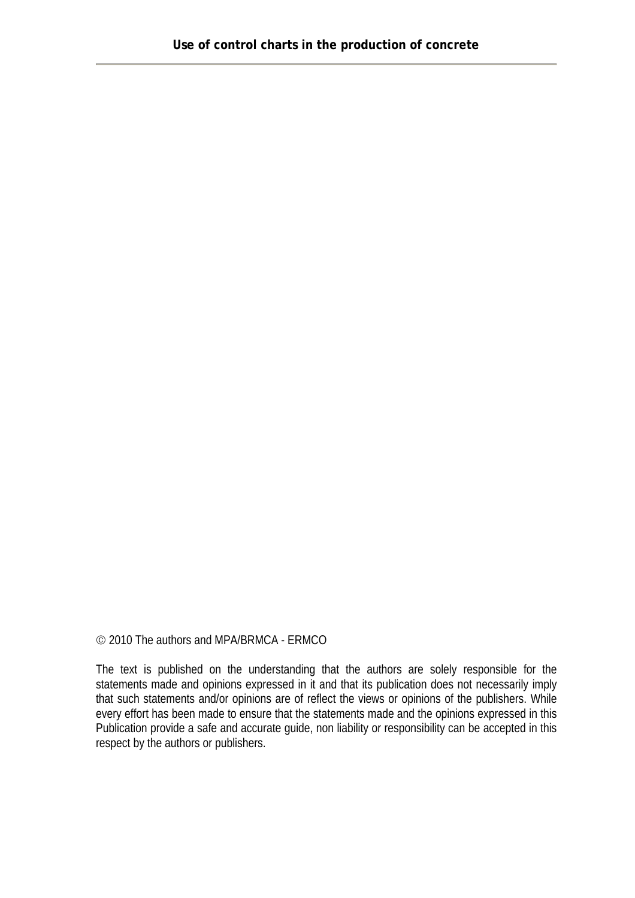© 2010 The authors and MPA/BRMCA - ERMCO

The text is published on the understanding that the authors are solely responsible for the statements made and opinions expressed in it and that its publication does not necessarily imply that such statements and/or opinions are of reflect the views or opinions of the publishers. While every effort has been made to ensure that the statements made and the opinions expressed in this Publication provide a safe and accurate guide, non liability or responsibility can be accepted in this respect by the authors or publishers.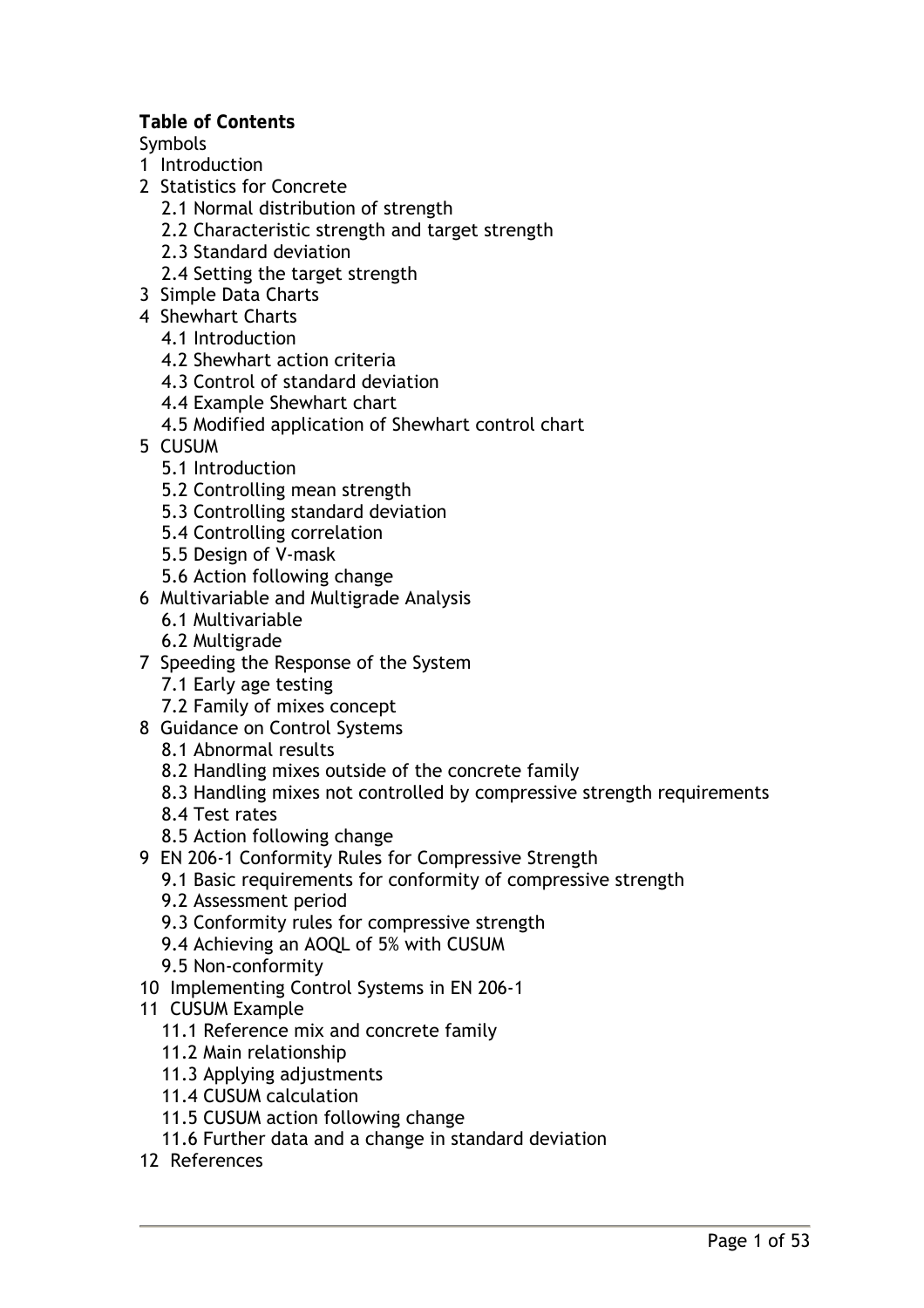**Table of Contents**

Symbols

1 Introduction

2 Statistics for Concrete
   - 2.1 Normal distribution of strength
   - 2.2 Characteristic strength and target strength
   - 2.3 Standard deviation
   - 2.4 Setting the target strength

3 Simple Data Charts

4 Shewhart Charts
   - 4.1 Introduction
   - 4.2 Shewhart action criteria
   - 4.3 Control of standard deviation
   - 4.4 Example Shewhart chart
   - 4.5 Modified application of Shewhart control chart

5 CUSUM
   - 5.1 Introduction
   - 5.2 Controlling mean strength
   - 5.3 Controlling standard deviation
   - 5.4 Controlling correlation
   - 5.5 Design of V-mask
   - 5.6 Action following change

6 Multivariable and Multigrade Analysis
   - 6.1 Multivariable
   - 6.2 Multigrade

7 Speeding the Response of the System
   - 7.1 Early age testing
   - 7.2 Family of mixes concept

8 Guidance on Control Systems
   - 8.1 Abnormal results
   - 8.2 Handling mixes outside of the concrete family
   - 8.3 Handling mixes not controlled by compressive strength requirements
   - 8.4 Test rates
   - 8.5 Action following change

9 EN 206-1 Conformity Rules for Compressive Strength
   - 9.1 Basic requirements for conformity of compressive strength
   - 9.2 Assessment period
   - 9.3 Conformity rules for compressive strength
   - 9.4 Achieving an AOQL of 5% with CUSUM
   - 9.5 Non-conformity

10 Implementing Control Systems in EN 206-1

11 CUSUM Example
   - 11.1 Reference mix and concrete family
   - 11.2 Main relationship
   - 11.3 Applying adjustments
   - 11.4 CUSUM calculation
   - 11.5 CUSUM action following change
   - 11.6 Further data and a change in standard deviation

12 References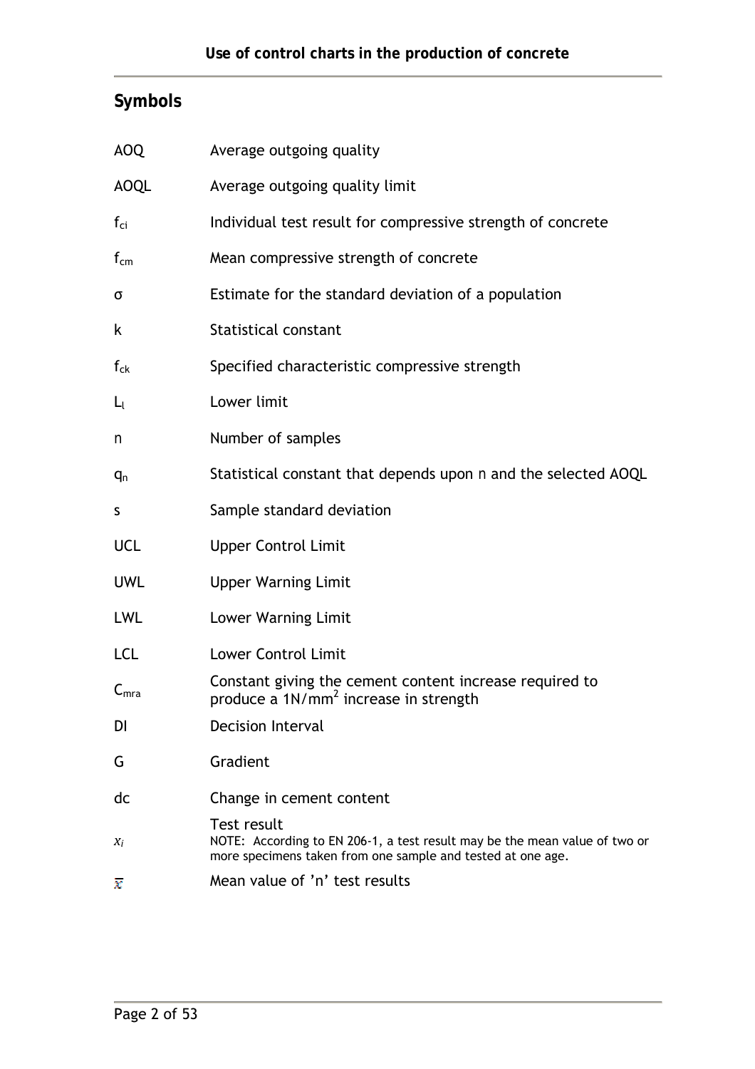## Symbols

| | |
|---|---|
| AOQ | Average outgoing quality |
| AOQL | Average outgoing quality limit |
| $f_{ci}$ | Individual test result for compressive strength of concrete |
| $f_{cm}$ | Mean compressive strength of concrete |
| σ | Estimate for the standard deviation of a population |
| k | Statistical constant |
| $f_{ck}$ | Specified characteristic compressive strength |
| $L_l$ | Lower limit |
| n | Number of samples |
| $q_n$ | Statistical constant that depends upon n and the selected AOQL |
| s | Sample standard deviation |
| UCL | Upper Control Limit |
| UWL | Upper Warning Limit |
| LWL | Lower Warning Limit |
| LCL | Lower Control Limit |
| $C_{mra}$ | Constant giving the cement content increase required to produce a $1N/mm^2$ increase in strength |
| DI | Decision Interval |
| G | Gradient |
| dc | Change in cement content |
| $x_i$ | Test result<br>NOTE: According to EN 206-1, a test result may be the mean value of two or more specimens taken from one sample and tested at one age. |
| $\bar{x}$ | Mean value of 'n' test results |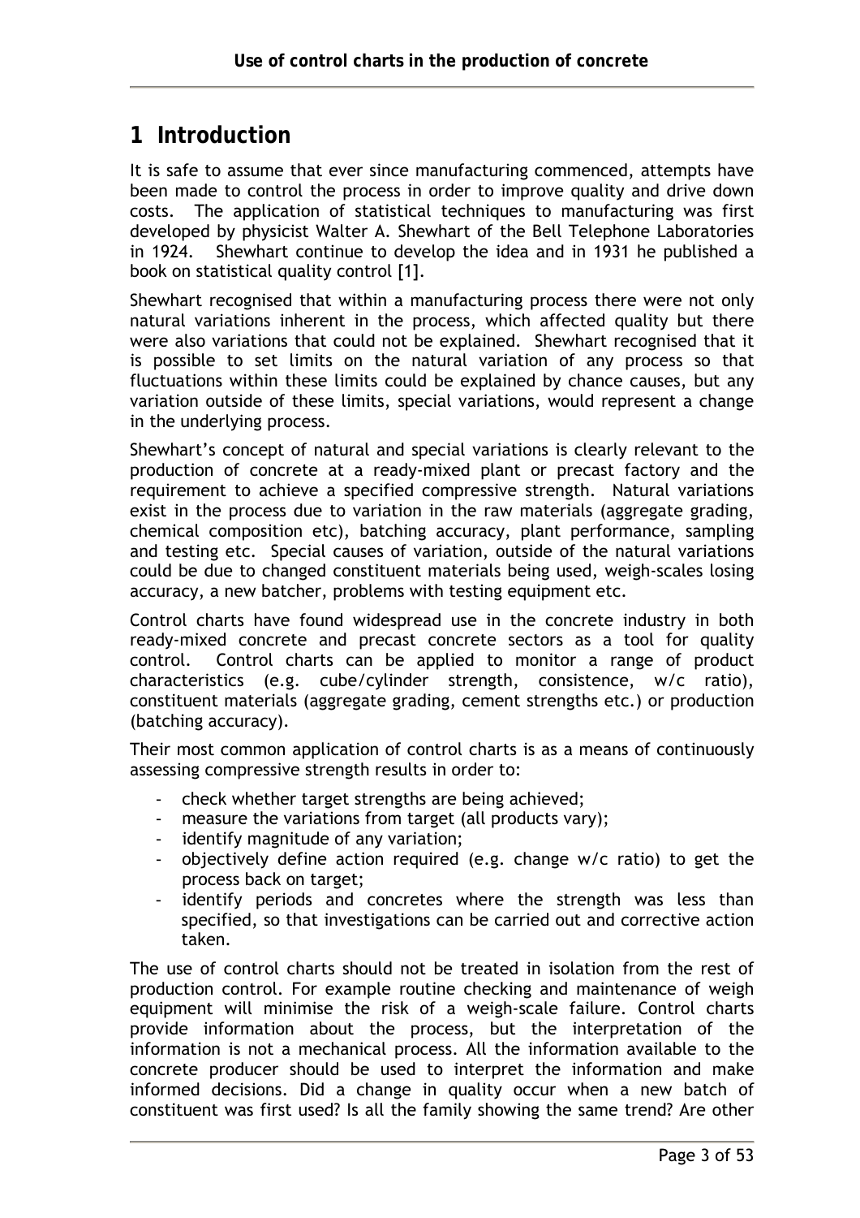# 1 Introduction

It is safe to assume that ever since manufacturing commenced, attempts have been made to control the process in order to improve quality and drive down costs. The application of statistical techniques to manufacturing was first developed by physicist Walter A. Shewhart of the Bell Telephone Laboratories in 1924. Shewhart continue to develop the idea and in 1931 he published a book on statistical quality control [1].

Shewhart recognised that within a manufacturing process there were not only natural variations inherent in the process, which affected quality but there were also variations that could not be explained. Shewhart recognised that it is possible to set limits on the natural variation of any process so that fluctuations within these limits could be explained by chance causes, but any variation outside of these limits, special variations, would represent a change in the underlying process.

Shewhart's concept of natural and special variations is clearly relevant to the production of concrete at a ready-mixed plant or precast factory and the requirement to achieve a specified compressive strength. Natural variations exist in the process due to variation in the raw materials (aggregate grading, chemical composition etc), batching accuracy, plant performance, sampling and testing etc. Special causes of variation, outside of the natural variations could be due to changed constituent materials being used, weigh-scales losing accuracy, a new batcher, problems with testing equipment etc.

Control charts have found widespread use in the concrete industry in both ready-mixed concrete and precast concrete sectors as a tool for quality control. Control charts can be applied to monitor a range of product characteristics (e.g. cube/cylinder strength, consistence, w/c ratio), constituent materials (aggregate grading, cement strengths etc.) or production (batching accuracy).

Their most common application of control charts is as a means of continuously assessing compressive strength results in order to:

- check whether target strengths are being achieved;
- measure the variations from target (all products vary);
- identify magnitude of any variation;
- objectively define action required (e.g. change w/c ratio) to get the process back on target;
- identify periods and concretes where the strength was less than specified, so that investigations can be carried out and corrective action taken.

The use of control charts should not be treated in isolation from the rest of production control. For example routine checking and maintenance of weigh equipment will minimise the risk of a weigh-scale failure. Control charts provide information about the process, but the interpretation of the information is not a mechanical process. All the information available to the concrete producer should be used to interpret the information and make informed decisions. Did a change in quality occur when a new batch of constituent was first used? Is all the family showing the same trend? Are other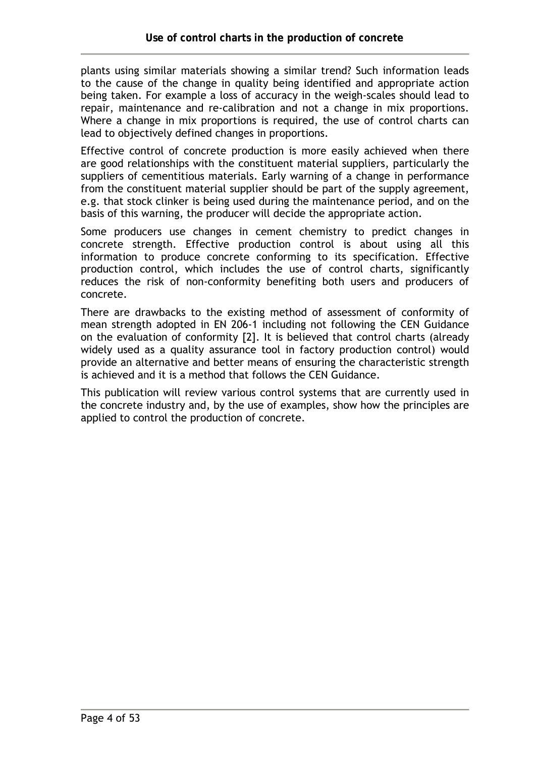plants using similar materials showing a similar trend? Such information leads to the cause of the change in quality being identified and appropriate action being taken. For example a loss of accuracy in the weigh-scales should lead to repair, maintenance and re-calibration and not a change in mix proportions. Where a change in mix proportions is required, the use of control charts can lead to objectively defined changes in proportions.

Effective control of concrete production is more easily achieved when there are good relationships with the constituent material suppliers, particularly the suppliers of cementitious materials. Early warning of a change in performance from the constituent material supplier should be part of the supply agreement, e.g. that stock clinker is being used during the maintenance period, and on the basis of this warning, the producer will decide the appropriate action.

Some producers use changes in cement chemistry to predict changes in concrete strength. Effective production control is about using all this information to produce concrete conforming to its specification. Effective production control, which includes the use of control charts, significantly reduces the risk of non-conformity benefiting both users and producers of concrete.

There are drawbacks to the existing method of assessment of conformity of mean strength adopted in EN 206-1 including not following the CEN Guidance on the evaluation of conformity [2]. It is believed that control charts (already widely used as a quality assurance tool in factory production control) would provide an alternative and better means of ensuring the characteristic strength is achieved and it is a method that follows the CEN Guidance.

This publication will review various control systems that are currently used in the concrete industry and, by the use of examples, show how the principles are applied to control the production of concrete.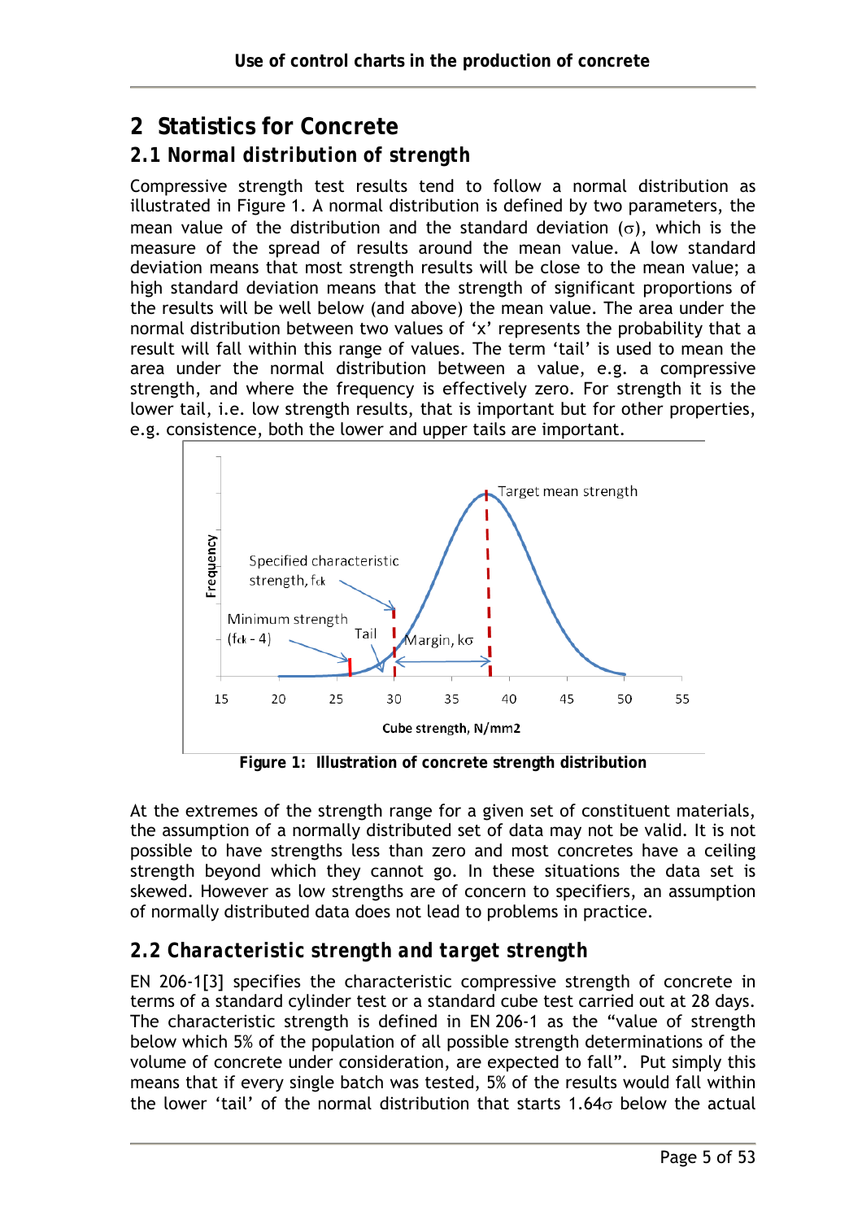# 2 Statistics for Concrete

## 2.1 Normal distribution of strength

Compressive strength test results tend to follow a normal distribution as illustrated in Figure 1. A normal distribution is defined by two parameters, the mean value of the distribution and the standard deviation ($\sigma$), which is the measure of the spread of results around the mean value. A low standard deviation means that most strength results will be close to the mean value; a high standard deviation means that the strength of significant proportions of the results will be well below (and above) the mean value. The area under the normal distribution between two values of 'x' represents the probability that a result will fall within this range of values. The term 'tail' is used to mean the area under the normal distribution between a value, e.g. a compressive strength, and where the frequency is effectively zero. For strength it is the lower tail, i.e. low strength results, that is important but for other properties, e.g. consistence, both the lower and upper tails are important.

**Figure 1: Illustration of concrete strength distribution**

At the extremes of the strength range for a given set of constituent materials, the assumption of a normally distributed set of data may not be valid. It is not possible to have strengths less than zero and most concretes have a ceiling strength beyond which they cannot go. In these situations the data set is skewed. However as low strengths are of concern to specifiers, an assumption of normally distributed data does not lead to problems in practice.

## 2.2 Characteristic strength and target strength

EN 206-1[3] specifies the characteristic compressive strength of concrete in terms of a standard cylinder test or a standard cube test carried out at 28 days. The characteristic strength is defined in EN 206-1 as the "value of strength below which 5% of the population of all possible strength determinations of the volume of concrete under consideration, are expected to fall". Put simply this means that if every single batch was tested, 5% of the results would fall within the lower 'tail' of the normal distribution that starts $1.64\sigma$ below the actual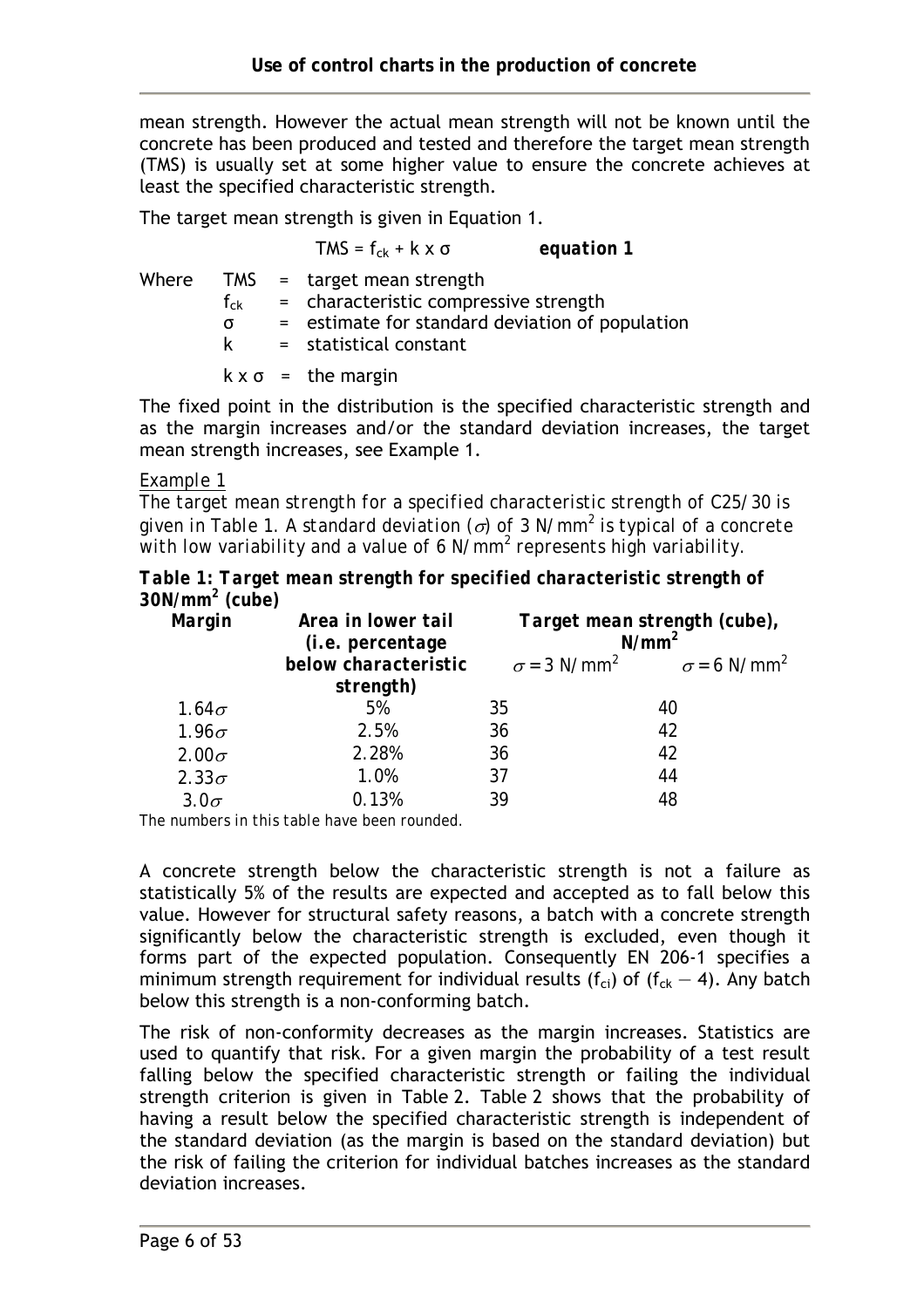mean strength. However the actual mean strength will not be known until the concrete has been produced and tested and therefore the target mean strength (TMS) is usually set at some higher value to ensure the concrete achieves at least the specified characteristic strength.

The target mean strength is given in Equation 1.

$$TMS = f_{ck} + k \times \sigma \qquad \textbf{equation 1}$$

Where
- TMS = target mean strength
- $f_{ck}$ = characteristic compressive strength
- $\sigma$ = estimate for standard deviation of population
- k = statistical constant
- $k \times \sigma$ = the margin

The fixed point in the distribution is the specified characteristic strength and as the margin increases and/or the standard deviation increases, the target mean strength increases, see Example 1.

*Example 1*

*The target mean strength for a specified characteristic strength of C25/30 is given in Table 1. A standard deviation ($\sigma$) of 3 N/mm$^2$ is typical of a concrete with low variability and a value of 6 N/mm$^2$ represents high variability.*

**Table 1: Target mean strength for specified characteristic strength of 30N/mm$^2$ (cube)**

| Margin | Area in lower tail (i.e. percentage below characteristic strength) | Target mean strength (cube), N/mm$^2$ | |
|---|---|---|---|
| | | $\sigma = 3$ N/mm$^2$ | $\sigma = 6$ N/mm$^2$ |
| $1.64\sigma$ | 5% | 35 | 40 |
| $1.96\sigma$ | 2.5% | 36 | 42 |
| $2.00\sigma$ | 2.28% | 36 | 42 |
| $2.33\sigma$ | 1.0% | 37 | 44 |
| $3.0\sigma$ | 0.13% | 39 | 48 |

The numbers in this table have been rounded.

A concrete strength below the characteristic strength is not a failure as statistically 5% of the results are expected and accepted as to fall below this value. However for structural safety reasons, a batch with a concrete strength significantly below the characteristic strength is excluded, even though it forms part of the expected population. Consequently EN 206-1 specifies a minimum strength requirement for individual results ($f_{ci}$) of ($f_{ck} - 4$). Any batch below this strength is a non-conforming batch.

The risk of non-conformity decreases as the margin increases. Statistics are used to quantify that risk. For a given margin the probability of a test result falling below the specified characteristic strength or failing the individual strength criterion is given in Table 2. Table 2 shows that the probability of having a result below the specified characteristic strength is independent of the standard deviation (as the margin is based on the standard deviation) but the risk of failing the criterion for individual batches increases as the standard deviation increases.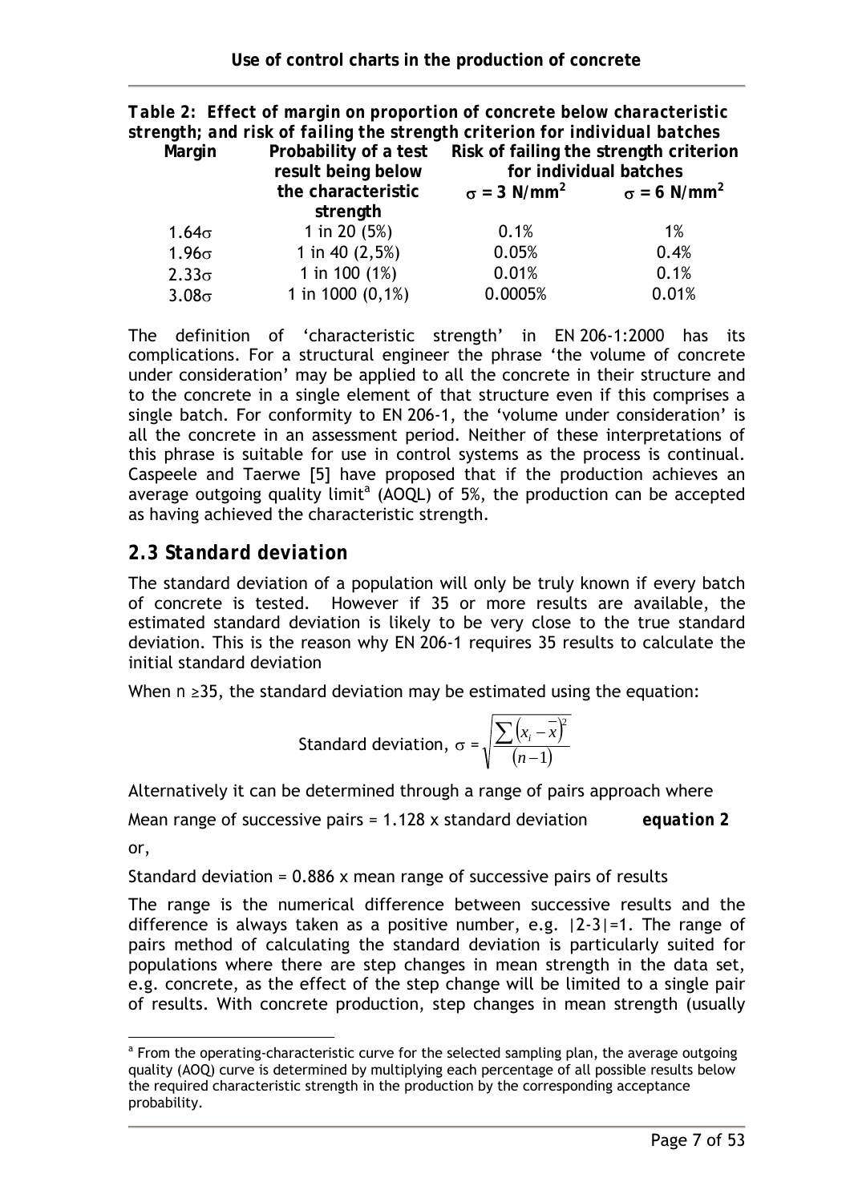**Table 2: Effect of margin on proportion of concrete below characteristic strength; and risk of failing the strength criterion for individual batches**

| Margin | Probability of a test result being below the characteristic strength | Risk of failing the strength criterion for individual batches | |
|---|---|---|---|
| | | $\sigma$ = 3 N/mm$^2$ | $\sigma$ = 6 N/mm$^2$ |
| 1.64$\sigma$ | 1 in 20 (5%) | 0.1% | 1% |
| 1.96$\sigma$ | 1 in 40 (2,5%) | 0.05% | 0.4% |
| 2.33$\sigma$ | 1 in 100 (1%) | 0.01% | 0.1% |
| 3.08$\sigma$ | 1 in 1000 (0,1%) | 0.0005% | 0.01% |

The definition of 'characteristic strength' in EN 206-1:2000 has its complications. For a structural engineer the phrase 'the volume of concrete under consideration' may be applied to all the concrete in their structure and to the concrete in a single element of that structure even if this comprises a single batch. For conformity to EN 206-1, the 'volume under consideration' is all the concrete in an assessment period. Neither of these interpretations of this phrase is suitable for use in control systems as the process is continual. Caspeele and Taerwe [5] have proposed that if the production achieves an average outgoing quality limit[a] (AOQL) of 5%, the production can be accepted as having achieved the characteristic strength.

## 2.3 Standard deviation

The standard deviation of a population will only be truly known if every batch of concrete is tested. However if 35 or more results are available, the estimated standard deviation is likely to be very close to the true standard deviation. This is the reason why EN 206-1 requires 35 results to calculate the initial standard deviation

When n ≥35, the standard deviation may be estimated using the equation:

$$\text{Standard deviation, } \sigma = \sqrt{\frac{\sum\left(x_i - \bar{x}\right)^2}{(n-1)}}$$

Alternatively it can be determined through a range of pairs approach where

Mean range of successive pairs = 1.128 x standard deviation **equation 2**

or,

Standard deviation = 0.886 x mean range of successive pairs of results

The range is the numerical difference between successive results and the difference is always taken as a positive number, e.g. |2-3|=1. The range of pairs method of calculating the standard deviation is particularly suited for populations where there are step changes in mean strength in the data set, e.g. concrete, as the effect of the step change will be limited to a single pair of results. With concrete production, step changes in mean strength (usually

[a] From the operating-characteristic curve for the selected sampling plan, the average outgoing quality (AOQ) curve is determined by multiplying each percentage of all possible results below the required characteristic strength in the production by the corresponding acceptance probability.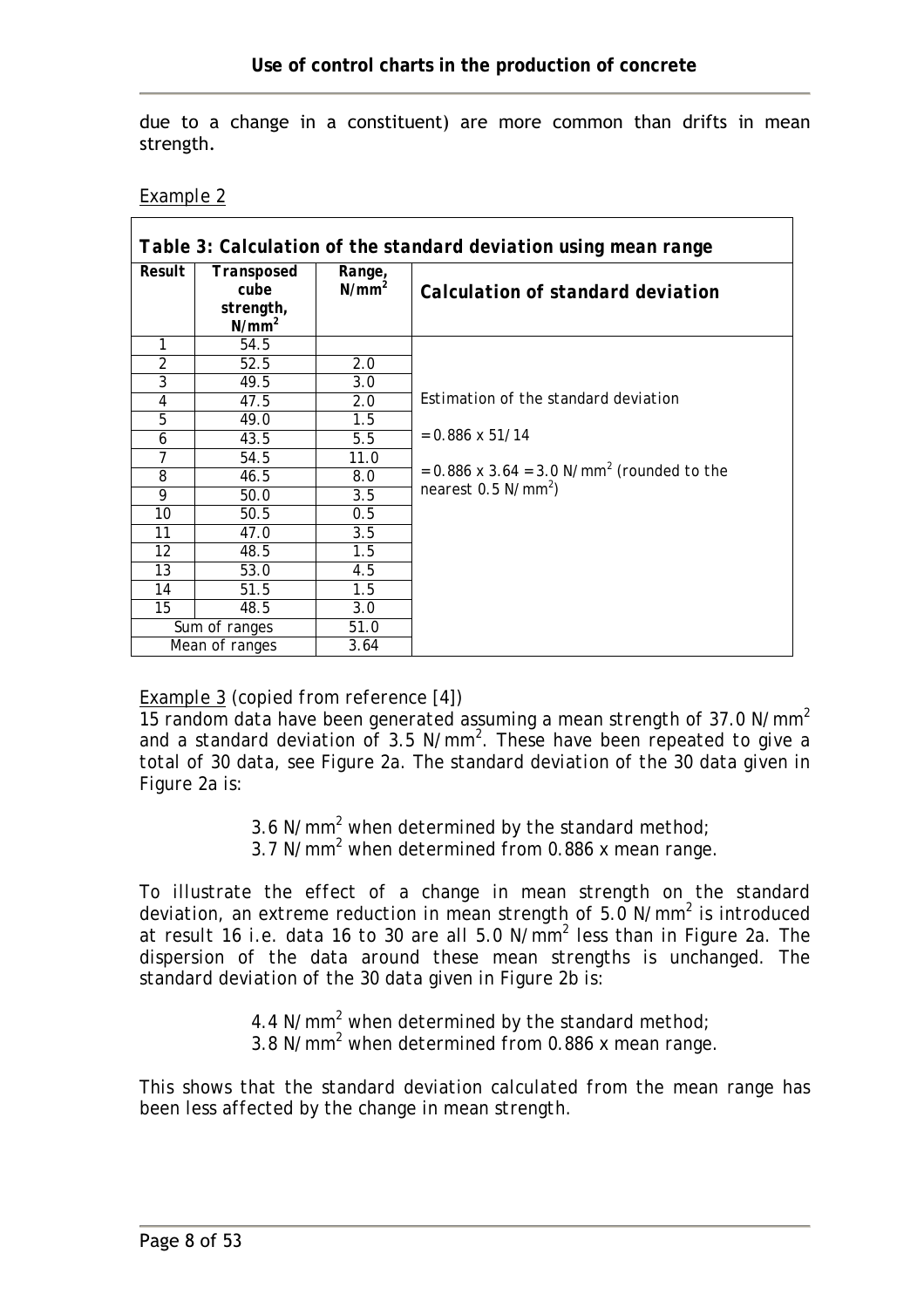due to a change in a constituent) are more common than drifts in mean strength.

Example 2

| ***Table 3: Calculation of the standard deviation using mean range*** | | | |
|---|---|---|---|
| **Result** | **Transposed cube strength, $N/mm^2$** | **Range, $N/mm^2$** | **Calculation of standard deviation** |
| 1 | 54.5 | | |
| 2 | 52.5 | 2.0 | |
| 3 | 49.5 | 3.0 | |
| 4 | 47.5 | 2.0 | Estimation of the standard deviation |
| 5 | 49.0 | 1.5 | |
| 6 | 43.5 | 5.5 | $= 0.886 \times 51/14$ |
| 7 | 54.5 | 11.0 | |
| 8 | 46.5 | 8.0 | $= 0.886 \times 3.64 = 3.0$ $N/mm^2$ (rounded to the nearest 0.5 $N/mm^2$) |
| 9 | 50.0 | 3.5 | |
| 10 | 50.5 | 0.5 | |
| 11 | 47.0 | 3.5 | |
| 12 | 48.5 | 1.5 | |
| 13 | 53.0 | 4.5 | |
| 14 | 51.5 | 1.5 | |
| 15 | 48.5 | 3.0 | |
| Sum of ranges | | 51.0 | |
| Mean of ranges | | 3.64 | |

Example 3 (copied from reference [4])

15 random data have been generated assuming a mean strength of 37.0 $N/mm^2$ and a standard deviation of 3.5 $N/mm^2$. These have been repeated to give a total of 30 data, see Figure 2a. The standard deviation of the 30 data given in Figure 2a is:

3.6 $N/mm^2$ when determined by the standard method;
3.7 $N/mm^2$ when determined from 0.886 x mean range.

To illustrate the effect of a change in mean strength on the standard deviation, an extreme reduction in mean strength of 5.0 $N/mm^2$ is introduced at result 16 i.e. data 16 to 30 are all 5.0 $N/mm^2$ less than in Figure 2a. The dispersion of the data around these mean strengths is unchanged. The standard deviation of the 30 data given in Figure 2b is:

4.4 $N/mm^2$ when determined by the standard method;
3.8 $N/mm^2$ when determined from 0.886 x mean range.

This shows that the standard deviation calculated from the mean range has been less affected by the change in mean strength.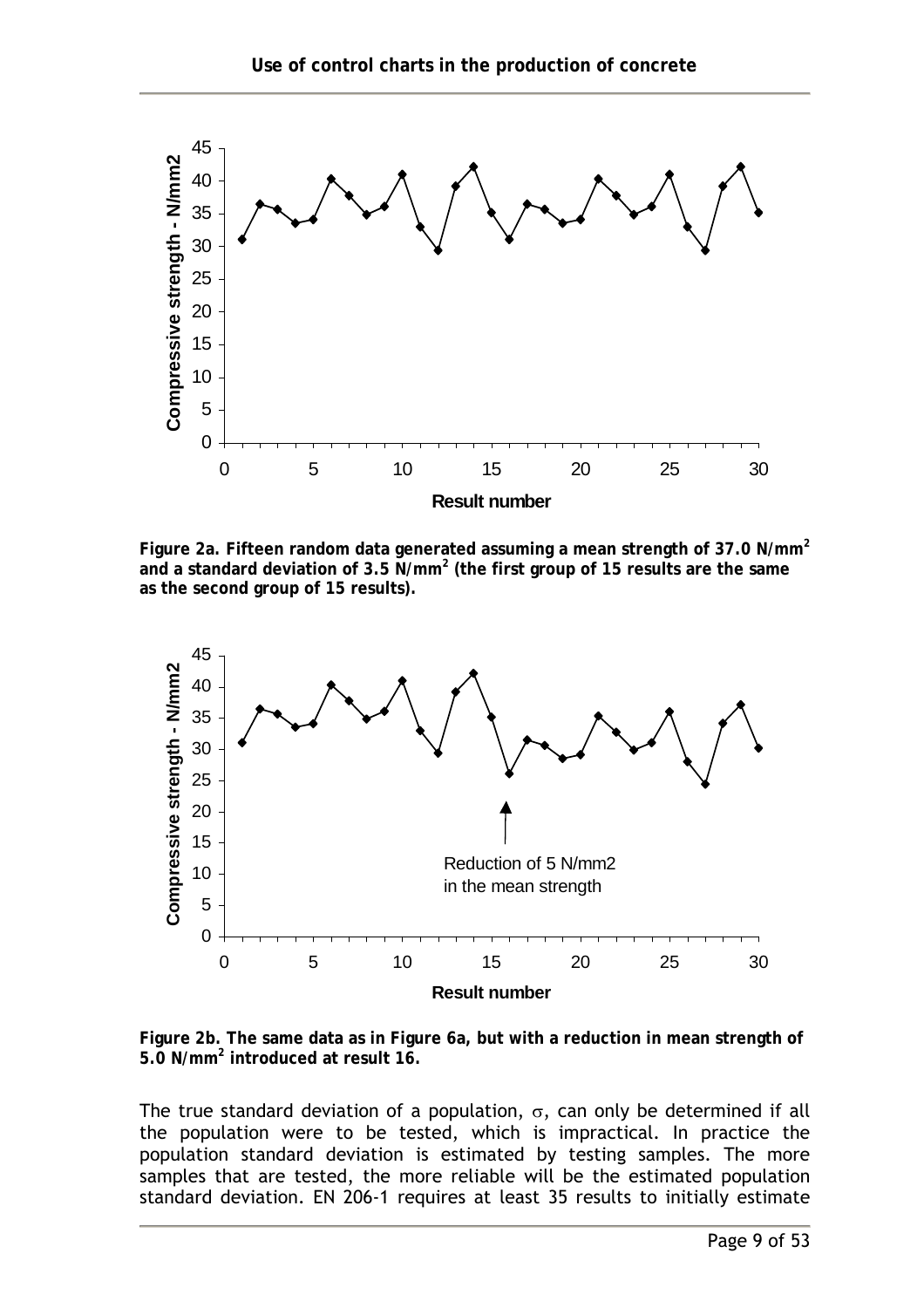**Figure 2a. Fifteen random data generated assuming a mean strength of 37.0 N/mm$^2$ and a standard deviation of 3.5 N/mm$^2$ (the first group of 15 results are the same as the second group of 15 results).**

**Figure 2b. The same data as in Figure 6a, but with a reduction in mean strength of 5.0 N/mm$^2$ introduced at result 16.**

The true standard deviation of a population, $\sigma$, can only be determined if all the population were to be tested, which is impractical. In practice the population standard deviation is estimated by testing samples. The more samples that are tested, the more reliable will be the estimated population standard deviation. EN 206-1 requires at least 35 results to initially estimate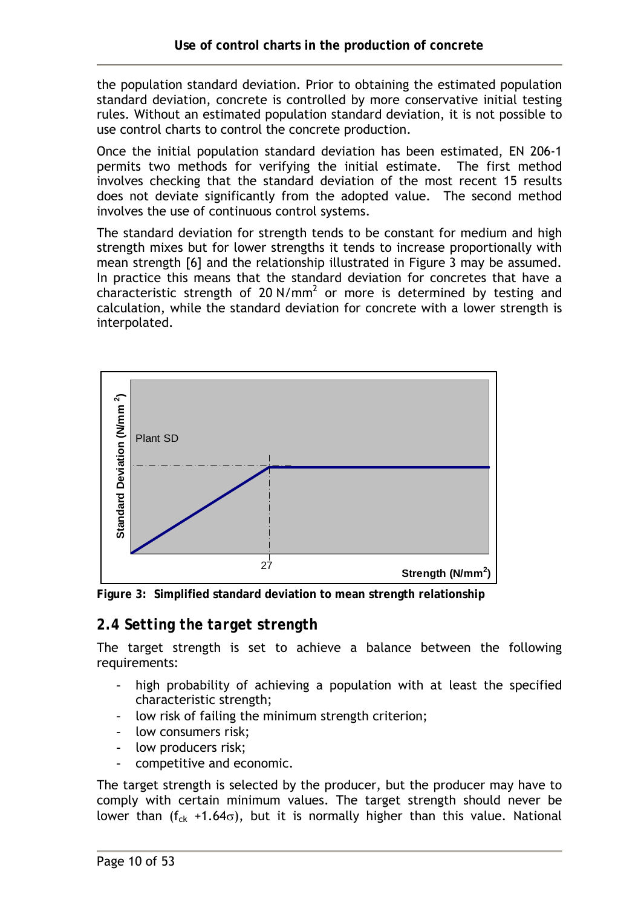the population standard deviation. Prior to obtaining the estimated population standard deviation, concrete is controlled by more conservative initial testing rules. Without an estimated population standard deviation, it is not possible to use control charts to control the concrete production.

Once the initial population standard deviation has been estimated, EN 206-1 permits two methods for verifying the initial estimate. The first method involves checking that the standard deviation of the most recent 15 results does not deviate significantly from the adopted value. The second method involves the use of continuous control systems.

The standard deviation for strength tends to be constant for medium and high strength mixes but for lower strengths it tends to increase proportionally with mean strength [6] and the relationship illustrated in Figure 3 may be assumed. In practice this means that the standard deviation for concretes that have a characteristic strength of 20 $N/mm^2$ or more is determined by testing and calculation, while the standard deviation for concrete with a lower strength is interpolated.

Plant SD

Standard Deviation ($N/mm^2$)

27

Strength ($N/mm^2$)

**Figure 3: Simplified standard deviation to mean strength relationship**

## *2.4 Setting the target strength*

The target strength is set to achieve a balance between the following requirements:

- high probability of achieving a population with at least the specified characteristic strength;
- low risk of failing the minimum strength criterion;
- low consumers risk;
- low producers risk;
- competitive and economic.

The target strength is selected by the producer, but the producer may have to comply with certain minimum values. The target strength should never be lower than ($f_{ck}$ +1.64$\sigma$), but it is normally higher than this value. National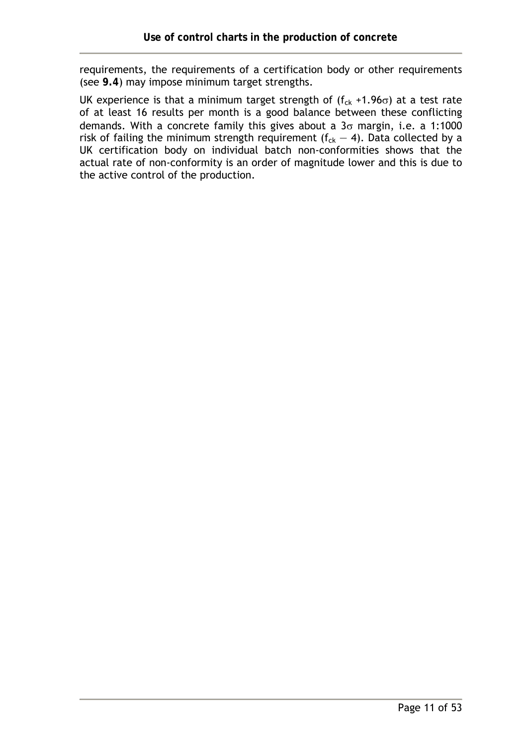requirements, the requirements of a certification body or other requirements (see **9.4**) may impose minimum target strengths.

UK experience is that a minimum target strength of ($f_{ck}$ +1.96$\sigma$) at a test rate of at least 16 results per month is a good balance between these conflicting demands. With a concrete family this gives about a 3$\sigma$ margin, i.e. a 1:1000 risk of failing the minimum strength requirement ($f_{ck} - 4$). Data collected by a UK certification body on individual batch non-conformities shows that the actual rate of non-conformity is an order of magnitude lower and this is due to the active control of the production.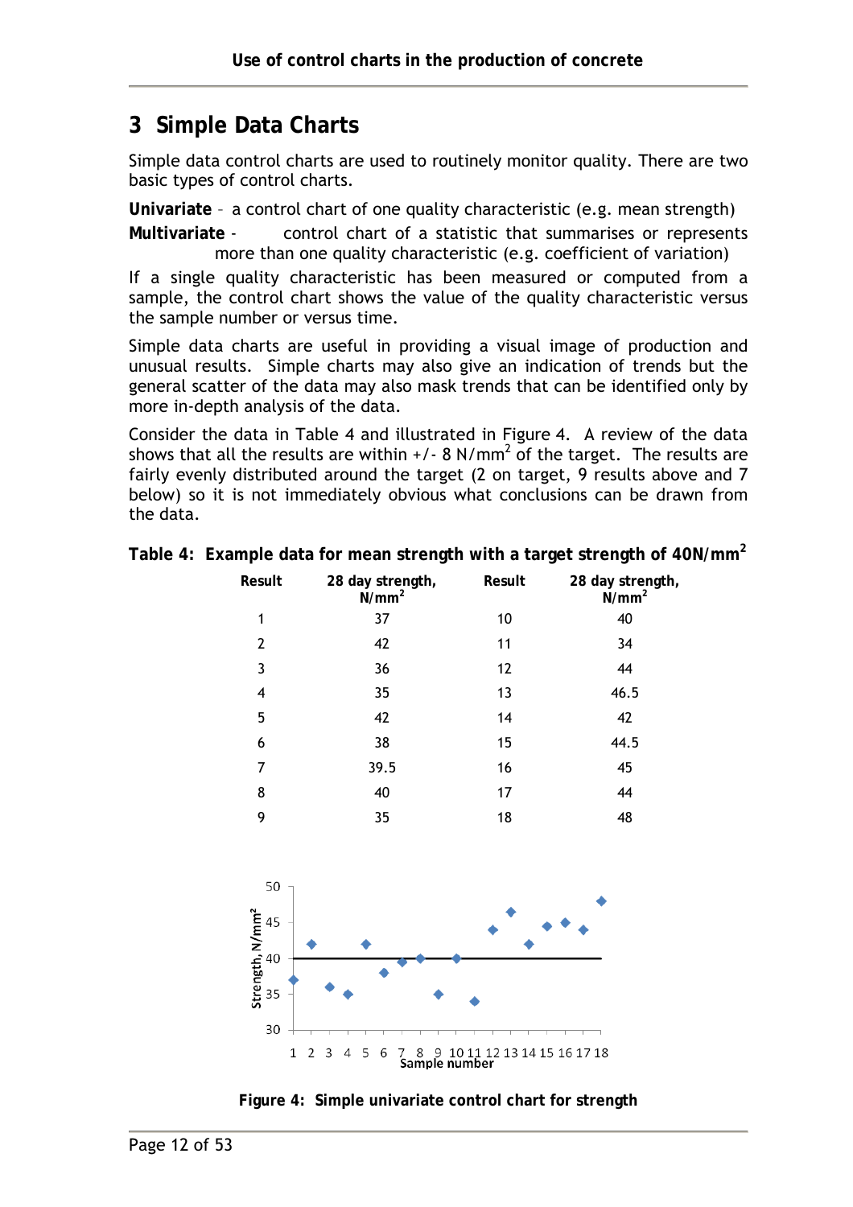# 3 Simple Data Charts

Simple data control charts are used to routinely monitor quality. There are two basic types of control charts.

**Univariate** – a control chart of one quality characteristic (e.g. mean strength)

**Multivariate** - control chart of a statistic that summarises or represents more than one quality characteristic (e.g. coefficient of variation)

If a single quality characteristic has been measured or computed from a sample, the control chart shows the value of the quality characteristic versus the sample number or versus time.

Simple data charts are useful in providing a visual image of production and unusual results. Simple charts may also give an indication of trends but the general scatter of the data may also mask trends that can be identified only by more in-depth analysis of the data.

Consider the data in Table 4 and illustrated in Figure 4. A review of the data shows that all the results are within +/- 8 N/mm$^2$ of the target. The results are fairly evenly distributed around the target (2 on target, 9 results above and 7 below) so it is not immediately obvious what conclusions can be drawn from the data.

**Table 4: Example data for mean strength with a target strength of 40N/mm$^2$**

| Result | 28 day strength, N/mm$^2$ | Result | 28 day strength, N/mm$^2$ |
|---|---|---|---|
| 1 | 37 | 10 | 40 |
| 2 | 42 | 11 | 34 |
| 3 | 36 | 12 | 44 |
| 4 | 35 | 13 | 46.5 |
| 5 | 42 | 14 | 42 |
| 6 | 38 | 15 | 44.5 |
| 7 | 39.5 | 16 | 45 |
| 8 | 40 | 17 | 44 |
| 9 | 35 | 18 | 48 |

**Figure 4: Simple univariate control chart for strength**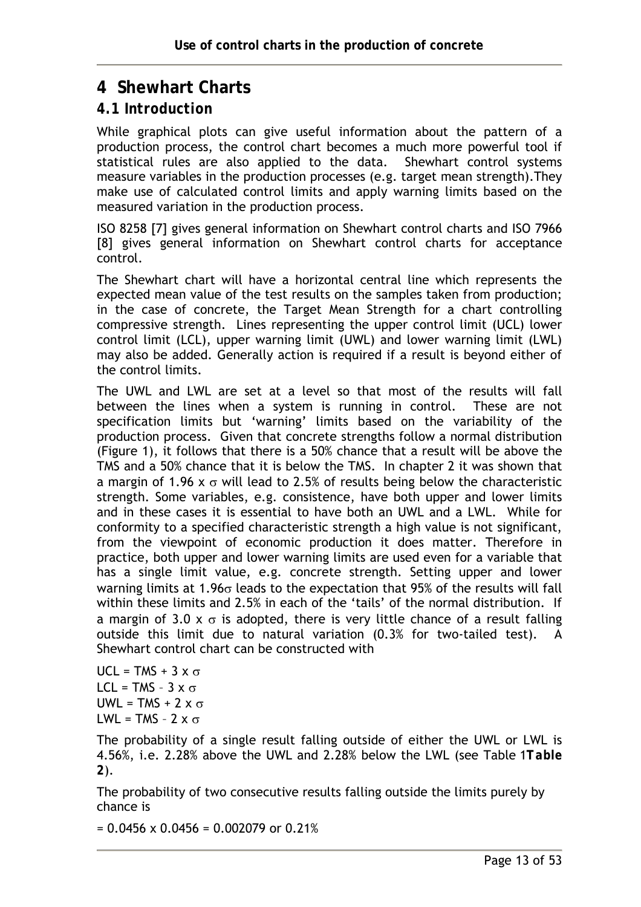# 4 Shewhart Charts

## 4.1 Introduction

While graphical plots can give useful information about the pattern of a production process, the control chart becomes a much more powerful tool if statistical rules are also applied to the data. Shewhart control systems measure variables in the production processes (e.g. target mean strength).They make use of calculated control limits and apply warning limits based on the measured variation in the production process.

ISO 8258 [7] gives general information on Shewhart control charts and ISO 7966 [8] gives general information on Shewhart control charts for acceptance control.

The Shewhart chart will have a horizontal central line which represents the expected mean value of the test results on the samples taken from production; in the case of concrete, the Target Mean Strength for a chart controlling compressive strength. Lines representing the upper control limit (UCL) lower control limit (LCL), upper warning limit (UWL) and lower warning limit (LWL) may also be added. Generally action is required if a result is beyond either of the control limits.

The UWL and LWL are set at a level so that most of the results will fall between the lines when a system is running in control. These are not specification limits but 'warning' limits based on the variability of the production process. Given that concrete strengths follow a normal distribution (Figure 1), it follows that there is a 50% chance that a result will be above the TMS and a 50% chance that it is below the TMS. In chapter 2 it was shown that a margin of $1.96 \times \sigma$ will lead to 2.5% of results being below the characteristic strength. Some variables, e.g. consistence, have both upper and lower limits and in these cases it is essential to have both an UWL and a LWL. While for conformity to a specified characteristic strength a high value is not significant, from the viewpoint of economic production it does matter. Therefore in practice, both upper and lower warning limits are used even for a variable that has a single limit value, e.g. concrete strength. Setting upper and lower warning limits at $1.96\sigma$ leads to the expectation that 95% of the results will fall within these limits and 2.5% in each of the 'tails' of the normal distribution. If a margin of $3.0 \times \sigma$ is adopted, there is very little chance of a result falling outside this limit due to natural variation (0.3% for two-tailed test). A Shewhart control chart can be constructed with

$UCL = TMS + 3 \times \sigma$
$LCL = TMS - 3 \times \sigma$
$UWL = TMS + 2 \times \sigma$
$LWL = TMS - 2 \times \sigma$

The probability of a single result falling outside of either the UWL or LWL is 4.56%, i.e. 2.28% above the UWL and 2.28% below the LWL (see Table 1**Table 2**).

The probability of two consecutive results falling outside the limits purely by chance is

$= 0.0456 \times 0.0456 = 0.002079$ or 0.21%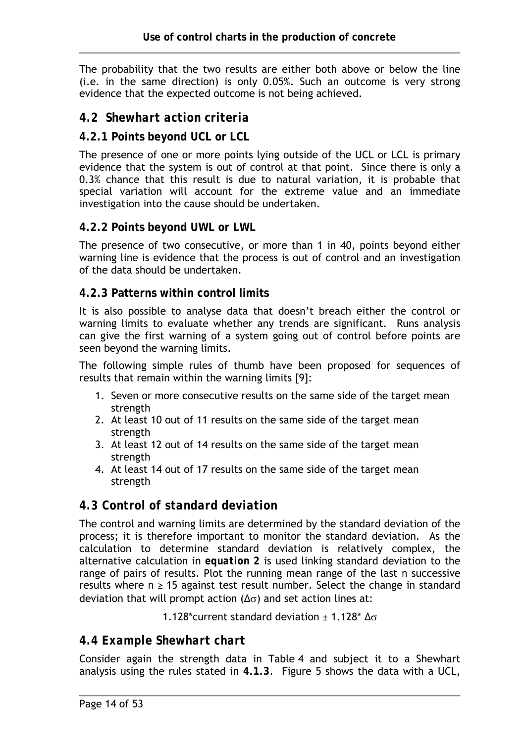The probability that the two results are either both above or below the line (i.e. in the same direction) is only 0.05%. Such an outcome is very strong evidence that the expected outcome is not being achieved.

## *4.2 Shewhart action criteria*

### 4.2.1 Points beyond UCL or LCL

The presence of one or more points lying outside of the UCL or LCL is primary evidence that the system is out of control at that point. Since there is only a 0.3% chance that this result is due to natural variation, it is probable that special variation will account for the extreme value and an immediate investigation into the cause should be undertaken.

### 4.2.2 Points beyond UWL or LWL

The presence of two consecutive, or more than 1 in 40, points beyond either warning line is evidence that the process is out of control and an investigation of the data should be undertaken.

### 4.2.3 Patterns within control limits

It is also possible to analyse data that doesn't breach either the control or warning limits to evaluate whether any trends are significant. Runs analysis can give the first warning of a system going out of control before points are seen beyond the warning limits.

The following simple rules of thumb have been proposed for sequences of results that remain within the warning limits [9]:

1. Seven or more consecutive results on the same side of the target mean strength
2. At least 10 out of 11 results on the same side of the target mean strength
3. At least 12 out of 14 results on the same side of the target mean strength
4. At least 14 out of 17 results on the same side of the target mean strength

## *4.3 Control of standard deviation*

The control and warning limits are determined by the standard deviation of the process; it is therefore important to monitor the standard deviation. As the calculation to determine standard deviation is relatively complex, the alternative calculation in ***equation 2*** is used linking standard deviation to the range of pairs of results. Plot the running mean range of the last $n$ successive results where $n \geq 15$ against test result number. Select the change in standard deviation that will prompt action ($\Delta\sigma$) and set action lines at:

$$1.128 * \text{current standard deviation} \pm 1.128 * \Delta\sigma$$

## *4.4 Example Shewhart chart*

Consider again the strength data in Table 4 and subject it to a Shewhart analysis using the rules stated in **4.1.3**. Figure 5 shows the data with a UCL,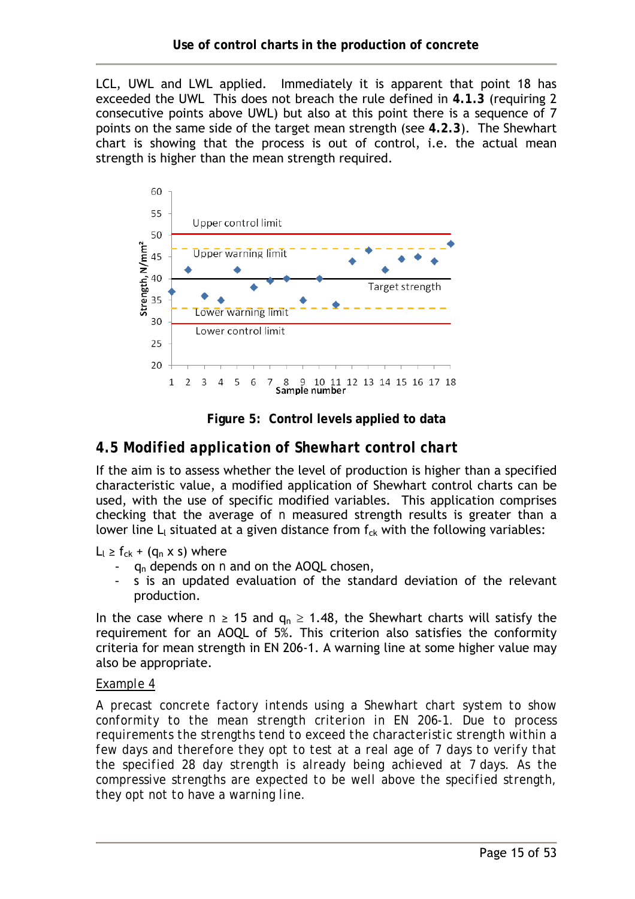LCL, UWL and LWL applied. Immediately it is apparent that point 18 has exceeded the UWL This does not breach the rule defined in **4.1.3** (requiring 2 consecutive points above UWL) but also at this point there is a sequence of 7 points on the same side of the target mean strength (see **4.2.3**). The Shewhart chart is showing that the process is out of control, i.e. the actual mean strength is higher than the mean strength required.

**Figure 5: Control levels applied to data**

## 4.5 Modified application of Shewhart control chart

If the aim is to assess whether the level of production is higher than a specified characteristic value, a modified application of Shewhart control charts can be used, with the use of specific modified variables. This application comprises checking that the average of n measured strength results is greater than a lower line $L_l$ situated at a given distance from $f_{ck}$ with the following variables:

$L_l \geq f_{ck} + (q_n \times s)$ where

- $q_n$ depends on n and on the AOQL chosen,
- s is an updated evaluation of the standard deviation of the relevant production.

In the case where $n \geq 15$ and $q_n \geq 1.48$, the Shewhart charts will satisfy the requirement for an AOQL of 5%. This criterion also satisfies the conformity criteria for mean strength in EN 206-1. A warning line at some higher value may also be appropriate.

Example 4

A precast concrete factory intends using a Shewhart chart system to show conformity to the mean strength criterion in EN 206-1. Due to process requirements the strengths tend to exceed the characteristic strength within a few days and therefore they opt to test at a real age of 7 days to verify that the specified 28 day strength is already being achieved at 7 days. As the compressive strengths are expected to be well above the specified strength, they opt not to have a warning line.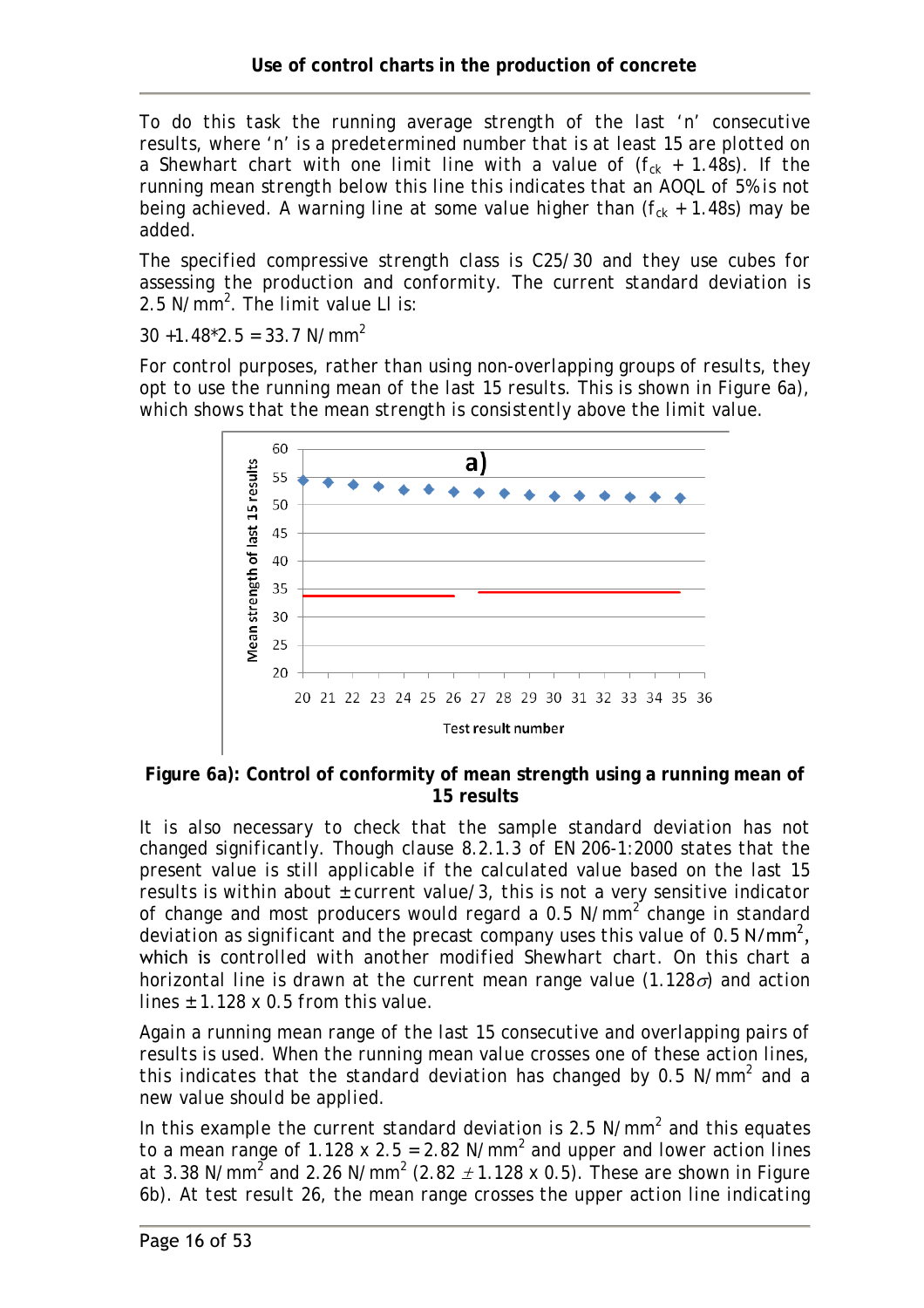To do this task the running average strength of the last 'n' consecutive results, where 'n' is a predetermined number that is at least 15 are plotted on a Shewhart chart with one limit line with a value of ($f_{ck}$ + 1.48s). If the running mean strength below this line this indicates that an AOQL of 5% is not being achieved. A warning line at some value higher than ($f_{ck}$ + 1.48s) may be added.

The specified compressive strength class is C25/30 and they use cubes for assessing the production and conformity. The current standard deviation is 2.5 N/mm$^2$. The limit value LI is:

30 +1.48*2.5 = 33.7 N/mm$^2$

For control purposes, rather than using non-overlapping groups of results, they opt to use the running mean of the last 15 results. This is shown in Figure 6a), which shows that the mean strength is consistently above the limit value.

**Figure 6a): Control of conformity of mean strength using a running mean of 15 results**

It is also necessary to check that the sample standard deviation has not changed significantly. Though clause 8.2.1.3 of EN 206-1:2000 states that the present value is still applicable if the calculated value based on the last 15 results is within about ± current value/3, this is not a very sensitive indicator of change and most producers would regard a 0.5 N/mm$^2$ change in standard deviation as significant and the precast company uses this value of 0.5 N/mm$^2$, which is controlled with another modified Shewhart chart. On this chart a horizontal line is drawn at the current mean range value (1.128$\sigma$) and action lines ± 1.128 x 0.5 from this value.

Again a running mean range of the last 15 consecutive and overlapping pairs of results is used. When the running mean value crosses one of these action lines, this indicates that the standard deviation has changed by 0.5 N/mm$^2$ and a new value should be applied.

In this example the current standard deviation is 2.5 N/mm$^2$ and this equates to a mean range of 1.128 x 2.5 = 2.82 N/mm$^2$ and upper and lower action lines at 3.38 N/mm$^2$ and 2.26 N/mm$^2$ (2.82 $\pm$ 1.128 x 0.5). These are shown in Figure 6b). At test result 26, the mean range crosses the upper action line indicating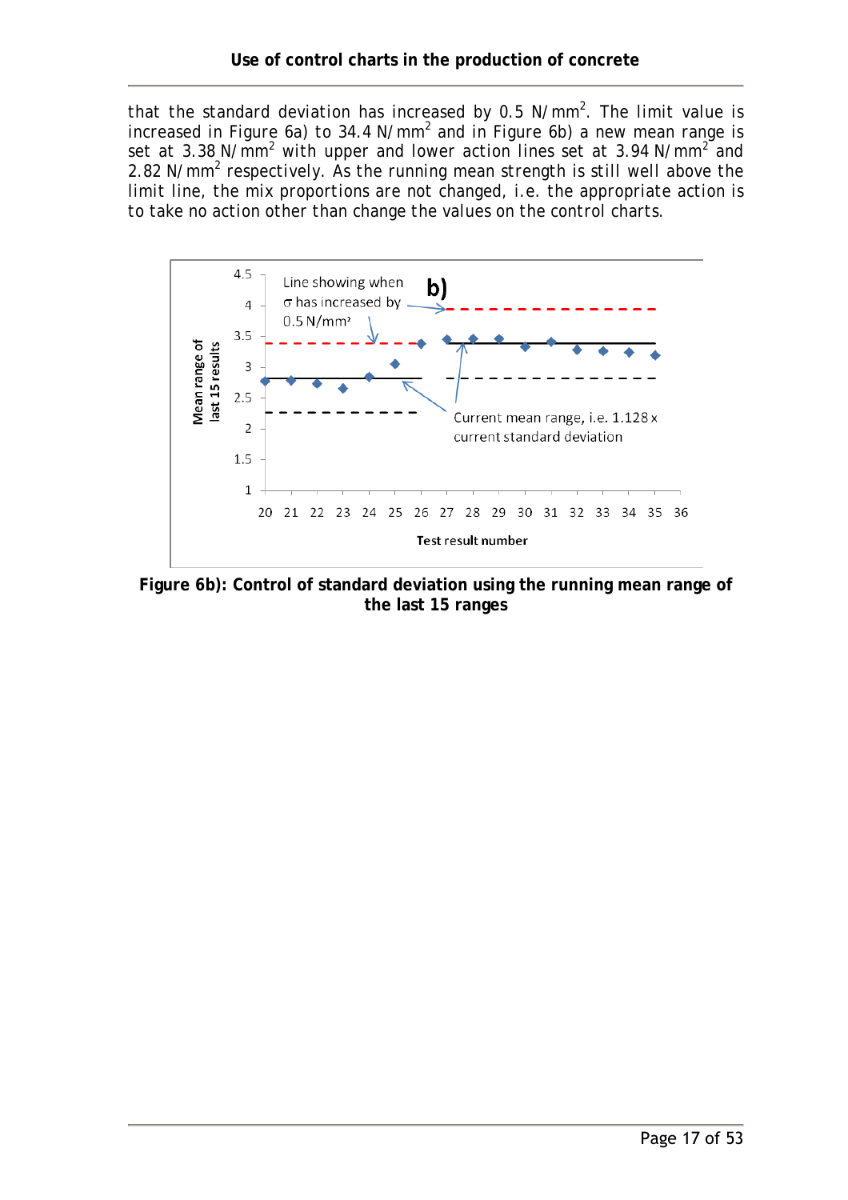that the standard deviation has increased by 0.5 N/mm$^2$. The limit value is increased in Figure 6a) to 34.4 N/mm$^2$ and in Figure 6b) a new mean range is set at 3.38 N/mm$^2$ with upper and lower action lines set at 3.94 N/mm$^2$ and 2.82 N/mm$^2$ respectively. As the running mean strength is still well above the limit line, the mix proportions are not changed, i.e. the appropriate action is to take no action other than change the values on the control charts.

**Figure 6b): Control of standard deviation using the running mean range of the last 15 ranges**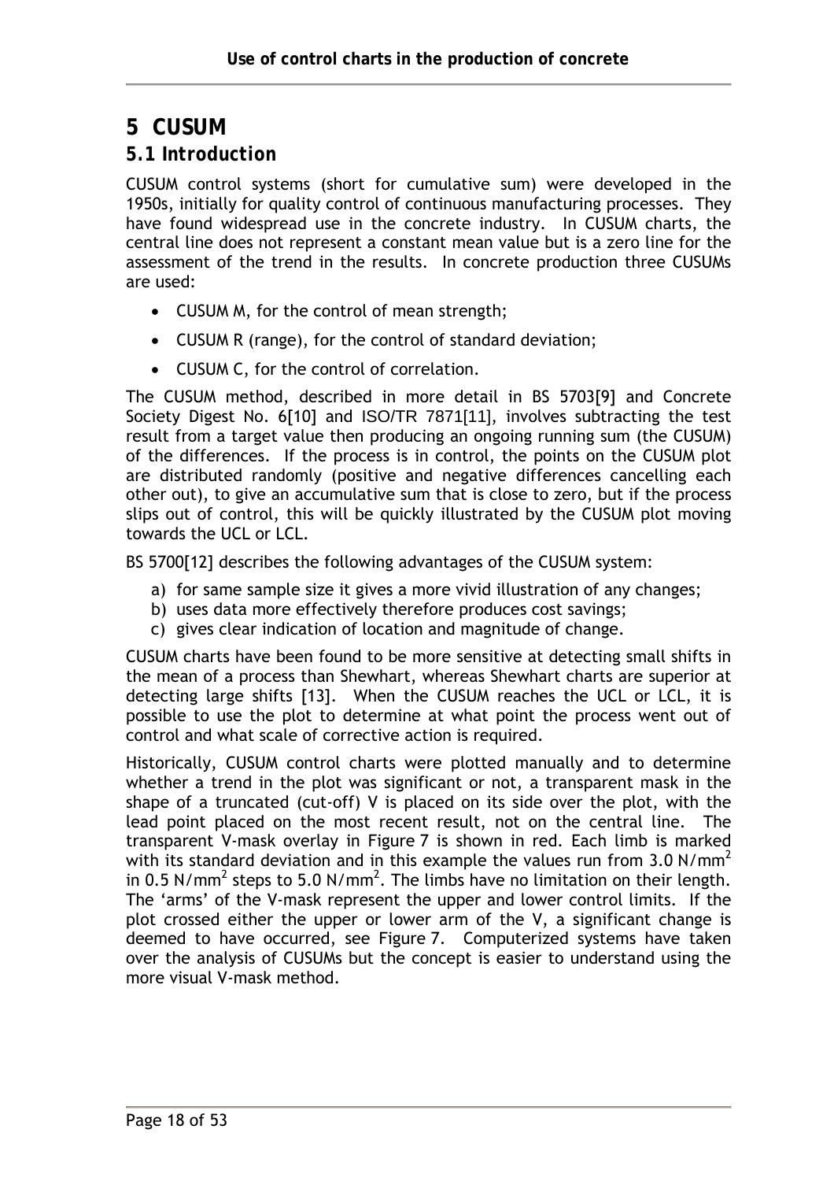# 5 CUSUM

## 5.1 Introduction

CUSUM control systems (short for cumulative sum) were developed in the 1950s, initially for quality control of continuous manufacturing processes. They have found widespread use in the concrete industry. In CUSUM charts, the central line does not represent a constant mean value but is a zero line for the assessment of the trend in the results. In concrete production three CUSUMs are used:

- CUSUM M, for the control of mean strength;
- CUSUM R (range), for the control of standard deviation;
- CUSUM C, for the control of correlation.

The CUSUM method, described in more detail in BS 5703[9] and Concrete Society Digest No. 6[10] and ISO/TR 7871[11], involves subtracting the test result from a target value then producing an ongoing running sum (the CUSUM) of the differences. If the process is in control, the points on the CUSUM plot are distributed randomly (positive and negative differences cancelling each other out), to give an accumulative sum that is close to zero, but if the process slips out of control, this will be quickly illustrated by the CUSUM plot moving towards the UCL or LCL.

BS 5700[12] describes the following advantages of the CUSUM system:

a) for same sample size it gives a more vivid illustration of any changes;
b) uses data more effectively therefore produces cost savings;
c) gives clear indication of location and magnitude of change.

CUSUM charts have been found to be more sensitive at detecting small shifts in the mean of a process than Shewhart, whereas Shewhart charts are superior at detecting large shifts [13]. When the CUSUM reaches the UCL or LCL, it is possible to use the plot to determine at what point the process went out of control and what scale of corrective action is required.

Historically, CUSUM control charts were plotted manually and to determine whether a trend in the plot was significant or not, a transparent mask in the shape of a truncated (cut-off) V is placed on its side over the plot, with the lead point placed on the most recent result, not on the central line. The transparent V-mask overlay in Figure 7 is shown in red. Each limb is marked with its standard deviation and in this example the values run from 3.0 N/mm$^2$ in 0.5 N/mm$^2$ steps to 5.0 N/mm$^2$. The limbs have no limitation on their length. The 'arms' of the V-mask represent the upper and lower control limits. If the plot crossed either the upper or lower arm of the V, a significant change is deemed to have occurred, see Figure 7. Computerized systems have taken over the analysis of CUSUMs but the concept is easier to understand using the more visual V-mask method.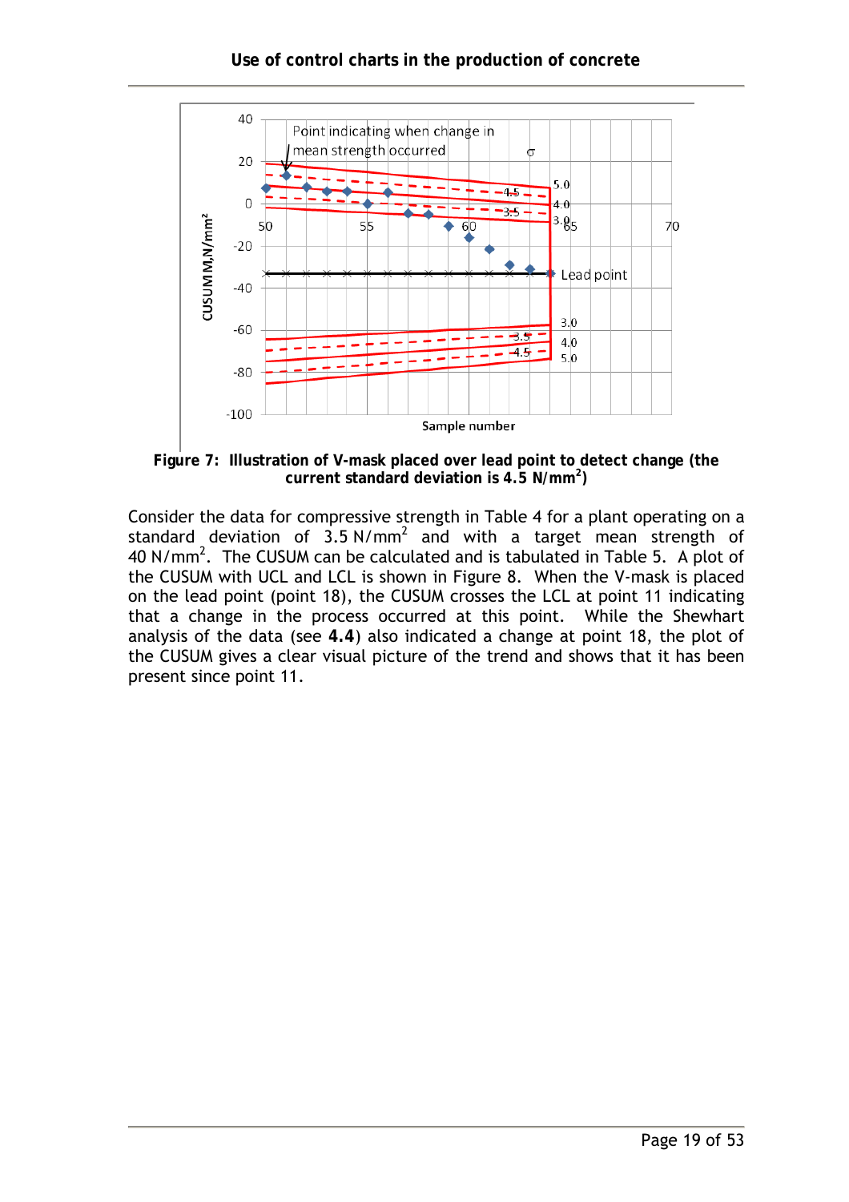**Figure 7: Illustration of V-mask placed over lead point to detect change (the current standard deviation is 4.5 N/mm$^2$)**

Consider the data for compressive strength in Table 4 for a plant operating on a standard deviation of 3.5 N/mm$^2$ and with a target mean strength of 40 N/mm$^2$. The CUSUM can be calculated and is tabulated in Table 5. A plot of the CUSUM with UCL and LCL is shown in Figure 8. When the V-mask is placed on the lead point (point 18), the CUSUM crosses the LCL at point 11 indicating that a change in the process occurred at this point. While the Shewhart analysis of the data (see **4.4**) also indicated a change at point 18, the plot of the CUSUM gives a clear visual picture of the trend and shows that it has been present since point 11.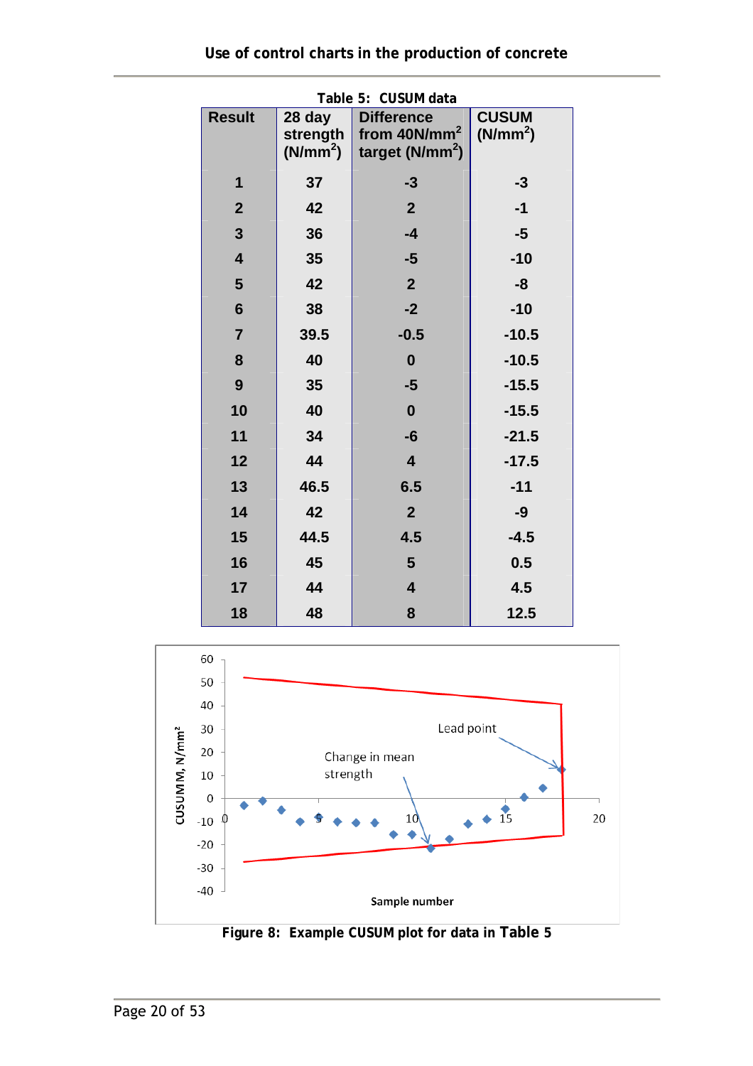**Table 5: CUSUM data**

| Result | 28 day strength (N/mm$^2$) | Difference from 40N/mm$^2$ target (N/mm$^2$) | CUSUM (N/mm$^2$) |
|---|---|---|---|
| 1 | 37 | -3 | -3 |
| 2 | 42 | 2 | -1 |
| 3 | 36 | -4 | -5 |
| 4 | 35 | -5 | -10 |
| 5 | 42 | 2 | -8 |
| 6 | 38 | -2 | -10 |
| 7 | 39.5 | -0.5 | -10.5 |
| 8 | 40 | 0 | -10.5 |
| 9 | 35 | -5 | -15.5 |
| 10 | 40 | 0 | -15.5 |
| 11 | 34 | -6 | -21.5 |
| 12 | 44 | 4 | -17.5 |
| 13 | 46.5 | 6.5 | -11 |
| 14 | 42 | 2 | -9 |
| 15 | 44.5 | 4.5 | -4.5 |
| 16 | 45 | 5 | 0.5 |
| 17 | 44 | 4 | 4.5 |
| 18 | 48 | 8 | 12.5 |

**Figure 8: Example CUSUM plot for data in Table 5**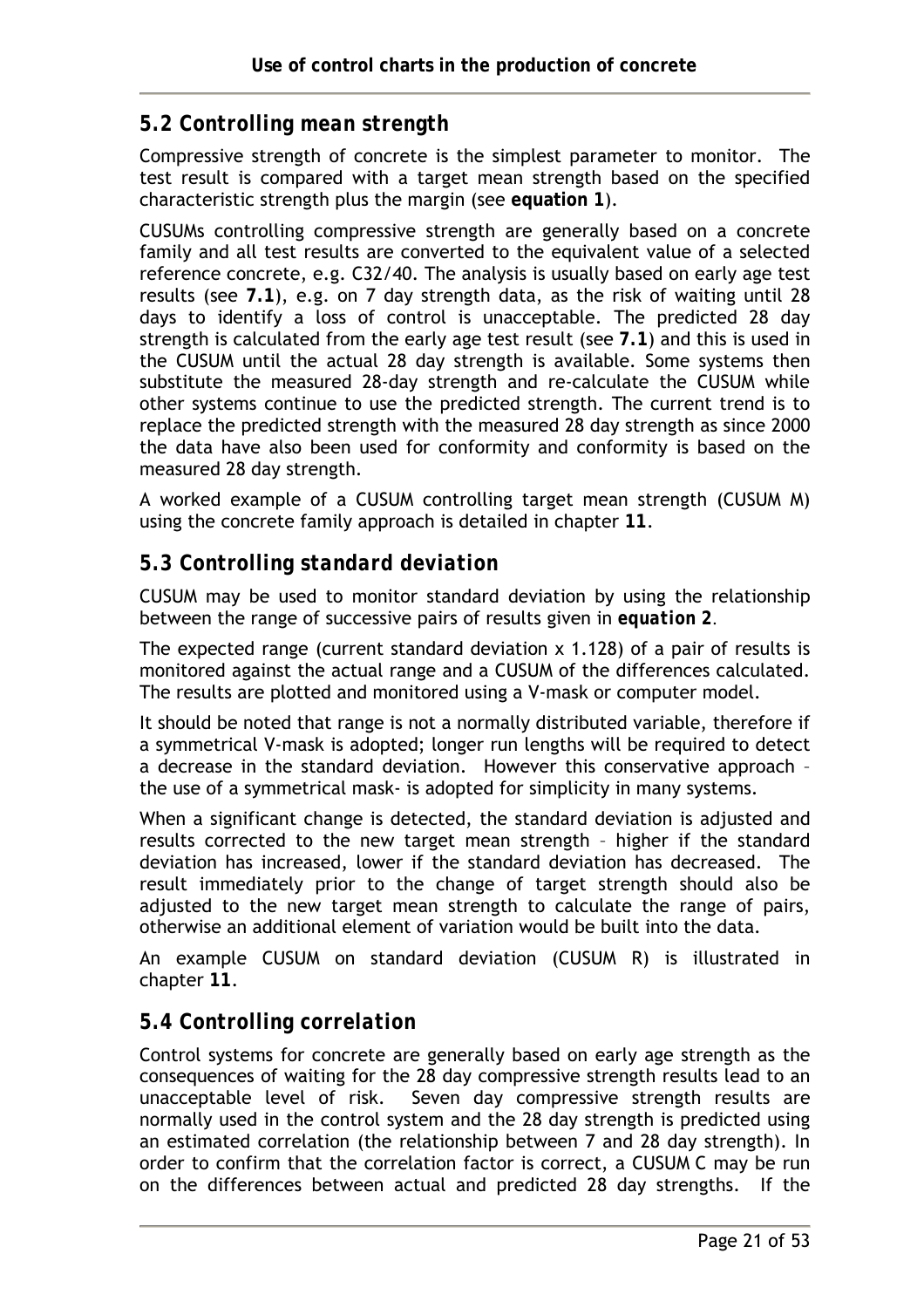## *5.2 Controlling mean strength*

Compressive strength of concrete is the simplest parameter to monitor. The test result is compared with a target mean strength based on the specified characteristic strength plus the margin (see **equation 1**).

CUSUMs controlling compressive strength are generally based on a concrete family and all test results are converted to the equivalent value of a selected reference concrete, e.g. C32/40. The analysis is usually based on early age test results (see **7.1**), e.g. on 7 day strength data, as the risk of waiting until 28 days to identify a loss of control is unacceptable. The predicted 28 day strength is calculated from the early age test result (see **7.1**) and this is used in the CUSUM until the actual 28 day strength is available. Some systems then substitute the measured 28-day strength and re-calculate the CUSUM while other systems continue to use the predicted strength. The current trend is to replace the predicted strength with the measured 28 day strength as since 2000 the data have also been used for conformity and conformity is based on the measured 28 day strength.

A worked example of a CUSUM controlling target mean strength (CUSUM M) using the concrete family approach is detailed in chapter **11**.

## *5.3 Controlling standard deviation*

CUSUM may be used to monitor standard deviation by using the relationship between the range of successive pairs of results given in ***equation 2***.

The expected range (current standard deviation x 1.128) of a pair of results is monitored against the actual range and a CUSUM of the differences calculated. The results are plotted and monitored using a V-mask or computer model.

It should be noted that range is not a normally distributed variable, therefore if a symmetrical V-mask is adopted; longer run lengths will be required to detect a decrease in the standard deviation. However this conservative approach – the use of a symmetrical mask- is adopted for simplicity in many systems.

When a significant change is detected, the standard deviation is adjusted and results corrected to the new target mean strength – higher if the standard deviation has increased, lower if the standard deviation has decreased. The result immediately prior to the change of target strength should also be adjusted to the new target mean strength to calculate the range of pairs, otherwise an additional element of variation would be built into the data.

An example CUSUM on standard deviation (CUSUM R) is illustrated in chapter **11**.

## *5.4 Controlling correlation*

Control systems for concrete are generally based on early age strength as the consequences of waiting for the 28 day compressive strength results lead to an unacceptable level of risk. Seven day compressive strength results are normally used in the control system and the 28 day strength is predicted using an estimated correlation (the relationship between 7 and 28 day strength). In order to confirm that the correlation factor is correct, a CUSUM C may be run on the differences between actual and predicted 28 day strengths. If the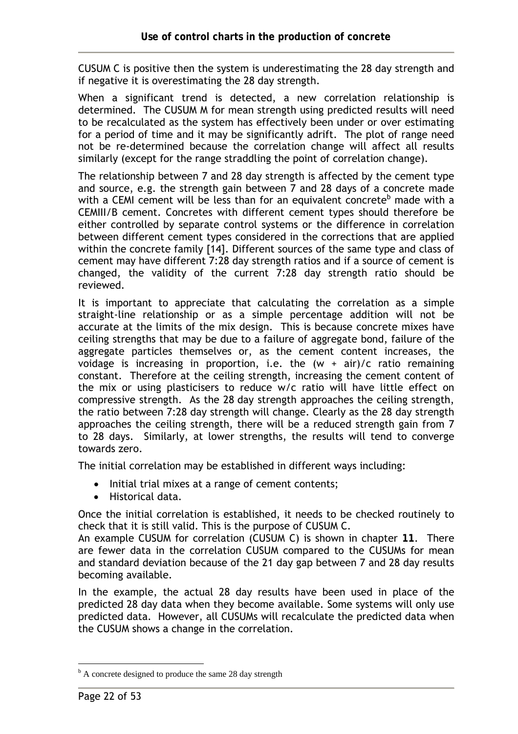CUSUM C is positive then the system is underestimating the 28 day strength and if negative it is overestimating the 28 day strength.

When a significant trend is detected, a new correlation relationship is determined. The CUSUM M for mean strength using predicted results will need to be recalculated as the system has effectively been under or over estimating for a period of time and it may be significantly adrift. The plot of range need not be re-determined because the correlation change will affect all results similarly (except for the range straddling the point of correlation change).

The relationship between 7 and 28 day strength is affected by the cement type and source, e.g. the strength gain between 7 and 28 days of a concrete made with a CEMI cement will be less than for an equivalent concrete[b] made with a CEMIII/B cement. Concretes with different cement types should therefore be either controlled by separate control systems or the difference in correlation between different cement types considered in the corrections that are applied within the concrete family [14]. Different sources of the same type and class of cement may have different 7:28 day strength ratios and if a source of cement is changed, the validity of the current 7:28 day strength ratio should be reviewed.

It is important to appreciate that calculating the correlation as a simple straight-line relationship or as a simple percentage addition will not be accurate at the limits of the mix design. This is because concrete mixes have ceiling strengths that may be due to a failure of aggregate bond, failure of the aggregate particles themselves or, as the cement content increases, the voidage is increasing in proportion, i.e. the (w + air)/c ratio remaining constant. Therefore at the ceiling strength, increasing the cement content of the mix or using plasticisers to reduce w/c ratio will have little effect on compressive strength. As the 28 day strength approaches the ceiling strength, the ratio between 7:28 day strength will change. Clearly as the 28 day strength approaches the ceiling strength, there will be a reduced strength gain from 7 to 28 days. Similarly, at lower strengths, the results will tend to converge towards zero.

The initial correlation may be established in different ways including:

- Initial trial mixes at a range of cement contents;
- Historical data.

Once the initial correlation is established, it needs to be checked routinely to check that it is still valid. This is the purpose of CUSUM C.
An example CUSUM for correlation (CUSUM C) is shown in chapter **11**. There are fewer data in the correlation CUSUM compared to the CUSUMs for mean and standard deviation because of the 21 day gap between 7 and 28 day results becoming available.

In the example, the actual 28 day results have been used in place of the predicted 28 day data when they become available. Some systems will only use predicted data. However, all CUSUMs will recalculate the predicted data when the CUSUM shows a change in the correlation.

[b] A concrete designed to produce the same 28 day strength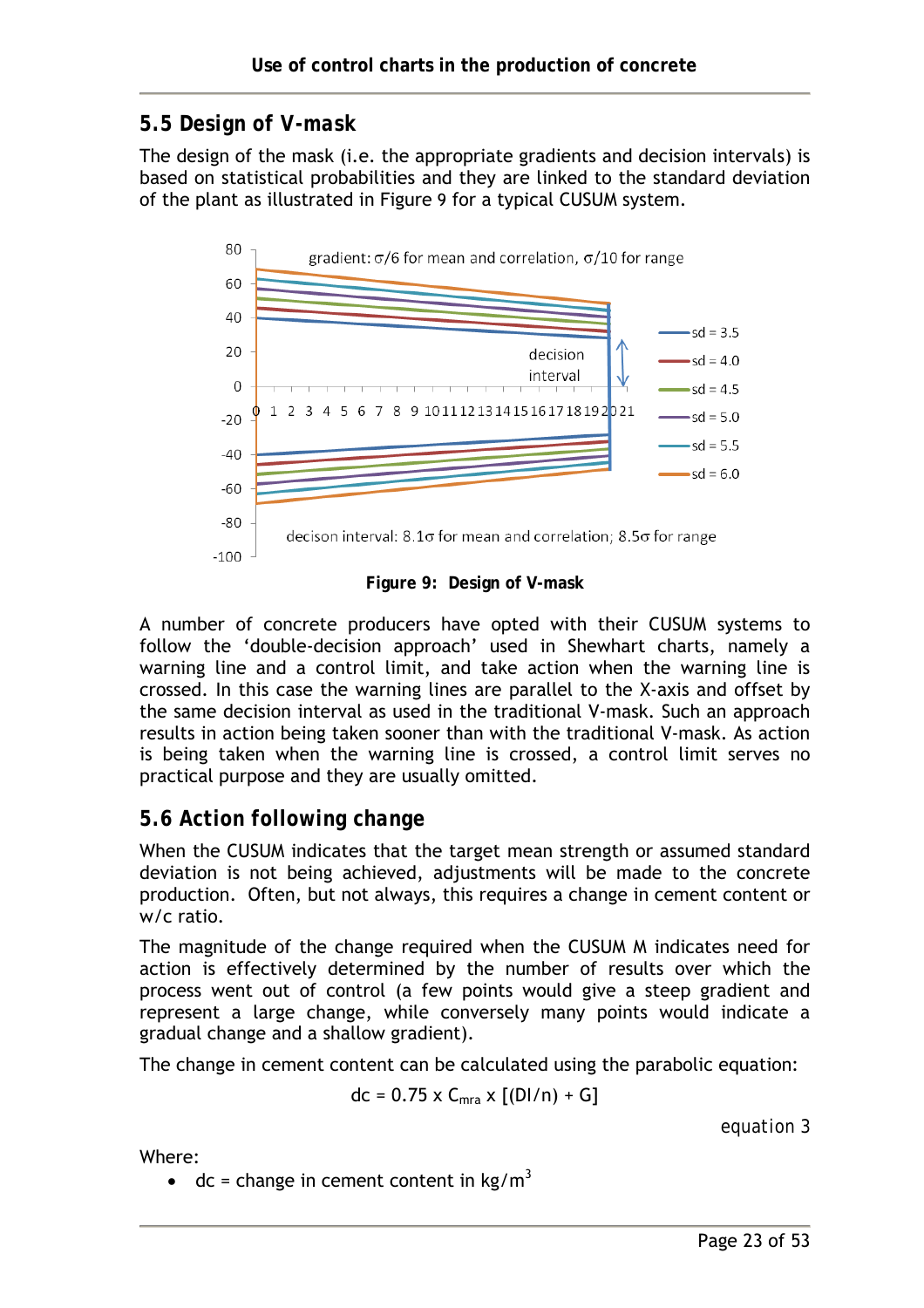## 5.5 Design of V-mask

The design of the mask (i.e. the appropriate gradients and decision intervals) is based on statistical probabilities and they are linked to the standard deviation of the plant as illustrated in Figure 9 for a typical CUSUM system.

Figure 9: Design of V-mask

A number of concrete producers have opted with their CUSUM systems to follow the 'double-decision approach' used in Shewhart charts, namely a warning line and a control limit, and take action when the warning line is crossed. In this case the warning lines are parallel to the X-axis and offset by the same decision interval as used in the traditional V-mask. Such an approach results in action being taken sooner than with the traditional V-mask. As action is being taken when the warning line is crossed, a control limit serves no practical purpose and they are usually omitted.

## 5.6 Action following change

When the CUSUM indicates that the target mean strength or assumed standard deviation is not being achieved, adjustments will be made to the concrete production. Often, but not always, this requires a change in cement content or w/c ratio.

The magnitude of the change required when the CUSUM M indicates need for action is effectively determined by the number of results over which the process went out of control (a few points would give a steep gradient and represent a large change, while conversely many points would indicate a gradual change and a shallow gradient).

The change in cement content can be calculated using the parabolic equation:

$$dc = 0.75 \times C_{mra} \times [(DI/n) + G]$$

equation 3

Where:

- dc = change in cement content in $kg/m^3$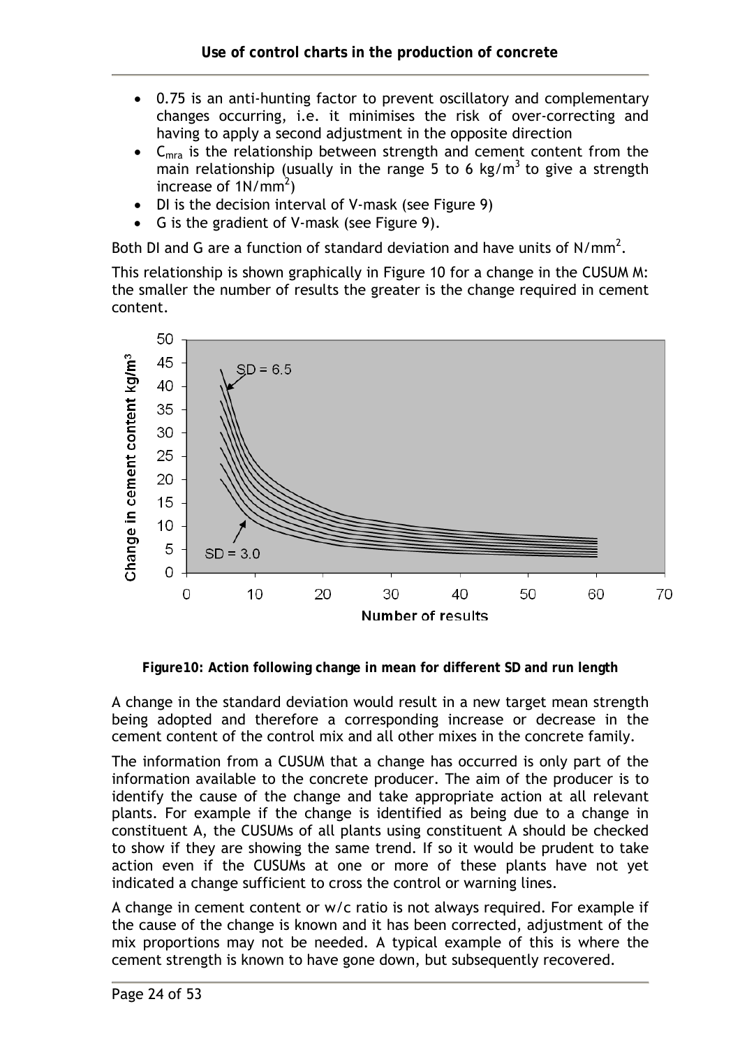- 0.75 is an anti-hunting factor to prevent oscillatory and complementary changes occurring, i.e. it minimises the risk of over-correcting and having to apply a second adjustment in the opposite direction
- $C_{mra}$ is the relationship between strength and cement content from the main relationship (usually in the range 5 to 6 kg/m$^3$ to give a strength increase of 1N/mm$^2$)
- DI is the decision interval of V-mask (see Figure 9)
- G is the gradient of V-mask (see Figure 9).

Both DI and G are a function of standard deviation and have units of N/mm$^2$.

This relationship is shown graphically in Figure 10 for a change in the CUSUM M: the smaller the number of results the greater is the change required in cement content.

**Figure10: Action following change in mean for different SD and run length**

A change in the standard deviation would result in a new target mean strength being adopted and therefore a corresponding increase or decrease in the cement content of the control mix and all other mixes in the concrete family.

The information from a CUSUM that a change has occurred is only part of the information available to the concrete producer. The aim of the producer is to identify the cause of the change and take appropriate action at all relevant plants. For example if the change is identified as being due to a change in constituent A, the CUSUMs of all plants using constituent A should be checked to show if they are showing the same trend. If so it would be prudent to take action even if the CUSUMs at one or more of these plants have not yet indicated a change sufficient to cross the control or warning lines.

A change in cement content or w/c ratio is not always required. For example if the cause of the change is known and it has been corrected, adjustment of the mix proportions may not be needed. A typical example of this is where the cement strength is known to have gone down, but subsequently recovered.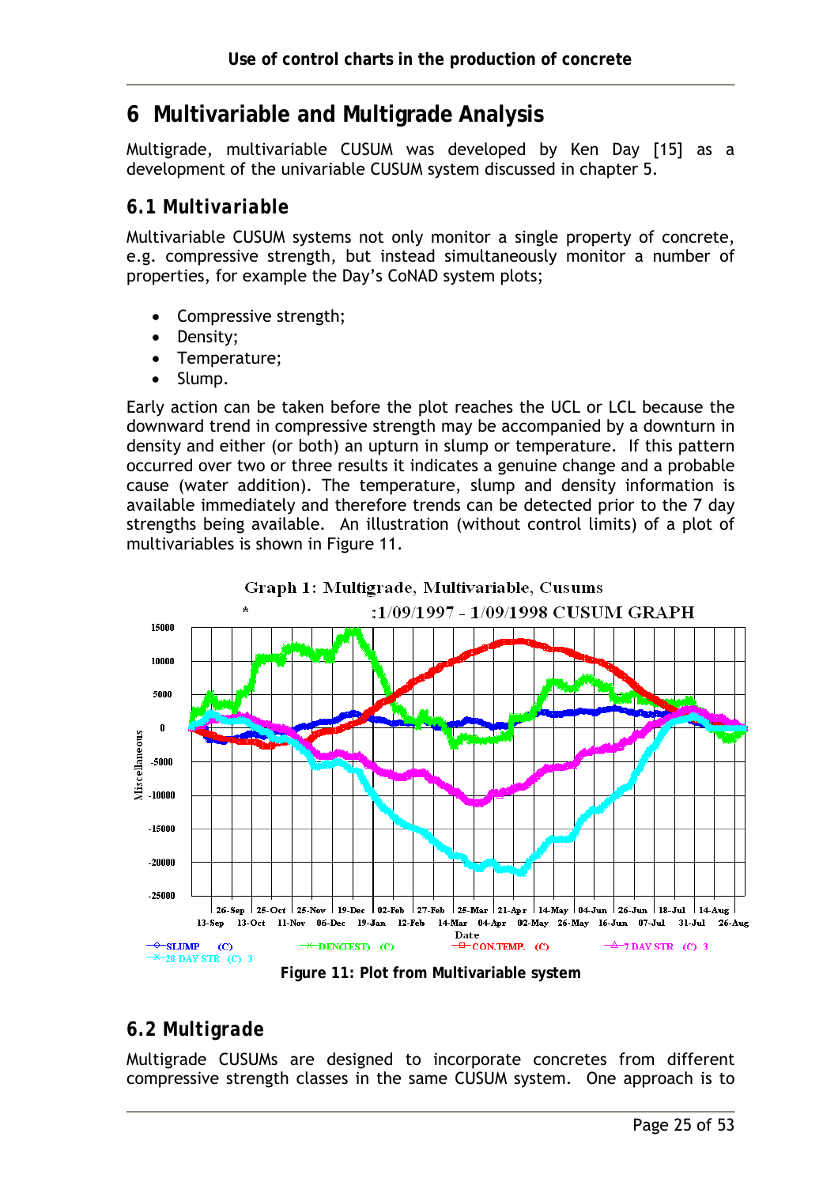# 6 Multivariable and Multigrade Analysis

Multigrade, multivariable CUSUM was developed by Ken Day [15] as a development of the univariable CUSUM system discussed in chapter 5.

## 6.1 Multivariable

Multivariable CUSUM systems not only monitor a single property of concrete, e.g. compressive strength, but instead simultaneously monitor a number of properties, for example the Day's CoNAD system plots;

- Compressive strength;
- Density;
- Temperature;
- Slump.

Early action can be taken before the plot reaches the UCL or LCL because the downward trend in compressive strength may be accompanied by a downturn in density and either (or both) an upturn in slump or temperature. If this pattern occurred over two or three results it indicates a genuine change and a probable cause (water addition). The temperature, slump and density information is available immediately and therefore trends can be detected prior to the 7 day strengths being available. An illustration (without control limits) of a plot of multivariables is shown in Figure 11.

**Figure 11: Plot from Multivariable system**

## 6.2 Multigrade

Multigrade CUSUMs are designed to incorporate concretes from different compressive strength classes in the same CUSUM system. One approach is to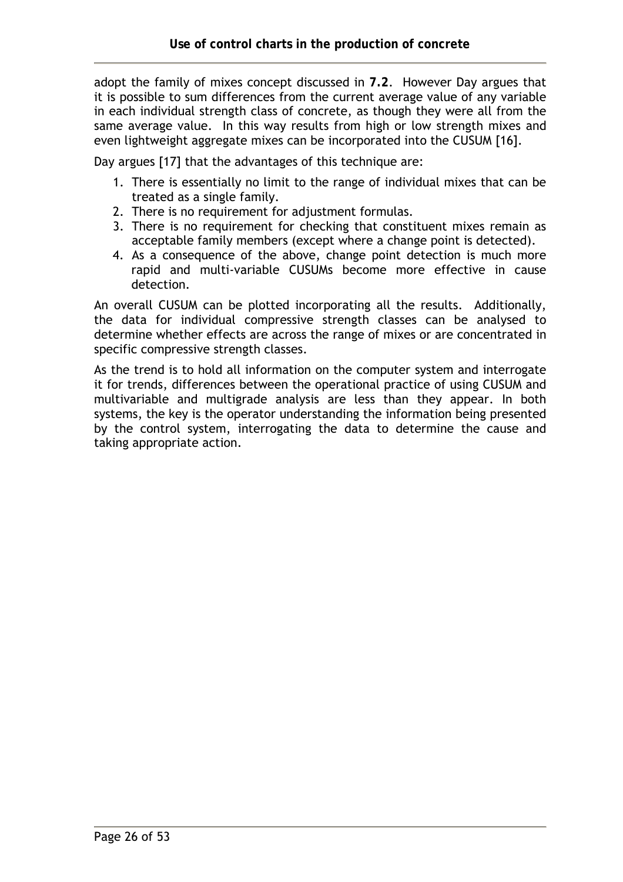adopt the family of mixes concept discussed in **7.2**. However Day argues that it is possible to sum differences from the current average value of any variable in each individual strength class of concrete, as though they were all from the same average value. In this way results from high or low strength mixes and even lightweight aggregate mixes can be incorporated into the CUSUM [16].

Day argues [17] that the advantages of this technique are:

1. There is essentially no limit to the range of individual mixes that can be treated as a single family.
2. There is no requirement for adjustment formulas.
3. There is no requirement for checking that constituent mixes remain as acceptable family members (except where a change point is detected).
4. As a consequence of the above, change point detection is much more rapid and multi-variable CUSUMs become more effective in cause detection.

An overall CUSUM can be plotted incorporating all the results. Additionally, the data for individual compressive strength classes can be analysed to determine whether effects are across the range of mixes or are concentrated in specific compressive strength classes.

As the trend is to hold all information on the computer system and interrogate it for trends, differences between the operational practice of using CUSUM and multivariable and multigrade analysis are less than they appear. In both systems, the key is the operator understanding the information being presented by the control system, interrogating the data to determine the cause and taking appropriate action.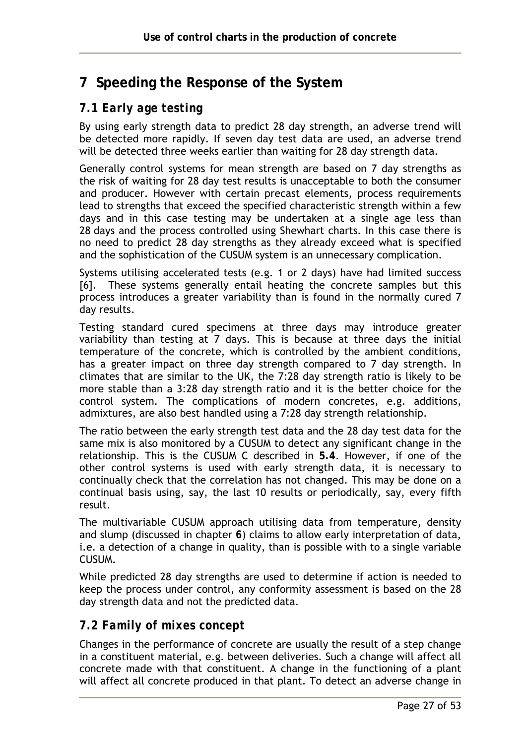# 7 Speeding the Response of the System

## 7.1 Early age testing

By using early strength data to predict 28 day strength, an adverse trend will be detected more rapidly. If seven day test data are used, an adverse trend will be detected three weeks earlier than waiting for 28 day strength data.

Generally control systems for mean strength are based on 7 day strengths as the risk of waiting for 28 day test results is unacceptable to both the consumer and producer. However with certain precast elements, process requirements lead to strengths that exceed the specified characteristic strength within a few days and in this case testing may be undertaken at a single age less than 28 days and the process controlled using Shewhart charts. In this case there is no need to predict 28 day strengths as they already exceed what is specified and the sophistication of the CUSUM system is an unnecessary complication.

Systems utilising accelerated tests (e.g. 1 or 2 days) have had limited success [6]. These systems generally entail heating the concrete samples but this process introduces a greater variability than is found in the normally cured 7 day results.

Testing standard cured specimens at three days may introduce greater variability than testing at 7 days. This is because at three days the initial temperature of the concrete, which is controlled by the ambient conditions, has a greater impact on three day strength compared to 7 day strength. In climates that are similar to the UK, the 7:28 day strength ratio is likely to be more stable than a 3:28 day strength ratio and it is the better choice for the control system. The complications of modern concretes, e.g. additions, admixtures, are also best handled using a 7:28 day strength relationship.

The ratio between the early strength test data and the 28 day test data for the same mix is also monitored by a CUSUM to detect any significant change in the relationship. This is the CUSUM C described in **5.4**. However, if one of the other control systems is used with early strength data, it is necessary to continually check that the correlation has not changed. This may be done on a continual basis using, say, the last 10 results or periodically, say, every fifth result.

The multivariable CUSUM approach utilising data from temperature, density and slump (discussed in chapter **6**) claims to allow early interpretation of data, i.e. a detection of a change in quality, than is possible with to a single variable CUSUM.

While predicted 28 day strengths are used to determine if action is needed to keep the process under control, any conformity assessment is based on the 28 day strength data and not the predicted data.

## 7.2 Family of mixes concept

Changes in the performance of concrete are usually the result of a step change in a constituent material, e.g. between deliveries. Such a change will affect all concrete made with that constituent. A change in the functioning of a plant will affect all concrete produced in that plant. To detect an adverse change in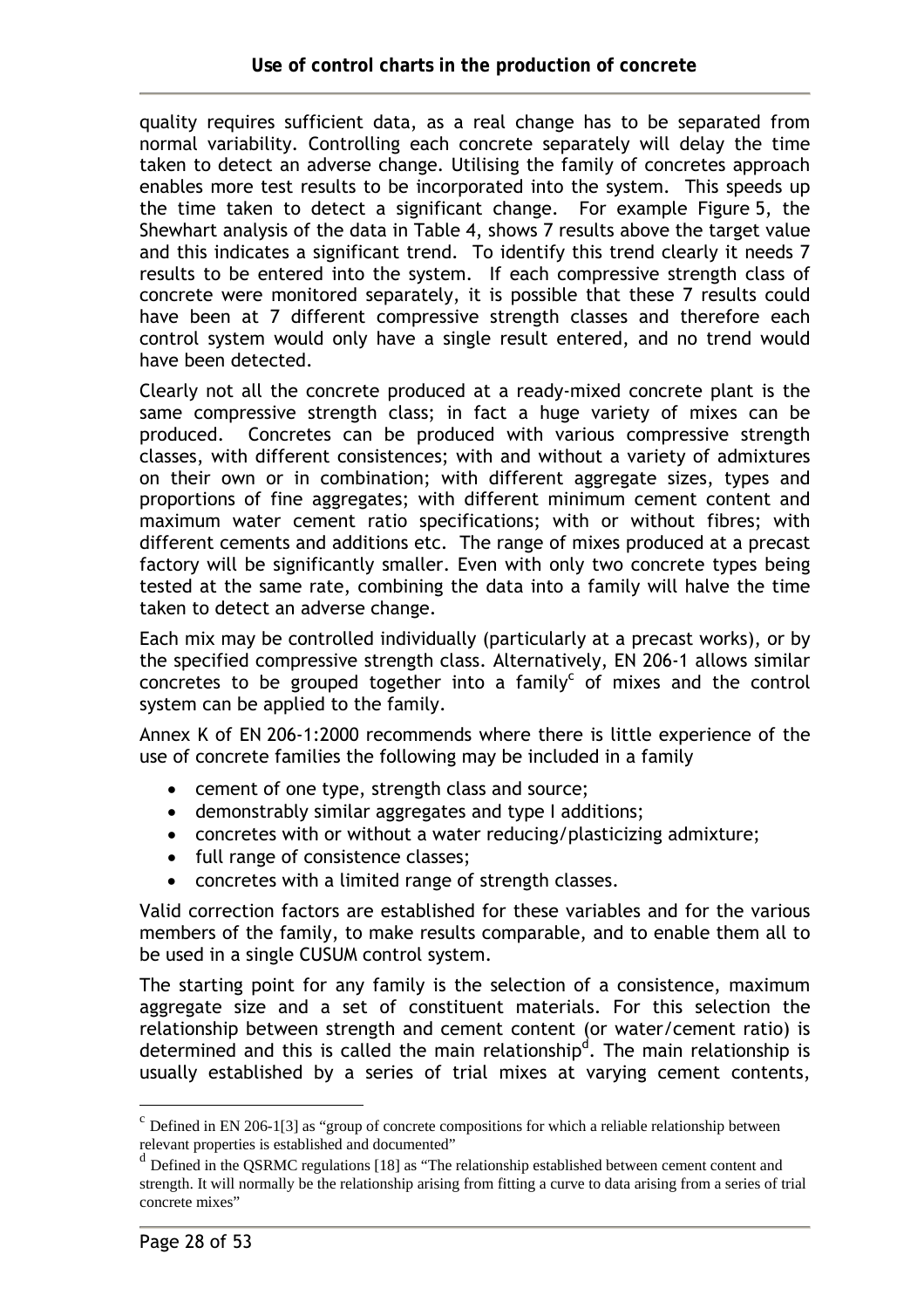quality requires sufficient data, as a real change has to be separated from normal variability. Controlling each concrete separately will delay the time taken to detect an adverse change. Utilising the family of concretes approach enables more test results to be incorporated into the system. This speeds up the time taken to detect a significant change. For example Figure 5, the Shewhart analysis of the data in Table 4, shows 7 results above the target value and this indicates a significant trend. To identify this trend clearly it needs 7 results to be entered into the system. If each compressive strength class of concrete were monitored separately, it is possible that these 7 results could have been at 7 different compressive strength classes and therefore each control system would only have a single result entered, and no trend would have been detected.

Clearly not all the concrete produced at a ready-mixed concrete plant is the same compressive strength class; in fact a huge variety of mixes can be produced. Concretes can be produced with various compressive strength classes, with different consistences; with and without a variety of admixtures on their own or in combination; with different aggregate sizes, types and proportions of fine aggregates; with different minimum cement content and maximum water cement ratio specifications; with or without fibres; with different cements and additions etc. The range of mixes produced at a precast factory will be significantly smaller. Even with only two concrete types being tested at the same rate, combining the data into a family will halve the time taken to detect an adverse change.

Each mix may be controlled individually (particularly at a precast works), or by the specified compressive strength class. Alternatively, EN 206-1 allows similar concretes to be grouped together into a family[c] of mixes and the control system can be applied to the family.

Annex K of EN 206-1:2000 recommends where there is little experience of the use of concrete families the following may be included in a family

- cement of one type, strength class and source;
- demonstrably similar aggregates and type I additions;
- concretes with or without a water reducing/plasticizing admixture;
- full range of consistence classes;
- concretes with a limited range of strength classes.

Valid correction factors are established for these variables and for the various members of the family, to make results comparable, and to enable them all to be used in a single CUSUM control system.

The starting point for any family is the selection of a consistence, maximum aggregate size and a set of constituent materials. For this selection the relationship between strength and cement content (or water/cement ratio) is determined and this is called the main relationship[d]. The main relationship is usually established by a series of trial mixes at varying cement contents,

[c] Defined in EN 206-1[3] as "group of concrete compositions for which a reliable relationship between relevant properties is established and documented"

[d] Defined in the QSRMC regulations [18] as "The relationship established between cement content and strength. It will normally be the relationship arising from fitting a curve to data arising from a series of trial concrete mixes"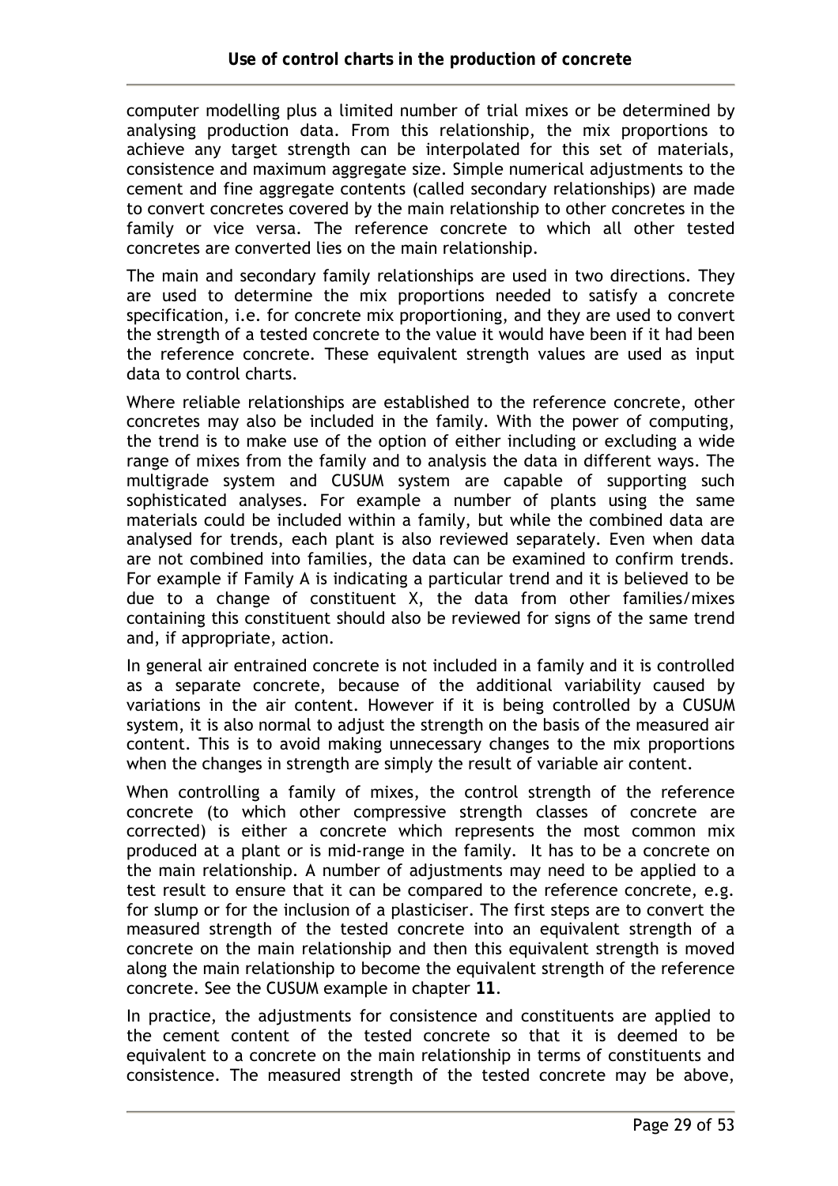computer modelling plus a limited number of trial mixes or be determined by analysing production data. From this relationship, the mix proportions to achieve any target strength can be interpolated for this set of materials, consistence and maximum aggregate size. Simple numerical adjustments to the cement and fine aggregate contents (called secondary relationships) are made to convert concretes covered by the main relationship to other concretes in the family or vice versa. The reference concrete to which all other tested concretes are converted lies on the main relationship.

The main and secondary family relationships are used in two directions. They are used to determine the mix proportions needed to satisfy a concrete specification, i.e. for concrete mix proportioning, and they are used to convert the strength of a tested concrete to the value it would have been if it had been the reference concrete. These equivalent strength values are used as input data to control charts.

Where reliable relationships are established to the reference concrete, other concretes may also be included in the family. With the power of computing, the trend is to make use of the option of either including or excluding a wide range of mixes from the family and to analysis the data in different ways. The multigrade system and CUSUM system are capable of supporting such sophisticated analyses. For example a number of plants using the same materials could be included within a family, but while the combined data are analysed for trends, each plant is also reviewed separately. Even when data are not combined into families, the data can be examined to confirm trends. For example if Family A is indicating a particular trend and it is believed to be due to a change of constituent X, the data from other families/mixes containing this constituent should also be reviewed for signs of the same trend and, if appropriate, action.

In general air entrained concrete is not included in a family and it is controlled as a separate concrete, because of the additional variability caused by variations in the air content. However if it is being controlled by a CUSUM system, it is also normal to adjust the strength on the basis of the measured air content. This is to avoid making unnecessary changes to the mix proportions when the changes in strength are simply the result of variable air content.

When controlling a family of mixes, the control strength of the reference concrete (to which other compressive strength classes of concrete are corrected) is either a concrete which represents the most common mix produced at a plant or is mid-range in the family. It has to be a concrete on the main relationship. A number of adjustments may need to be applied to a test result to ensure that it can be compared to the reference concrete, e.g. for slump or for the inclusion of a plasticiser. The first steps are to convert the measured strength of the tested concrete into an equivalent strength of a concrete on the main relationship and then this equivalent strength is moved along the main relationship to become the equivalent strength of the reference concrete. See the CUSUM example in chapter **11**.

In practice, the adjustments for consistence and constituents are applied to the cement content of the tested concrete so that it is deemed to be equivalent to a concrete on the main relationship in terms of constituents and consistence. The measured strength of the tested concrete may be above,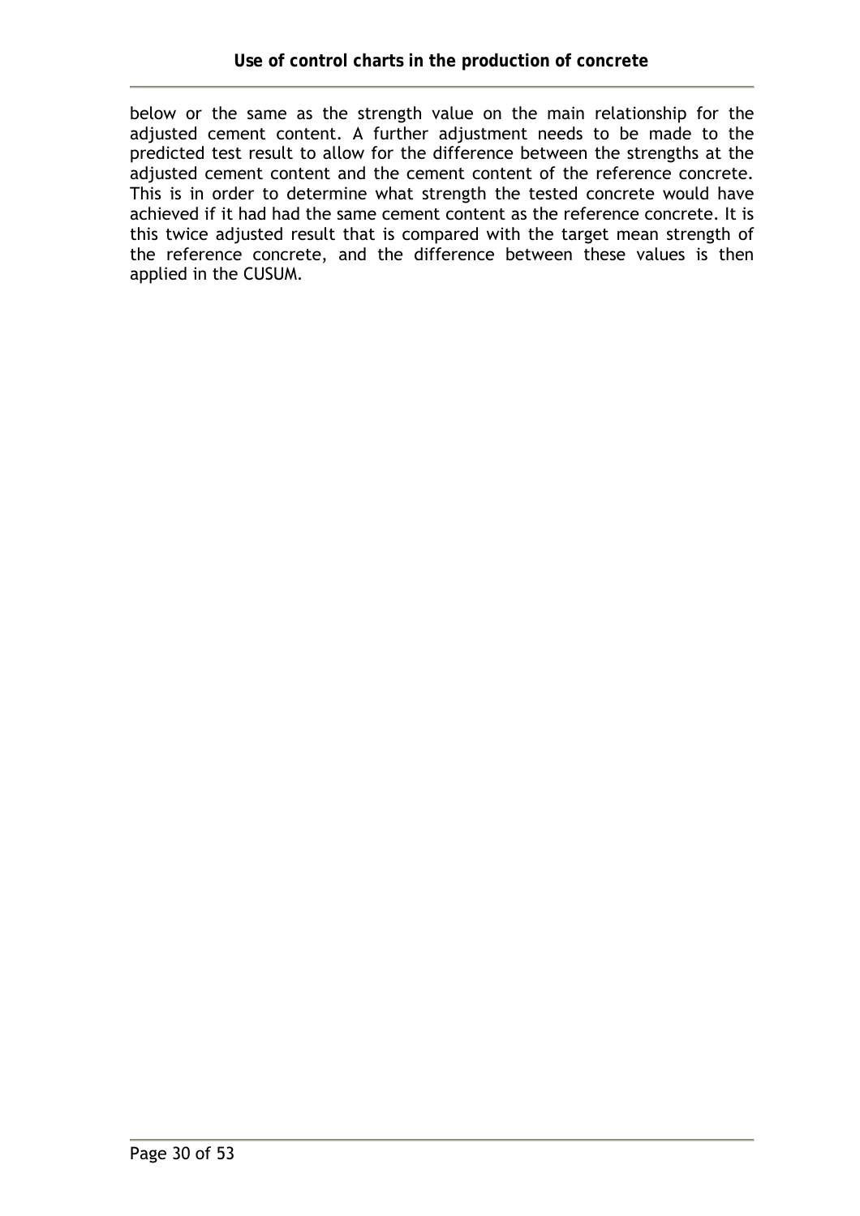below or the same as the strength value on the main relationship for the adjusted cement content. A further adjustment needs to be made to the predicted test result to allow for the difference between the strengths at the adjusted cement content and the cement content of the reference concrete. This is in order to determine what strength the tested concrete would have achieved if it had had the same cement content as the reference concrete. It is this twice adjusted result that is compared with the target mean strength of the reference concrete, and the difference between these values is then applied in the CUSUM.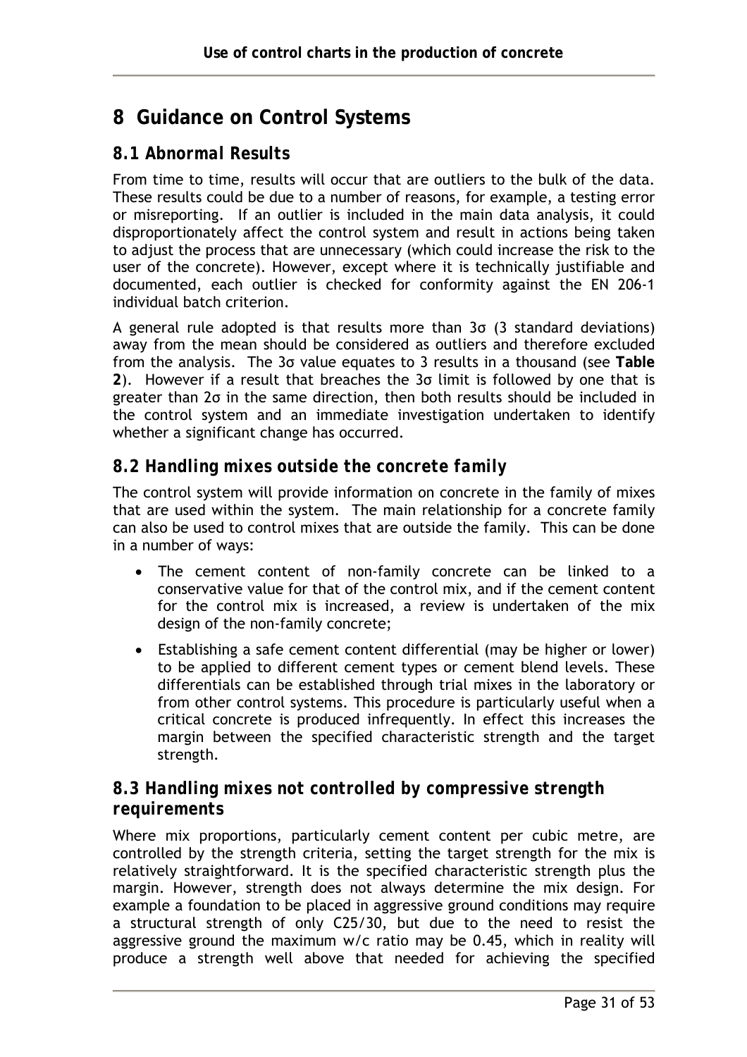# 8 Guidance on Control Systems

## 8.1 Abnormal Results

From time to time, results will occur that are outliers to the bulk of the data. These results could be due to a number of reasons, for example, a testing error or misreporting. If an outlier is included in the main data analysis, it could disproportionately affect the control system and result in actions being taken to adjust the process that are unnecessary (which could increase the risk to the user of the concrete). However, except where it is technically justifiable and documented, each outlier is checked for conformity against the EN 206-1 individual batch criterion.

A general rule adopted is that results more than 3σ (3 standard deviations) away from the mean should be considered as outliers and therefore excluded from the analysis. The 3σ value equates to 3 results in a thousand (see **Table 2**). However if a result that breaches the 3σ limit is followed by one that is greater than 2σ in the same direction, then both results should be included in the control system and an immediate investigation undertaken to identify whether a significant change has occurred.

## 8.2 Handling mixes outside the concrete family

The control system will provide information on concrete in the family of mixes that are used within the system. The main relationship for a concrete family can also be used to control mixes that are outside the family. This can be done in a number of ways:

- The cement content of non-family concrete can be linked to a conservative value for that of the control mix, and if the cement content for the control mix is increased, a review is undertaken of the mix design of the non-family concrete;
- Establishing a safe cement content differential (may be higher or lower) to be applied to different cement types or cement blend levels. These differentials can be established through trial mixes in the laboratory or from other control systems. This procedure is particularly useful when a critical concrete is produced infrequently. In effect this increases the margin between the specified characteristic strength and the target strength.

## 8.3 Handling mixes not controlled by compressive strength requirements

Where mix proportions, particularly cement content per cubic metre, are controlled by the strength criteria, setting the target strength for the mix is relatively straightforward. It is the specified characteristic strength plus the margin. However, strength does not always determine the mix design. For example a foundation to be placed in aggressive ground conditions may require a structural strength of only C25/30, but due to the need to resist the aggressive ground the maximum w/c ratio may be 0.45, which in reality will produce a strength well above that needed for achieving the specified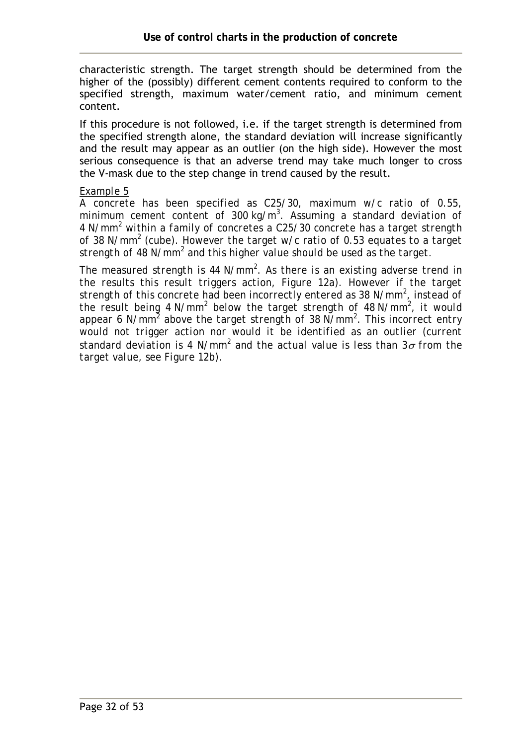characteristic strength. The target strength should be determined from the higher of the (possibly) different cement contents required to conform to the specified strength, maximum water/cement ratio, and minimum cement content.

If this procedure is not followed, i.e. if the target strength is determined from the specified strength alone, the standard deviation will increase significantly and the result may appear as an outlier (on the high side). However the most serious consequence is that an adverse trend may take much longer to cross the V-mask due to the step change in trend caused by the result.

Example 5

*A concrete has been specified as C25/30, maximum w/c ratio of 0.55, minimum cement content of 300 kg/m$^3$. Assuming a standard deviation of 4 N/mm$^2$ within a family of concretes a C25/30 concrete has a target strength of 38 N/mm$^2$ (cube). However the target w/c ratio of 0.53 equates to a target strength of 48 N/mm$^2$ and this higher value should be used as the target.*

*The measured strength is 44 N/mm$^2$. As there is an existing adverse trend in the results this result triggers action, Figure 12a). However if the target strength of this concrete had been incorrectly entered as 38 N/mm$^2$, instead of the result being 4 N/mm$^2$ below the target strength of 48 N/mm$^2$, it would appear 6 N/mm$^2$ above the target strength of 38 N/mm$^2$. This incorrect entry would not trigger action nor would it be identified as an outlier (current standard deviation is 4 N/mm$^2$ and the actual value is less than $3\sigma$ from the target value, see Figure 12b).*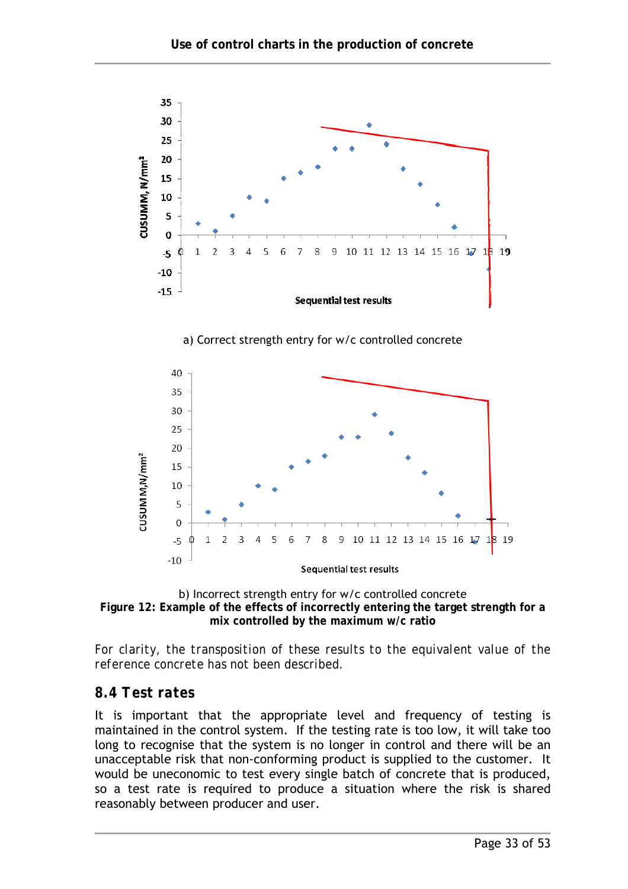a) Correct strength entry for w/c controlled concrete

b) Incorrect strength entry for w/c controlled concrete

**Figure 12: Example of the effects of incorrectly entering the target strength for a mix controlled by the maximum w/c ratio**

For clarity, the transposition of these results to the equivalent value of the reference concrete has not been described.

## 8.4 Test rates

It is important that the appropriate level and frequency of testing is maintained in the control system. If the testing rate is too low, it will take too long to recognise that the system is no longer in control and there will be an unacceptable risk that non-conforming product is supplied to the customer. It would be uneconomic to test every single batch of concrete that is produced, so a test rate is required to produce a situation where the risk is shared reasonably between producer and user.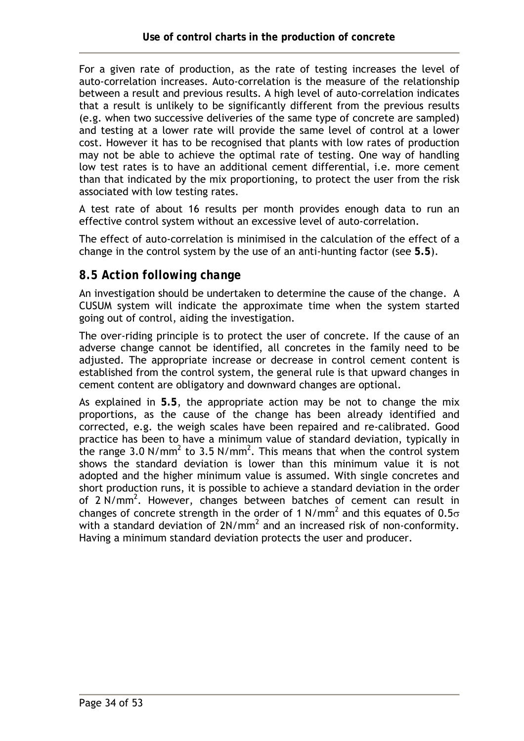For a given rate of production, as the rate of testing increases the level of auto-correlation increases. Auto-correlation is the measure of the relationship between a result and previous results. A high level of auto-correlation indicates that a result is unlikely to be significantly different from the previous results (e.g. when two successive deliveries of the same type of concrete are sampled) and testing at a lower rate will provide the same level of control at a lower cost. However it has to be recognised that plants with low rates of production may not be able to achieve the optimal rate of testing. One way of handling low test rates is to have an additional cement differential, i.e. more cement than that indicated by the mix proportioning, to protect the user from the risk associated with low testing rates.

A test rate of about 16 results per month provides enough data to run an effective control system without an excessive level of auto-correlation.

The effect of auto-correlation is minimised in the calculation of the effect of a change in the control system by the use of an anti-hunting factor (see **5.5**).

## *8.5 Action following change*

An investigation should be undertaken to determine the cause of the change. A CUSUM system will indicate the approximate time when the system started going out of control, aiding the investigation.

The over-riding principle is to protect the user of concrete. If the cause of an adverse change cannot be identified, all concretes in the family need to be adjusted. The appropriate increase or decrease in control cement content is established from the control system, the general rule is that upward changes in cement content are obligatory and downward changes are optional.

As explained in **5.5**, the appropriate action may be not to change the mix proportions, as the cause of the change has been already identified and corrected, e.g. the weigh scales have been repaired and re-calibrated. Good practice has been to have a minimum value of standard deviation, typically in the range 3.0 N/mm$^2$ to 3.5 N/mm$^2$. This means that when the control system shows the standard deviation is lower than this minimum value it is not adopted and the higher minimum value is assumed. With single concretes and short production runs, it is possible to achieve a standard deviation in the order of 2 N/mm$^2$. However, changes between batches of cement can result in changes of concrete strength in the order of 1 N/mm$^2$ and this equates of $0.5\sigma$ with a standard deviation of 2N/mm$^2$ and an increased risk of non-conformity. Having a minimum standard deviation protects the user and producer.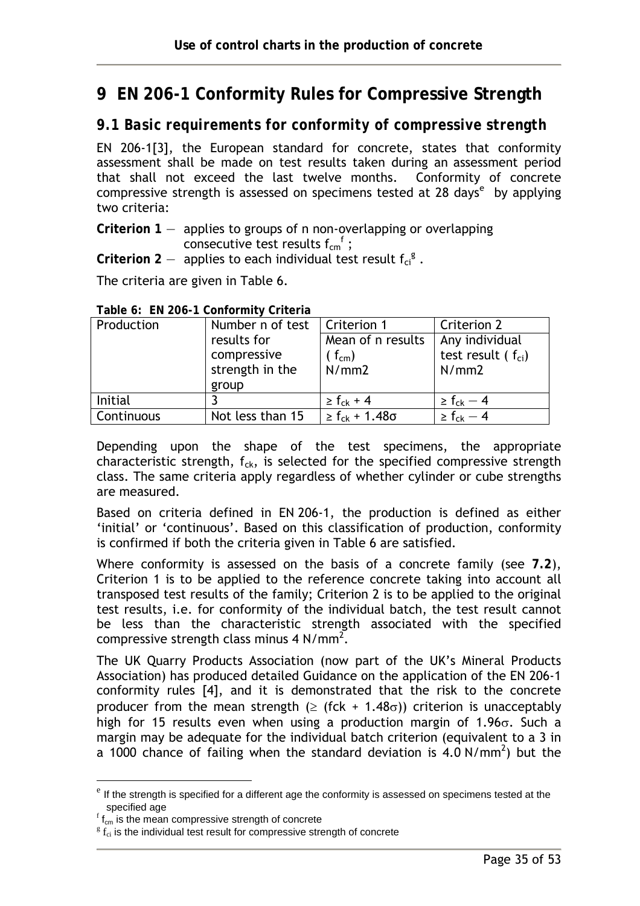# 9 EN 206-1 Conformity Rules for Compressive Strength

## 9.1 Basic requirements for conformity of compressive strength

EN 206-1[3], the European standard for concrete, states that conformity assessment shall be made on test results taken during an assessment period that shall not exceed the last twelve months. Conformity of concrete compressive strength is assessed on specimens tested at 28 days[e] by applying two criteria:

**Criterion 1** — applies to groups of n non-overlapping or overlapping consecutive test results $f_{cm}$[f] ;

**Criterion 2** — applies to each individual test result $f_{ci}$[g] .

The criteria are given in Table 6.

**Table 6: EN 206-1 Conformity Criteria**

| Production | Number n of test results for compressive strength in the group | Criterion 1 | Criterion 2 |
|---|---|---|---|
| | | Mean of n results ( $f_{cm}$) N/mm2 | Any individual test result ( $f_{ci}$) N/mm2 |
| Initial | 3 | $\geq f_{ck} + 4$ | $\geq f_{ck} - 4$ |
| Continuous | Not less than 15 | $\geq f_{ck} + 1.48\sigma$ | $\geq f_{ck} - 4$ |

Depending upon the shape of the test specimens, the appropriate characteristic strength, $f_{ck}$, is selected for the specified compressive strength class. The same criteria apply regardless of whether cylinder or cube strengths are measured.

Based on criteria defined in EN 206-1, the production is defined as either 'initial' or 'continuous'. Based on this classification of production, conformity is confirmed if both the criteria given in Table 6 are satisfied.

Where conformity is assessed on the basis of a concrete family (see **7.2**), Criterion 1 is to be applied to the reference concrete taking into account all transposed test results of the family; Criterion 2 is to be applied to the original test results, i.e. for conformity of the individual batch, the test result cannot be less than the characteristic strength associated with the specified compressive strength class minus 4 N/mm$^2$.

The UK Quarry Products Association (now part of the UK's Mineral Products Association) has produced detailed Guidance on the application of the EN 206-1 conformity rules [4], and it is demonstrated that the risk to the concrete producer from the mean strength ($\geq$ (fck + 1.48$\sigma$)) criterion is unacceptably high for 15 results even when using a production margin of 1.96$\sigma$. Such a margin may be adequate for the individual batch criterion (equivalent to a 3 in a 1000 chance of failing when the standard deviation is 4.0 N/mm$^2$) but the

---

[e] If the strength is specified for a different age the conformity is assessed on specimens tested at the specified age

[f] $f_{cm}$ is the mean compressive strength of concrete

[g] $f_{ci}$ is the individual test result for compressive strength of concrete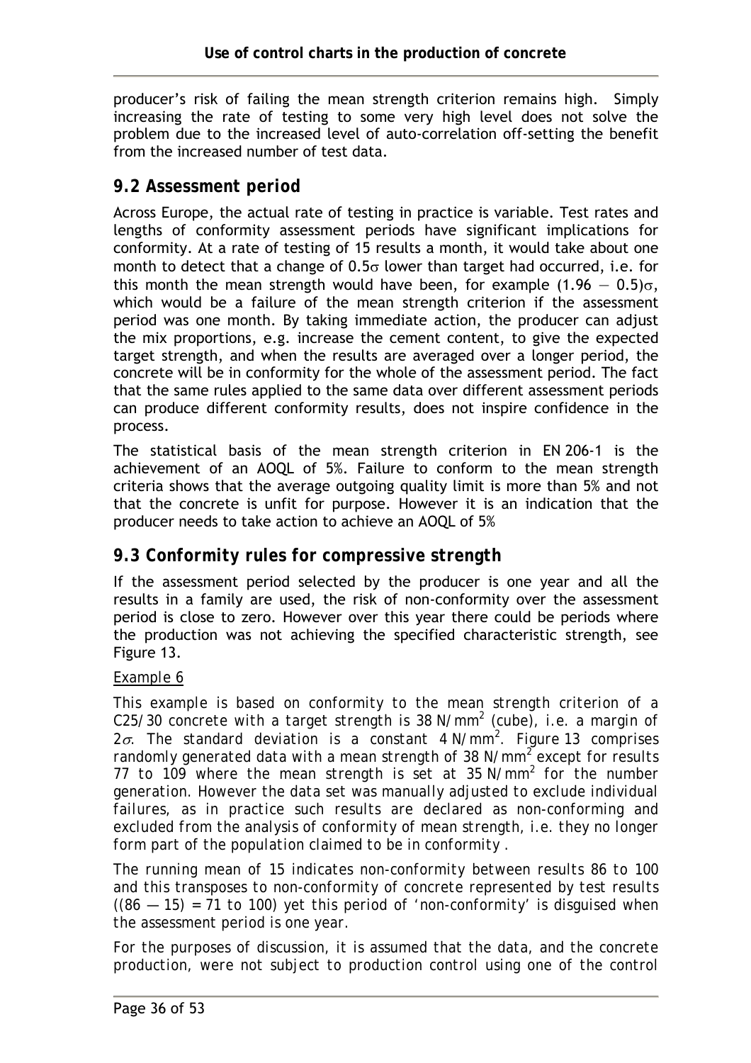producer's risk of failing the mean strength criterion remains high. Simply increasing the rate of testing to some very high level does not solve the problem due to the increased level of auto-correlation off-setting the benefit from the increased number of test data.

## 9.2 Assessment period

Across Europe, the actual rate of testing in practice is variable. Test rates and lengths of conformity assessment periods have significant implications for conformity. At a rate of testing of 15 results a month, it would take about one month to detect that a change of $0.5\sigma$ lower than target had occurred, i.e. for this month the mean strength would have been, for example $(1.96 - 0.5)\sigma$, which would be a failure of the mean strength criterion if the assessment period was one month. By taking immediate action, the producer can adjust the mix proportions, e.g. increase the cement content, to give the expected target strength, and when the results are averaged over a longer period, the concrete will be in conformity for the whole of the assessment period. The fact that the same rules applied to the same data over different assessment periods can produce different conformity results, does not inspire confidence in the process.

The statistical basis of the mean strength criterion in EN 206-1 is the achievement of an AOQL of 5%. Failure to conform to the mean strength criteria shows that the average outgoing quality limit is more than 5% and not that the concrete is unfit for purpose. However it is an indication that the producer needs to take action to achieve an AOQL of 5%

## 9.3 Conformity rules for compressive strength

If the assessment period selected by the producer is one year and all the results in a family are used, the risk of non-conformity over the assessment period is close to zero. However over this year there could be periods where the production was not achieving the specified characteristic strength, see Figure 13.

<u>Example 6</u>

*This example is based on conformity to the mean strength criterion of a C25/30 concrete with a target strength is 38 N/mm$^2$ (cube), i.e. a margin of $2\sigma$. The standard deviation is a constant 4 N/mm$^2$. Figure 13 comprises randomly generated data with a mean strength of 38 N/mm$^2$ except for results 77 to 109 where the mean strength is set at 35 N/mm$^2$ for the number generation. However the data set was manually adjusted to exclude individual failures, as in practice such results are declared as non-conforming and excluded from the analysis of conformity of mean strength, i.e. they no longer form part of the population claimed to be in conformity .*

*The running mean of 15 indicates non-conformity between results 86 to 100 and this transposes to non-conformity of concrete represented by test results ((86 — 15) = 71 to 100) yet this period of 'non-conformity' is disguised when the assessment period is one year.*

*For the purposes of discussion, it is assumed that the data, and the concrete production, were not subject to production control using one of the control*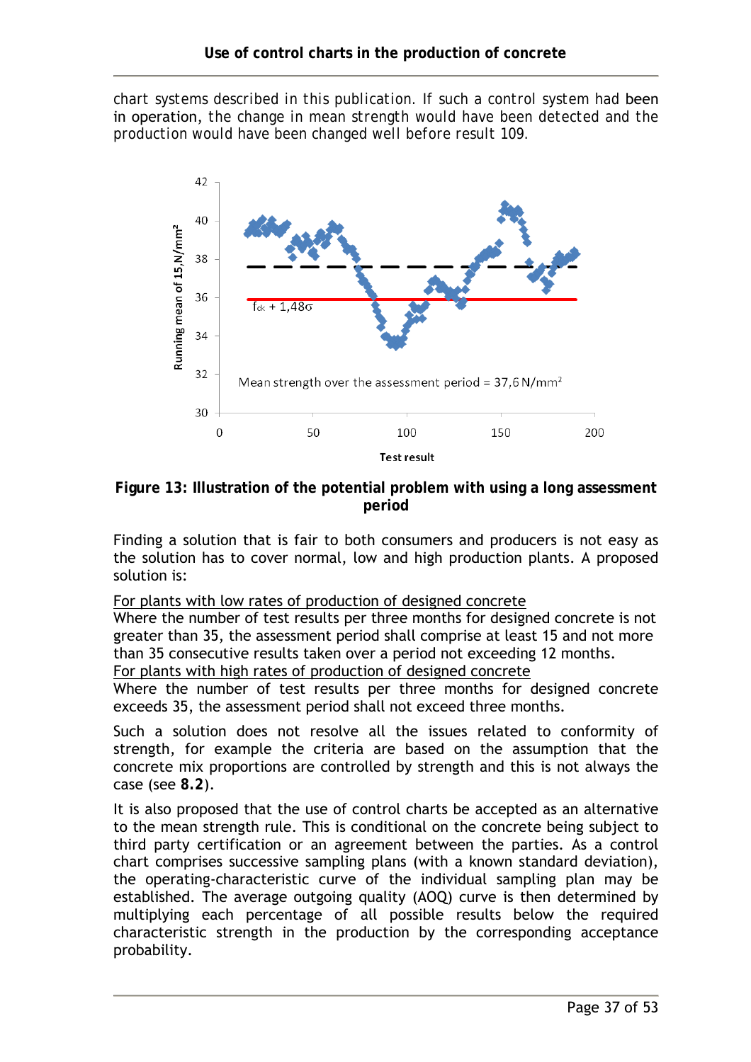chart systems described in this publication. If such a control system had been in operation, the change in mean strength would have been detected and the production would have been changed well before result 109.

**Figure 13: Illustration of the potential problem with using a long assessment period**

Finding a solution that is fair to both consumers and producers is not easy as the solution has to cover normal, low and high production plants. A proposed solution is:

<u>For plants with low rates of production of designed concrete</u>
Where the number of test results per three months for designed concrete is not greater than 35, the assessment period shall comprise at least 15 and not more than 35 consecutive results taken over a period not exceeding 12 months.

<u>For plants with high rates of production of designed concrete</u>
Where the number of test results per three months for designed concrete exceeds 35, the assessment period shall not exceed three months.

Such a solution does not resolve all the issues related to conformity of strength, for example the criteria are based on the assumption that the concrete mix proportions are controlled by strength and this is not always the case (see **8.2**).

It is also proposed that the use of control charts be accepted as an alternative to the mean strength rule. This is conditional on the concrete being subject to third party certification or an agreement between the parties. As a control chart comprises successive sampling plans (with a known standard deviation), the operating-characteristic curve of the individual sampling plan may be established. The average outgoing quality (AOQ) curve is then determined by multiplying each percentage of all possible results below the required characteristic strength in the production by the corresponding acceptance probability.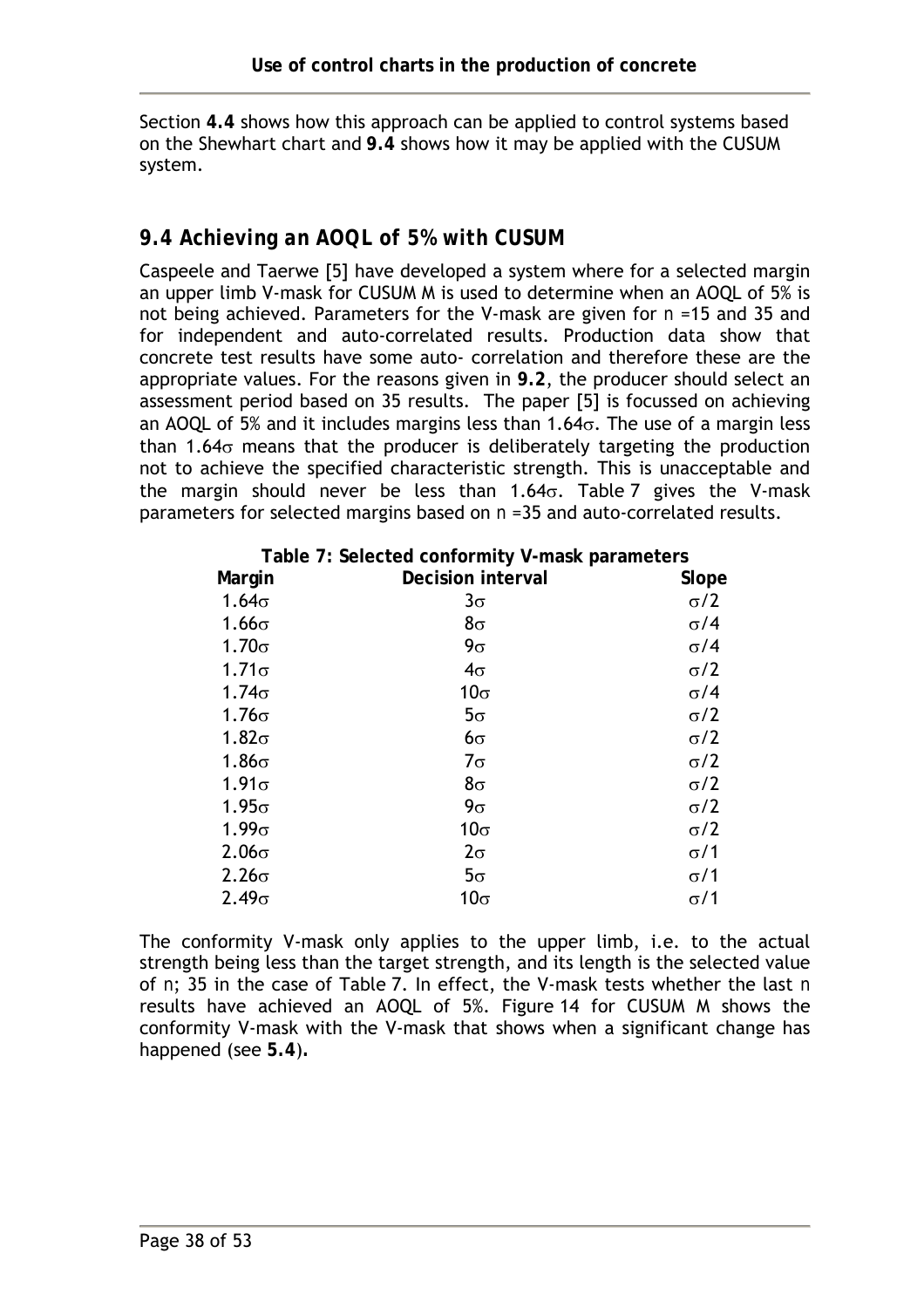Section **4.4** shows how this approach can be applied to control systems based on the Shewhart chart and **9.4** shows how it may be applied with the CUSUM system.

## *9.4 Achieving an AOQL of 5% with CUSUM*

Caspeele and Taerwe [5] have developed a system where for a selected margin an upper limb V-mask for CUSUM M is used to determine when an AOQL of 5% is not being achieved. Parameters for the V-mask are given for $n$ =15 and 35 and for independent and auto-correlated results. Production data show that concrete test results have some auto- correlation and therefore these are the appropriate values. For the reasons given in **9.2**, the producer should select an assessment period based on 35 results. The paper [5] is focussed on achieving an AOQL of 5% and it includes margins less than $1.64\sigma$. The use of a margin less than $1.64\sigma$ means that the producer is deliberately targeting the production not to achieve the specified characteristic strength. This is unacceptable and the margin should never be less than $1.64\sigma$. Table 7 gives the V-mask parameters for selected margins based on $n$ =35 and auto-correlated results.

**Table 7: Selected conformity V-mask parameters**

| Margin | Decision interval | Slope |
|---|---|---|
| $1.64\sigma$ | $3\sigma$ | $\sigma/2$ |
| $1.66\sigma$ | $8\sigma$ | $\sigma/4$ |
| $1.70\sigma$ | $9\sigma$ | $\sigma/4$ |
| $1.71\sigma$ | $4\sigma$ | $\sigma/2$ |
| $1.74\sigma$ | $10\sigma$ | $\sigma/4$ |
| $1.76\sigma$ | $5\sigma$ | $\sigma/2$ |
| $1.82\sigma$ | $6\sigma$ | $\sigma/2$ |
| $1.86\sigma$ | $7\sigma$ | $\sigma/2$ |
| $1.91\sigma$ | $8\sigma$ | $\sigma/2$ |
| $1.95\sigma$ | $9\sigma$ | $\sigma/2$ |
| $1.99\sigma$ | $10\sigma$ | $\sigma/2$ |
| $2.06\sigma$ | $2\sigma$ | $\sigma/1$ |
| $2.26\sigma$ | $5\sigma$ | $\sigma/1$ |
| $2.49\sigma$ | $10\sigma$ | $\sigma/1$ |

The conformity V-mask only applies to the upper limb, i.e. to the actual strength being less than the target strength, and its length is the selected value of $n$; 35 in the case of Table 7. In effect, the V-mask tests whether the last $n$ results have achieved an AOQL of 5%. Figure 14 for CUSUM M shows the conformity V-mask with the V-mask that shows when a significant change has happened (see **5.4**).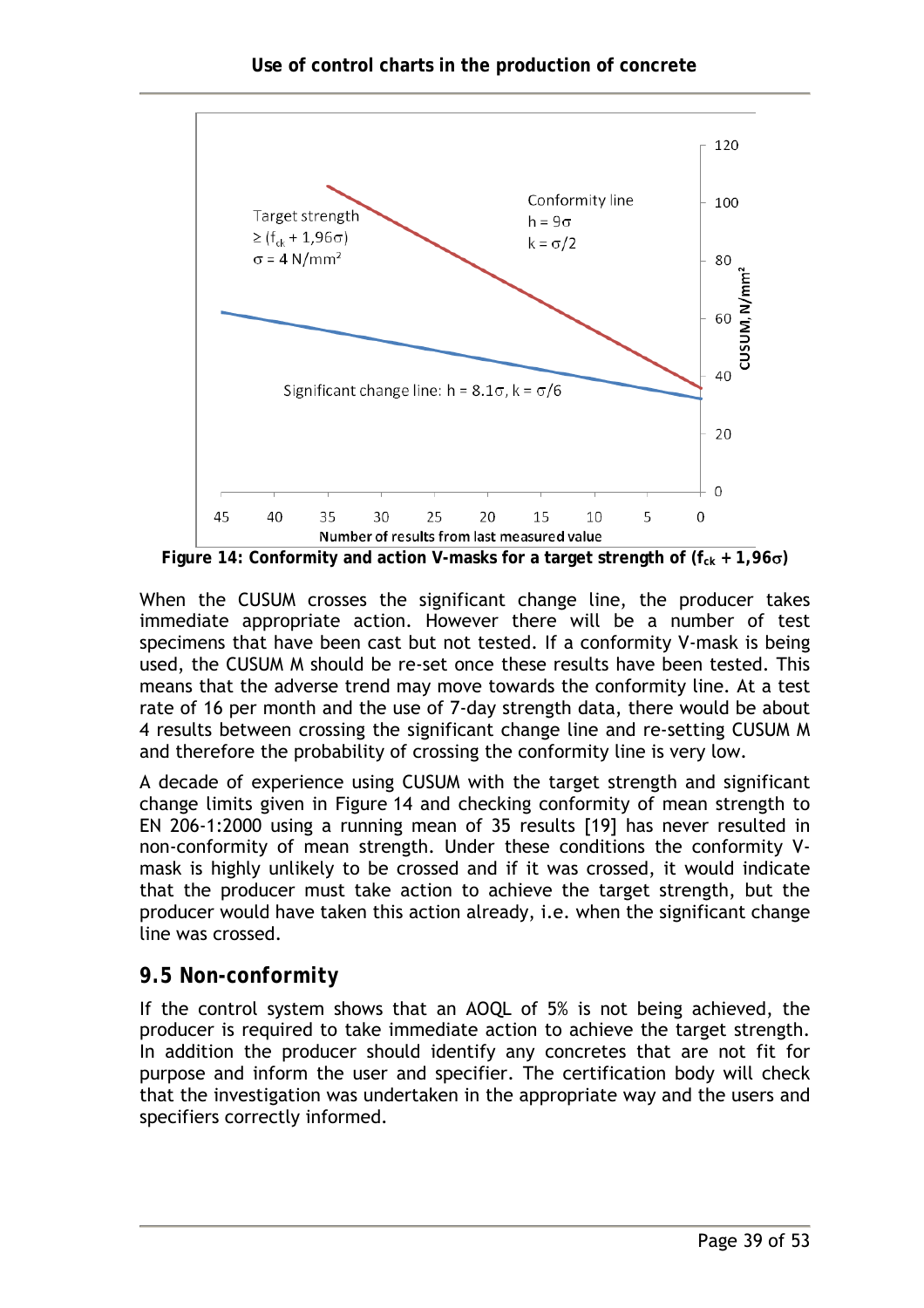Figure 14: Conformity and action V-masks for a target strength of ($f_{ck}$ + 1,96$\sigma$)

When the CUSUM crosses the significant change line, the producer takes immediate appropriate action. However there will be a number of test specimens that have been cast but not tested. If a conformity V-mask is being used, the CUSUM M should be re-set once these results have been tested. This means that the adverse trend may move towards the conformity line. At a test rate of 16 per month and the use of 7-day strength data, there would be about 4 results between crossing the significant change line and re-setting CUSUM M and therefore the probability of crossing the conformity line is very low.

A decade of experience using CUSUM with the target strength and significant change limits given in Figure 14 and checking conformity of mean strength to EN 206-1:2000 using a running mean of 35 results [19] has never resulted in non-conformity of mean strength. Under these conditions the conformity V-mask is highly unlikely to be crossed and if it was crossed, it would indicate that the producer must take action to achieve the target strength, but the producer would have taken this action already, i.e. when the significant change line was crossed.

## 9.5 Non-conformity

If the control system shows that an AOQL of 5% is not being achieved, the producer is required to take immediate action to achieve the target strength. In addition the producer should identify any concretes that are not fit for purpose and inform the user and specifier. The certification body will check that the investigation was undertaken in the appropriate way and the users and specifiers correctly informed.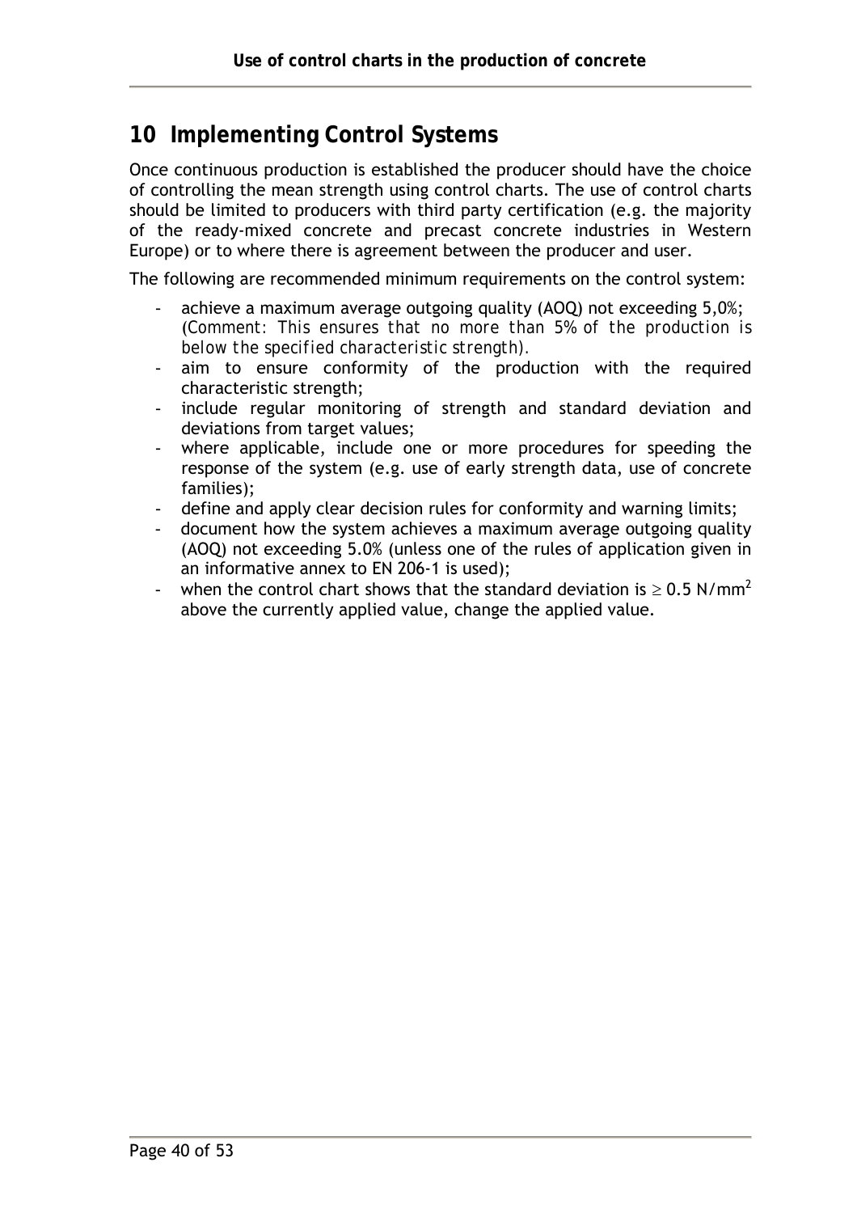# 10 Implementing Control Systems

Once continuous production is established the producer should have the choice of controlling the mean strength using control charts. The use of control charts should be limited to producers with third party certification (e.g. the majority of the ready-mixed concrete and precast concrete industries in Western Europe) or to where there is agreement between the producer and user.

The following are recommended minimum requirements on the control system:

- achieve a maximum average outgoing quality (AOQ) not exceeding 5,0%; *(Comment: This ensures that no more than 5% of the production is below the specified characteristic strength).*
- aim to ensure conformity of the production with the required characteristic strength;
- include regular monitoring of strength and standard deviation and deviations from target values;
- where applicable, include one or more procedures for speeding the response of the system (e.g. use of early strength data, use of concrete families);
- define and apply clear decision rules for conformity and warning limits;
- document how the system achieves a maximum average outgoing quality (AOQ) not exceeding 5.0% (unless one of the rules of application given in an informative annex to EN 206-1 is used);
- when the control chart shows that the standard deviation is $\geq 0.5$ N/mm$^2$ above the currently applied value, change the applied value.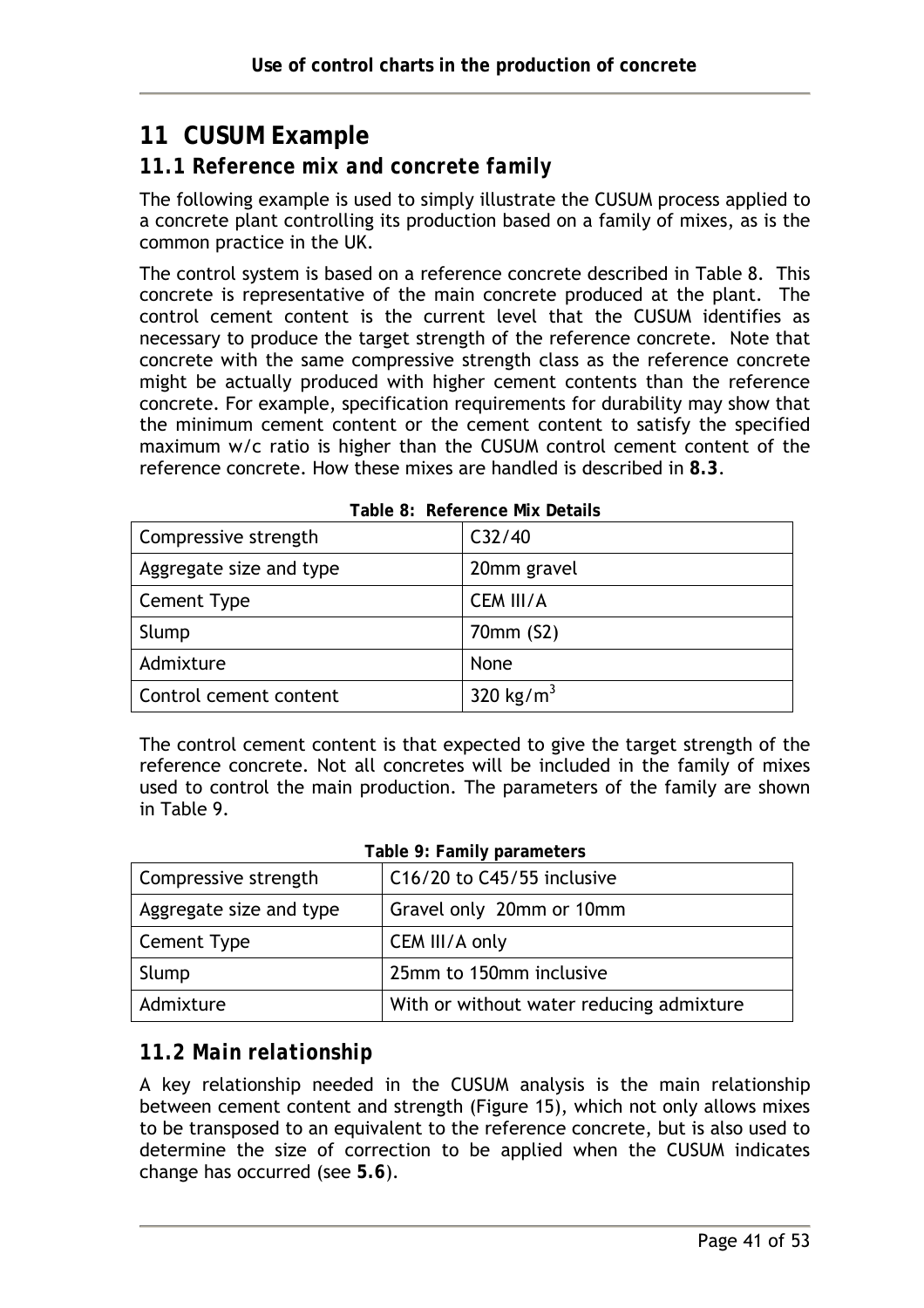# 11 CUSUM Example

## 11.1 Reference mix and concrete family

The following example is used to simply illustrate the CUSUM process applied to a concrete plant controlling its production based on a family of mixes, as is the common practice in the UK.

The control system is based on a reference concrete described in Table 8. This concrete is representative of the main concrete produced at the plant. The control cement content is the current level that the CUSUM identifies as necessary to produce the target strength of the reference concrete. Note that concrete with the same compressive strength class as the reference concrete might be actually produced with higher cement contents than the reference concrete. For example, specification requirements for durability may show that the minimum cement content or the cement content to satisfy the specified maximum w/c ratio is higher than the CUSUM control cement content of the reference concrete. How these mixes are handled is described in **8.3**.

**Table 8: Reference Mix Details**

| | |
|---|---|
| Compressive strength | C32/40 |
| Aggregate size and type | 20mm gravel |
| Cement Type | CEM III/A |
| Slump | 70mm (S2) |
| Admixture | None |
| Control cement content | 320 kg/m$^3$ |

The control cement content is that expected to give the target strength of the reference concrete. Not all concretes will be included in the family of mixes used to control the main production. The parameters of the family are shown in Table 9.

**Table 9: Family parameters**

| | |
|---|---|
| Compressive strength | C16/20 to C45/55 inclusive |
| Aggregate size and type | Gravel only 20mm or 10mm |
| Cement Type | CEM III/A only |
| Slump | 25mm to 150mm inclusive |
| Admixture | With or without water reducing admixture |

## 11.2 Main relationship

A key relationship needed in the CUSUM analysis is the main relationship between cement content and strength (Figure 15), which not only allows mixes to be transposed to an equivalent to the reference concrete, but is also used to determine the size of correction to be applied when the CUSUM indicates change has occurred (see **5.6**).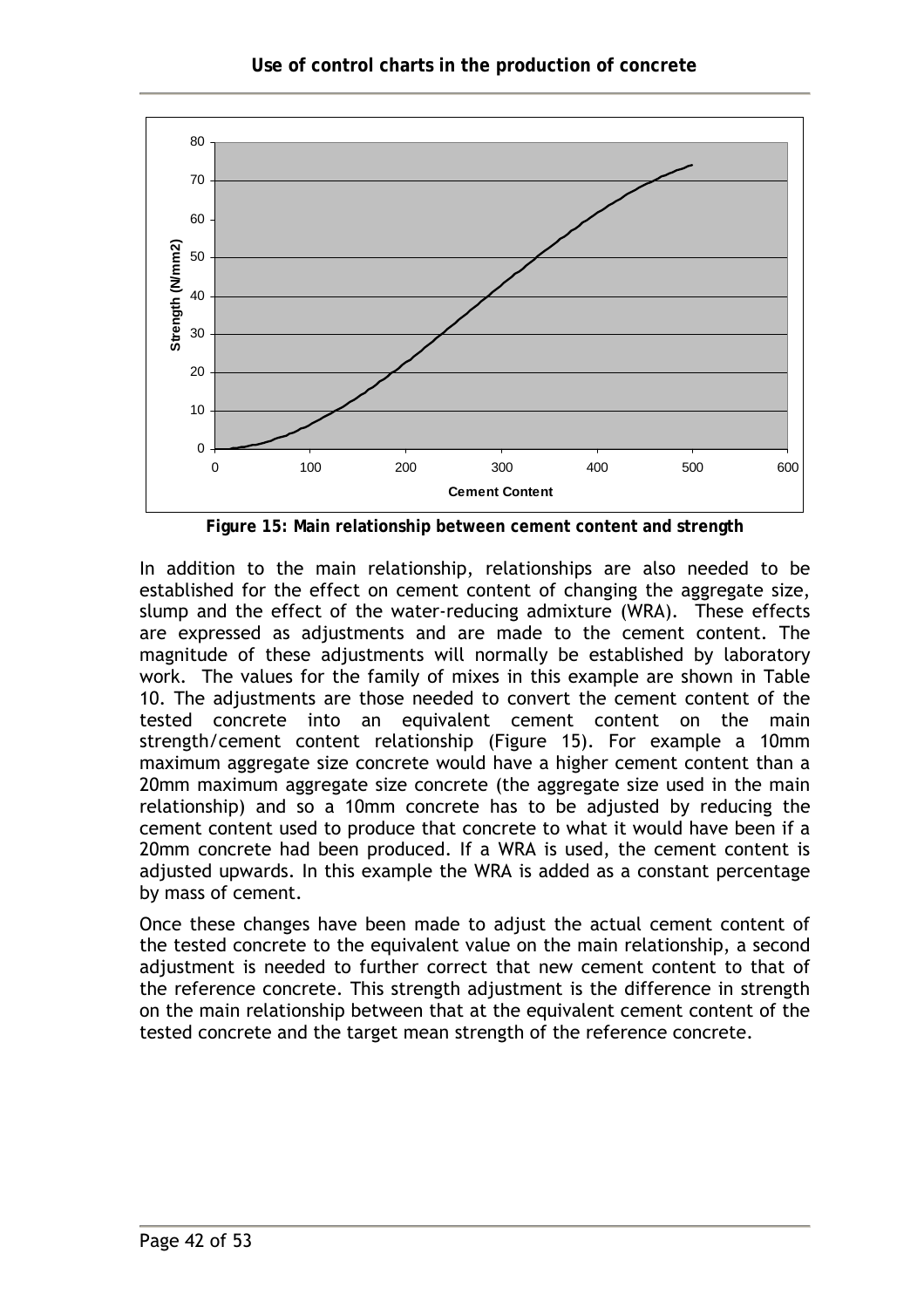**Figure 15: Main relationship between cement content and strength**

In addition to the main relationship, relationships are also needed to be established for the effect on cement content of changing the aggregate size, slump and the effect of the water-reducing admixture (WRA). These effects are expressed as adjustments and are made to the cement content. The magnitude of these adjustments will normally be established by laboratory work. The values for the family of mixes in this example are shown in Table 10. The adjustments are those needed to convert the cement content of the tested concrete into an equivalent cement content on the main strength/cement content relationship (Figure 15). For example a 10mm maximum aggregate size concrete would have a higher cement content than a 20mm maximum aggregate size concrete (the aggregate size used in the main relationship) and so a 10mm concrete has to be adjusted by reducing the cement content used to produce that concrete to what it would have been if a 20mm concrete had been produced. If a WRA is used, the cement content is adjusted upwards. In this example the WRA is added as a constant percentage by mass of cement.

Once these changes have been made to adjust the actual cement content of the tested concrete to the equivalent value on the main relationship, a second adjustment is needed to further correct that new cement content to that of the reference concrete. This strength adjustment is the difference in strength on the main relationship between that at the equivalent cement content of the tested concrete and the target mean strength of the reference concrete.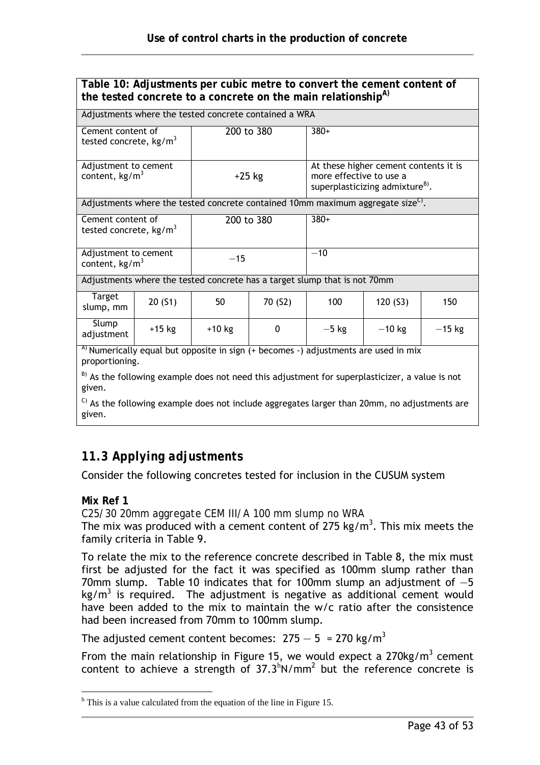| **Table 10: Adjustments per cubic metre to convert the cement content of the tested concrete to a concrete on the main relationship[A)]** | | | | | | |
|---|---|---|---|---|---|---|
| Adjustments where the tested concrete contained a WRA | | | | | | |
| Cement content of tested concrete, kg/m$^3$ | | 200 to 380 | | 380+ | | |
| Adjustment to cement content, kg/m$^3$ | | +25 kg | | At these higher cement contents it is more effective to use a superplasticizing admixture[B)]. | | |
| Adjustments where the tested concrete contained 10mm maximum aggregate size[C)]. | | | | | | |
| Cement content of tested concrete, kg/m$^3$ | | 200 to 380 | | 380+ | | |
| Adjustment to cement content, kg/m$^3$ | | −15 | | −10 | | |
| Adjustments where the tested concrete has a target slump that is not 70mm | | | | | | |
| Target slump, mm | 20 (S1) | 50 | 70 (S2) | 100 | 120 (S3) | 150 |
| Slump adjustment | +15 kg | +10 kg | 0 | −5 kg | −10 kg | −15 kg |

[A)] Numerically equal but opposite in sign (+ becomes -) adjustments are used in mix proportioning.

[B)] As the following example does not need this adjustment for superplasticizer, a value is not given.

[C)] As the following example does not include aggregates larger than 20mm, no adjustments are given.

## 11.3 Applying adjustments

Consider the following concretes tested for inclusion in the CUSUM system

**Mix Ref 1**

*C25/30 20mm aggregate CEM III/A 100 mm slump no WRA*

The mix was produced with a cement content of 275 kg/m$^3$. This mix meets the family criteria in Table 9.

To relate the mix to the reference concrete described in Table 8, the mix must first be adjusted for the fact it was specified as 100mm slump rather than 70mm slump. Table 10 indicates that for 100mm slump an adjustment of −5 kg/m$^3$ is required. The adjustment is negative as additional cement would have been added to the mix to maintain the w/c ratio after the consistence had been increased from 70mm to 100mm slump.

The adjusted cement content becomes: 275 − 5 = 270 kg/m$^3$

From the main relationship in Figure 15, we would expect a 270kg/m$^3$ cement content to achieve a strength of 37.3[h] N/mm$^2$ but the reference concrete is

[h] This is a value calculated from the equation of the line in Figure 15.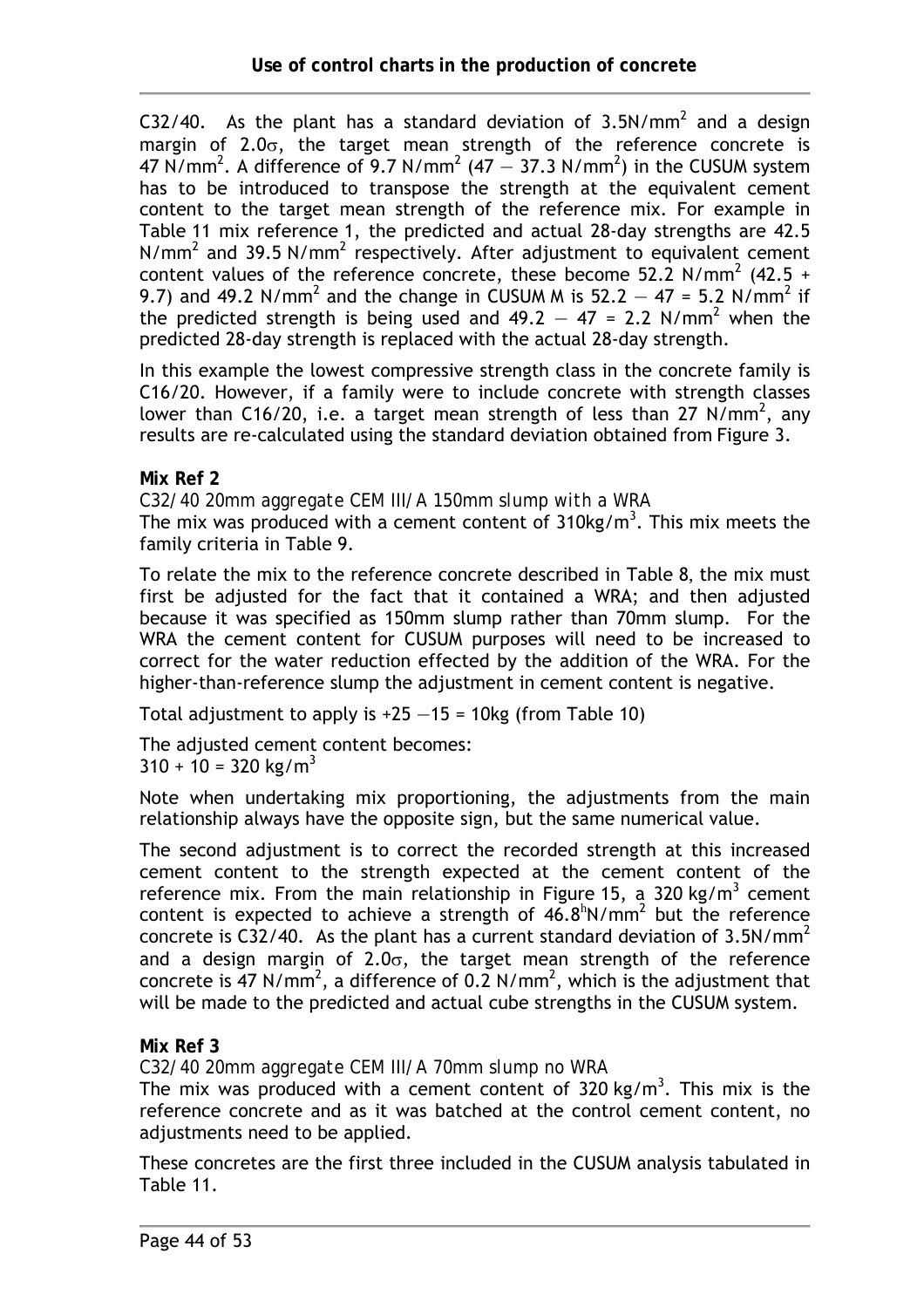C32/40. As the plant has a standard deviation of 3.5N/mm$^2$ and a design margin of 2.0$\sigma$, the target mean strength of the reference concrete is 47 N/mm$^2$. A difference of 9.7 N/mm$^2$ (47 − 37.3 N/mm$^2$) in the CUSUM system has to be introduced to transpose the strength at the equivalent cement content to the target mean strength of the reference mix. For example in Table 11 mix reference 1, the predicted and actual 28-day strengths are 42.5 N/mm$^2$ and 39.5 N/mm$^2$ respectively. After adjustment to equivalent cement content values of the reference concrete, these become 52.2 N/mm$^2$ (42.5 + 9.7) and 49.2 N/mm$^2$ and the change in CUSUM M is 52.2 − 47 = 5.2 N/mm$^2$ if the predicted strength is being used and 49.2 − 47 = 2.2 N/mm$^2$ when the predicted 28-day strength is replaced with the actual 28-day strength.

In this example the lowest compressive strength class in the concrete family is C16/20. However, if a family were to include concrete with strength classes lower than C16/20, i.e. a target mean strength of less than 27 N/mm$^2$, any results are re-calculated using the standard deviation obtained from Figure 3.

**Mix Ref 2**

*C32/40 20mm aggregate CEM III/A 150mm slump with a WRA*

The mix was produced with a cement content of 310kg/m$^3$. This mix meets the family criteria in Table 9.

To relate the mix to the reference concrete described in Table 8, the mix must first be adjusted for the fact that it contained a WRA; and then adjusted because it was specified as 150mm slump rather than 70mm slump. For the WRA the cement content for CUSUM purposes will need to be increased to correct for the water reduction effected by the addition of the WRA. For the higher-than-reference slump the adjustment in cement content is negative.

Total adjustment to apply is +25 −15 = 10kg (from Table 10)

The adjusted cement content becomes:
310 + 10 = 320 kg/m$^3$

Note when undertaking mix proportioning, the adjustments from the main relationship always have the opposite sign, but the same numerical value.

The second adjustment is to correct the recorded strength at this increased cement content to the strength expected at the cement content of the reference mix. From the main relationship in Figure 15, a 320 kg/m$^3$ cement content is expected to achieve a strength of 46.8 N/mm$^2$ but the reference concrete is C32/40. As the plant has a current standard deviation of 3.5N/mm$^2$ and a design margin of 2.0$\sigma$, the target mean strength of the reference concrete is 47 N/mm$^2$, a difference of 0.2 N/mm$^2$, which is the adjustment that will be made to the predicted and actual cube strengths in the CUSUM system.

**Mix Ref 3**

*C32/40 20mm aggregate CEM III/A 70mm slump no WRA*

The mix was produced with a cement content of 320 kg/m$^3$. This mix is the reference concrete and as it was batched at the control cement content, no adjustments need to be applied.

These concretes are the first three included in the CUSUM analysis tabulated in Table 11.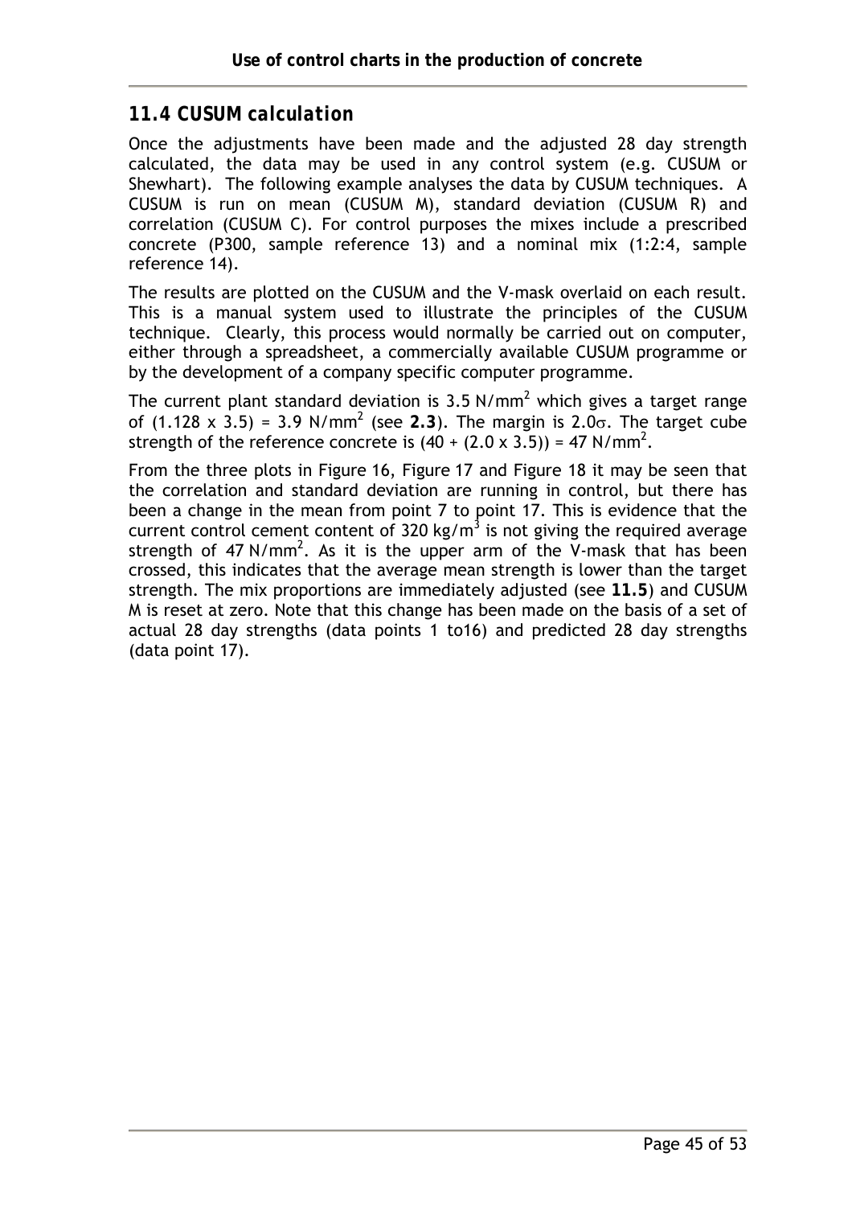## 11.4 CUSUM calculation

Once the adjustments have been made and the adjusted 28 day strength calculated, the data may be used in any control system (e.g. CUSUM or Shewhart). The following example analyses the data by CUSUM techniques. A CUSUM is run on mean (CUSUM M), standard deviation (CUSUM R) and correlation (CUSUM C). For control purposes the mixes include a prescribed concrete (P300, sample reference 13) and a nominal mix (1:2:4, sample reference 14).

The results are plotted on the CUSUM and the V-mask overlaid on each result. This is a manual system used to illustrate the principles of the CUSUM technique. Clearly, this process would normally be carried out on computer, either through a spreadsheet, a commercially available CUSUM programme or by the development of a company specific computer programme.

The current plant standard deviation is 3.5 $N/mm^2$ which gives a target range of (1.128 x 3.5) = 3.9 $N/mm^2$ (see **2.3**). The margin is $2.0\sigma$. The target cube strength of the reference concrete is (40 + (2.0 x 3.5)) = 47 $N/mm^2$.

From the three plots in Figure 16, Figure 17 and Figure 18 it may be seen that the correlation and standard deviation are running in control, but there has been a change in the mean from point 7 to point 17. This is evidence that the current control cement content of 320 $kg/m^3$ is not giving the required average strength of 47 $N/mm^2$. As it is the upper arm of the V-mask that has been crossed, this indicates that the average mean strength is lower than the target strength. The mix proportions are immediately adjusted (see **11.5**) and CUSUM M is reset at zero. Note that this change has been made on the basis of a set of actual 28 day strengths (data points 1 to16) and predicted 28 day strengths (data point 17).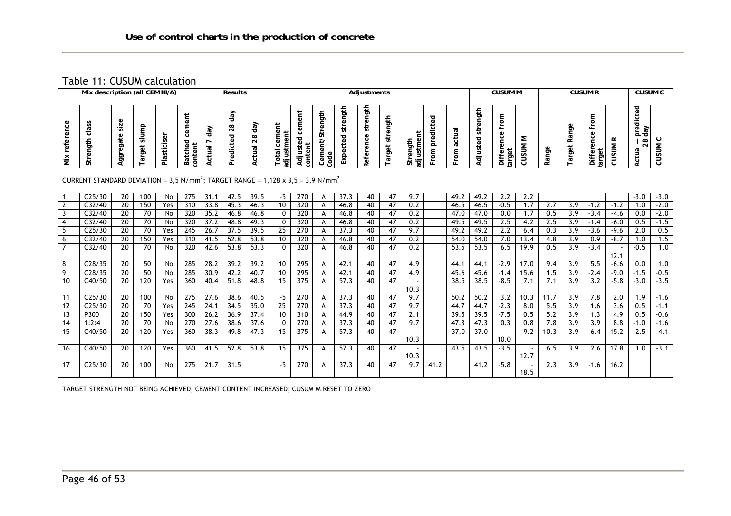## Table 11: CUSUM calculation

| Mix description (all CEM III/A) | | | | | | Results | | | Adjustments | | | | | | | | | | CUSUM M | | | CUSUM R | | | | CUSUM C | |
|---|---|---|---|---|---|---|---|---|---|---|---|---|---|---|---|---|---|---|---|---|---|---|---|---|---|---|---|
| Mix reference | Strength class | Aggregate size | Target slump | Plasticiser | Batched cement content | Actual 7 day | Predicted 28 day | Actual 28 day | Total cement adjustment | Adjusted cement content | Cement/Strength Code | Expected strength | Reference strength | Target strength | Strength adjustment | From predicted | From actual | Adjusted strength | Difference from target | CUSUM M | Range | Target Range | Difference from target | CUSUM R | Actual – predicted 28 day | CUSUM C |
| CURRENT STANDARD DEVIATION = 3,5 N/mm$^2$; TARGET RANGE = 1,128 x 3,5 = 3,9 N/mm$^2$ | | | | | | | | | | | | | | | | | | | | | | | | | | |
| 1 | C25/30 | 20 | 100 | No | 275 | 31.1 | 42.5 | 39.5 | -5 | 270 | A | 37.3 | 40 | 47 | 9.7 | | 49.2 | 49.2 | 2.2 | 2.2 | | | | | -3.0 | -3.0 |
| 2 | C32/40 | 20 | 150 | Yes | 310 | 33.8 | 45.3 | 46.3 | 10 | 320 | A | 46.8 | 40 | 47 | 0.2 | | 46.5 | 46.5 | -0.5 | 1.7 | 2.7 | 3.9 | -1.2 | -1.2 | 1.0 | -2.0 |
| 3 | C32/40 | 20 | 70 | No | 320 | 35.2 | 46.8 | 46.8 | 0 | 320 | A | 46.8 | 40 | 47 | 0.2 | | 47.0 | 47.0 | 0.0 | 1.7 | 0.5 | 3.9 | -3.4 | -4.6 | 0.0 | -2.0 |
| 4 | C32/40 | 20 | 70 | No | 320 | 37.2 | 48.8 | 49.3 | 0 | 320 | A | 46.8 | 40 | 47 | 0.2 | | 49.5 | 49.5 | 2.5 | 4.2 | 2.5 | 3.9 | -1.4 | -6.0 | 0.5 | -1.5 |
| 5 | C25/30 | 20 | 70 | Yes | 245 | 26.7 | 37.5 | 39.5 | 25 | 270 | A | 37.3 | 40 | 47 | 9.7 | | 49.2 | 49.2 | 2.2 | 6.4 | 0.3 | 3.9 | -3.6 | -9.6 | 2.0 | 0.5 |
| 6 | C32/40 | 20 | 150 | Yes | 310 | 41.5 | 52.8 | 53.8 | 10 | 320 | A | 46.8 | 40 | 47 | 0.2 | | 54.0 | 54.0 | 7.0 | 13.4 | 4.8 | 3.9 | 0.9 | -8.7 | 1.0 | 1.5 |
| 7 | C32/40 | 20 | 70 | No | 320 | 42.6 | 53.8 | 53.3 | 0 | 320 | A | 46.8 | 40 | 47 | 0.2 | | 53.5 | 53.5 | 6.5 | 19.9 | 0.5 | 3.9 | -3.4 | -12.1 | -0.5 | 1.0 |
| 8 | C28/35 | 20 | 50 | No | 285 | 28.2 | 39.2 | 39.2 | 10 | 295 | A | 42.1 | 40 | 47 | 4.9 | | 44.1 | 44.1 | -2.9 | 17.0 | 9.4 | 3.9 | 5.5 | -6.6 | 0.0 | 1.0 |
| 9 | C28/35 | 20 | 50 | No | 285 | 30.9 | 42.2 | 40.7 | 10 | 295 | A | 42.1 | 40 | 47 | 4.9 | | 45.6 | 45.6 | -1.4 | 15.6 | 1.5 | 3.9 | -2.4 | -9.0 | -1.5 | -0.5 |
| 10 | C40/50 | 20 | 120 | Yes | 360 | 40.4 | 51.8 | 48.8 | 15 | 375 | A | 57.3 | 40 | 47 | -10.3 | | 38.5 | 38.5 | -8.5 | 7.1 | 7.1 | 3.9 | 3.2 | -5.8 | -3.0 | -3.5 |
| 11 | C25/30 | 20 | 100 | No | 275 | 27.6 | 38.6 | 40.5 | -5 | 270 | A | 37.3 | 40 | 47 | 9.7 | | 50.2 | 50.2 | 3.2 | 10.3 | 11.7 | 3.9 | 7.8 | 2.0 | 1.9 | -1.6 |
| 12 | C25/30 | 20 | 70 | Yes | 245 | 24.1 | 34.5 | 35.0 | 25 | 270 | A | 37.3 | 40 | 47 | 9.7 | | 44.7 | 44.7 | -2.3 | 8.0 | 5.5 | 3.9 | 1.6 | 3.6 | 0.5 | -1.1 |
| 13 | P300 | 20 | 150 | Yes | 300 | 26.2 | 36.9 | 37.4 | 10 | 310 | A | 44.9 | 40 | 47 | 2.1 | | 39.5 | 39.5 | -7.5 | 0.5 | 5.2 | 3.9 | 1.3 | 4.9 | 0.5 | -0.6 |
| 14 | 1:2:4 | 20 | 70 | No | 270 | 27.6 | 38.6 | 37.6 | 0 | 270 | A | 37.3 | 40 | 47 | 9.7 | | 47.3 | 47.3 | 0.3 | 0.8 | 7.8 | 3.9 | 3.9 | 8.8 | -1.0 | -1.6 |
| 15 | C40/50 | 20 | 120 | Yes | 360 | 38.3 | 49.8 | 47.3 | 15 | 375 | A | 57.3 | 40 | 47 | -10.3 | | 37.0 | 37.0 | -10.0 | -9.2 | 10.3 | 3.9 | 6.4 | 15.2 | -2.5 | -4.1 |
| 16 | C40/50 | 20 | 120 | Yes | 360 | 41.5 | 52.8 | 53.8 | 15 | 375 | A | 57.3 | 40 | 47 | -10.3 | | 43.5 | 43.5 | -3.5 | -12.7 | 6.5 | 3.9 | 2.6 | 17.8 | 1.0 | -3.1 |
| 17 | C25/30 | 20 | 100 | No | 275 | 21.7 | 31.5 | | -5 | 270 | A | 37.3 | 40 | 47 | 9.7 | 41.2 | | 41.2 | -5.8 | -18.5 | 2.3 | 3.9 | -1.6 | 16.2 | | |
| TARGET STRENGTH NOT BEING ACHIEVED; CEMENT CONTENT INCREASED; CUSUM M RESET TO ZERO | | | | | | | | | | | | | | | | | | | | | | | | | | |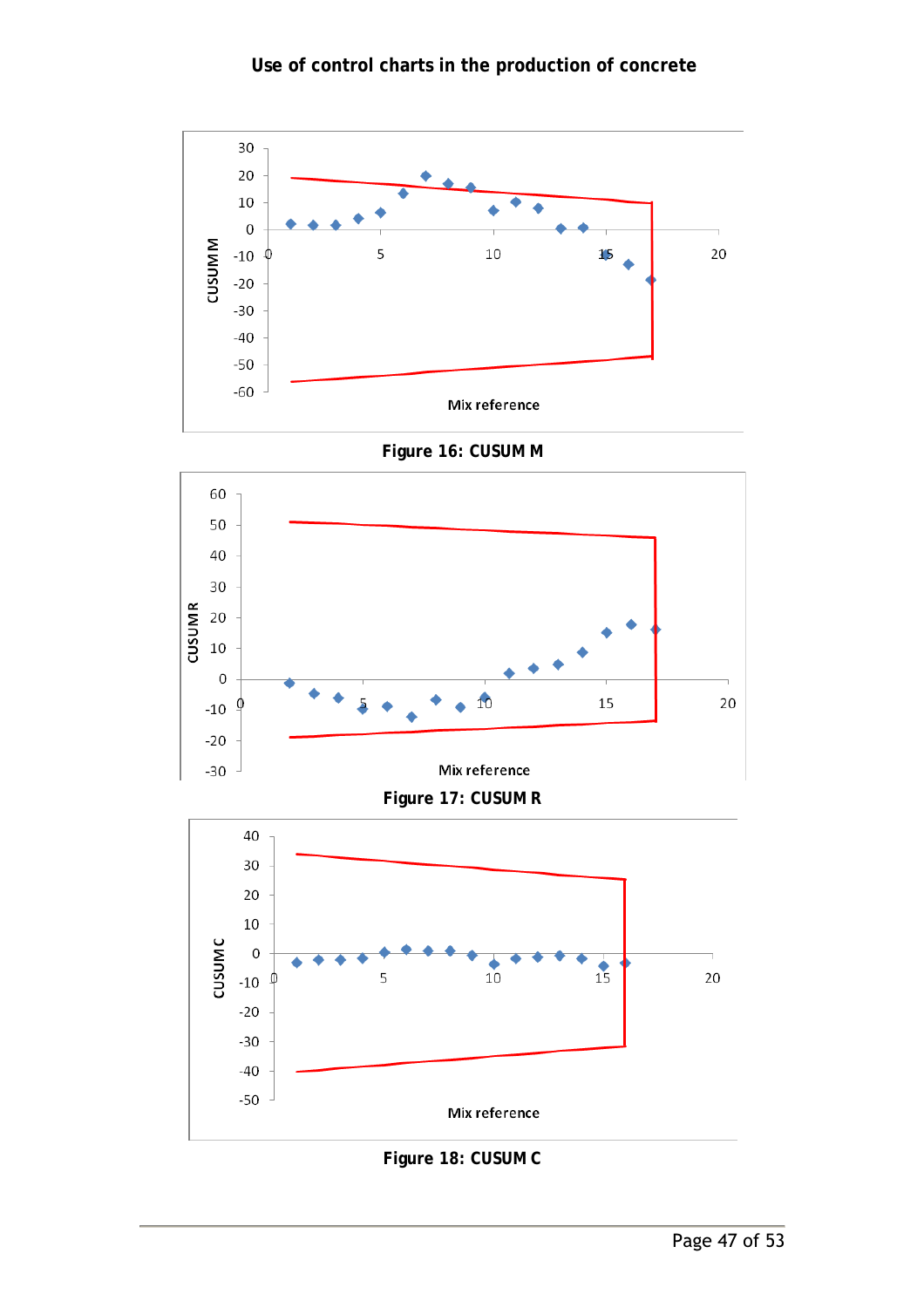Figure 16: CUSUM M

Figure 17: CUSUM R

Figure 18: CUSUM C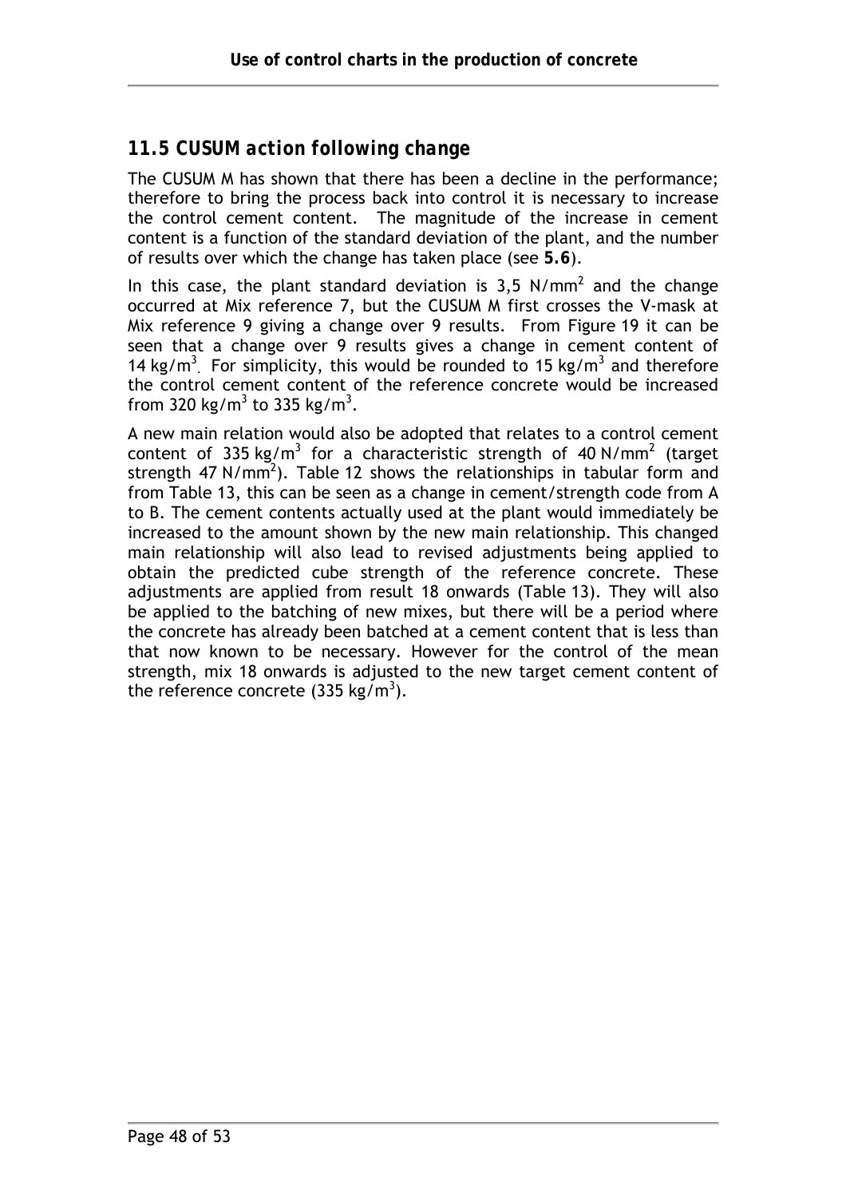## 11.5 CUSUM action following change

The CUSUM M has shown that there has been a decline in the performance; therefore to bring the process back into control it is necessary to increase the control cement content. The magnitude of the increase in cement content is a function of the standard deviation of the plant, and the number of results over which the change has taken place (see **5.6**).

In this case, the plant standard deviation is 3,5 N/mm$^2$ and the change occurred at Mix reference 7, but the CUSUM M first crosses the V-mask at Mix reference 9 giving a change over 9 results. From Figure 19 it can be seen that a change over 9 results gives a change in cement content of 14 kg/m$^3$. For simplicity, this would be rounded to 15 kg/m$^3$ and therefore the control cement content of the reference concrete would be increased from 320 kg/m$^3$ to 335 kg/m$^3$.

A new main relation would also be adopted that relates to a control cement content of 335 kg/m$^3$ for a characteristic strength of 40 N/mm$^2$ (target strength 47 N/mm$^2$). Table 12 shows the relationships in tabular form and from Table 13, this can be seen as a change in cement/strength code from A to B. The cement contents actually used at the plant would immediately be increased to the amount shown by the new main relationship. This changed main relationship will also lead to revised adjustments being applied to obtain the predicted cube strength of the reference concrete. These adjustments are applied from result 18 onwards (Table 13). They will also be applied to the batching of new mixes, but there will be a period where the concrete has already been batched at a cement content that is less than that now known to be necessary. However for the control of the mean strength, mix 18 onwards is adjusted to the new target cement content of the reference concrete (335 kg/m$^3$).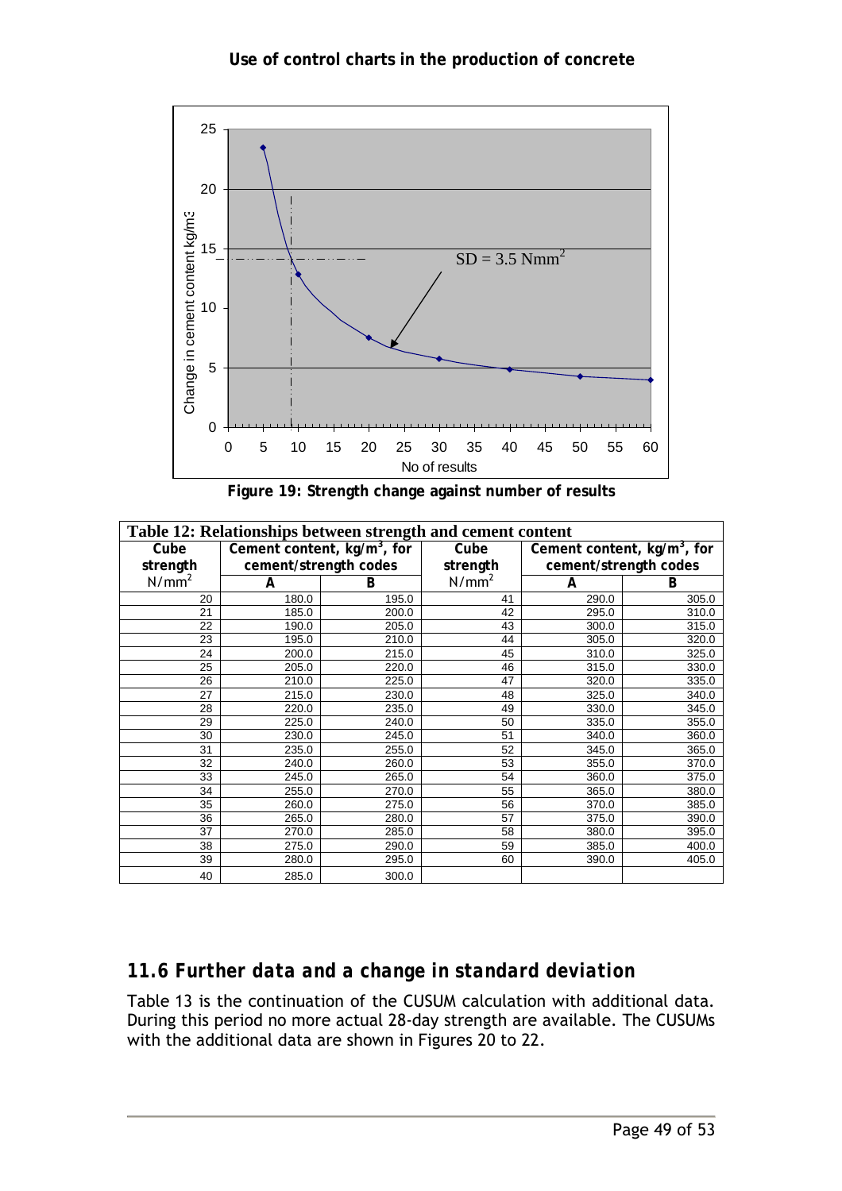Figure 19: Strength change against number of results

| Table 12: Relationships between strength and cement content | | | | | |
|---|---|---|---|---|---|
| Cube strength N/mm$^2$ | Cement content, kg/m$^3$, for cement/strength codes | | Cube strength N/mm$^2$ | Cement content, kg/m$^3$, for cement/strength codes | |
| | A | B | | A | B |
| 20 | 180.0 | 195.0 | 41 | 290.0 | 305.0 |
| 21 | 185.0 | 200.0 | 42 | 295.0 | 310.0 |
| 22 | 190.0 | 205.0 | 43 | 300.0 | 315.0 |
| 23 | 195.0 | 210.0 | 44 | 305.0 | 320.0 |
| 24 | 200.0 | 215.0 | 45 | 310.0 | 325.0 |
| 25 | 205.0 | 220.0 | 46 | 315.0 | 330.0 |
| 26 | 210.0 | 225.0 | 47 | 320.0 | 335.0 |
| 27 | 215.0 | 230.0 | 48 | 325.0 | 340.0 |
| 28 | 220.0 | 235.0 | 49 | 330.0 | 345.0 |
| 29 | 225.0 | 240.0 | 50 | 335.0 | 355.0 |
| 30 | 230.0 | 245.0 | 51 | 340.0 | 360.0 |
| 31 | 235.0 | 255.0 | 52 | 345.0 | 365.0 |
| 32 | 240.0 | 260.0 | 53 | 355.0 | 370.0 |
| 33 | 245.0 | 265.0 | 54 | 360.0 | 375.0 |
| 34 | 255.0 | 270.0 | 55 | 365.0 | 380.0 |
| 35 | 260.0 | 275.0 | 56 | 370.0 | 385.0 |
| 36 | 265.0 | 280.0 | 57 | 375.0 | 390.0 |
| 37 | 270.0 | 285.0 | 58 | 380.0 | 395.0 |
| 38 | 275.0 | 290.0 | 59 | 385.0 | 400.0 |
| 39 | 280.0 | 295.0 | 60 | 390.0 | 405.0 |
| 40 | 285.0 | 300.0 | | | |

## 11.6 Further data and a change in standard deviation

Table 13 is the continuation of the CUSUM calculation with additional data. During this period no more actual 28-day strength are available. The CUSUMs with the additional data are shown in Figures 20 to 22.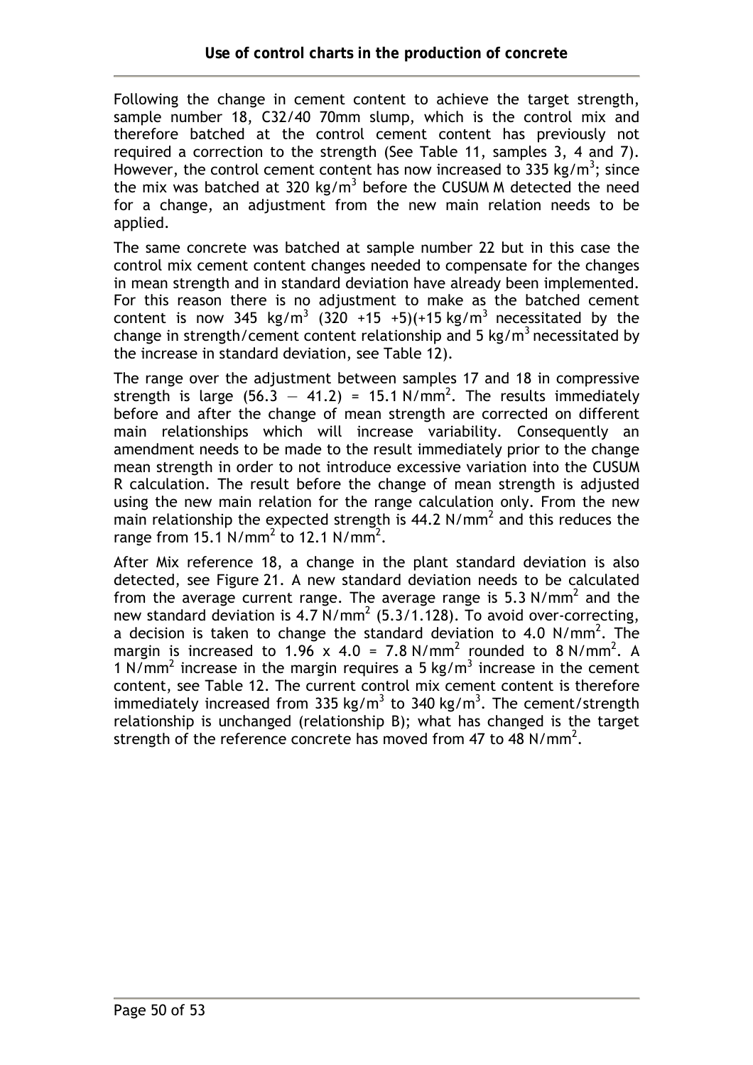Following the change in cement content to achieve the target strength, sample number 18, C32/40 70mm slump, which is the control mix and therefore batched at the control cement content has previously not required a correction to the strength (See Table 11, samples 3, 4 and 7). However, the control cement content has now increased to 335 kg/m$^3$; since the mix was batched at 320 kg/m$^3$ before the CUSUM M detected the need for a change, an adjustment from the new main relation needs to be applied.

The same concrete was batched at sample number 22 but in this case the control mix cement content changes needed to compensate for the changes in mean strength and in standard deviation have already been implemented. For this reason there is no adjustment to make as the batched cement content is now 345 kg/m$^3$ (320 +15 +5)(+15 kg/m$^3$ necessitated by the change in strength/cement content relationship and 5 kg/m$^3$ necessitated by the increase in standard deviation, see Table 12).

The range over the adjustment between samples 17 and 18 in compressive strength is large (56.3 − 41.2) = 15.1 N/mm$^2$. The results immediately before and after the change of mean strength are corrected on different main relationships which will increase variability. Consequently an amendment needs to be made to the result immediately prior to the change mean strength in order to not introduce excessive variation into the CUSUM R calculation. The result before the change of mean strength is adjusted using the new main relation for the range calculation only. From the new main relationship the expected strength is 44.2 N/mm$^2$ and this reduces the range from 15.1 N/mm$^2$ to 12.1 N/mm$^2$.

After Mix reference 18, a change in the plant standard deviation is also detected, see Figure 21. A new standard deviation needs to be calculated from the average current range. The average range is 5.3 N/mm$^2$ and the new standard deviation is 4.7 N/mm$^2$ (5.3/1.128). To avoid over-correcting, a decision is taken to change the standard deviation to 4.0 N/mm$^2$. The margin is increased to 1.96 x 4.0 = 7.8 N/mm$^2$ rounded to 8 N/mm$^2$. A 1 N/mm$^2$ increase in the margin requires a 5 kg/m$^3$ increase in the cement content, see Table 12. The current control mix cement content is therefore immediately increased from 335 kg/m$^3$ to 340 kg/m$^3$. The cement/strength relationship is unchanged (relationship B); what has changed is the target strength of the reference concrete has moved from 47 to 48 N/mm$^2$.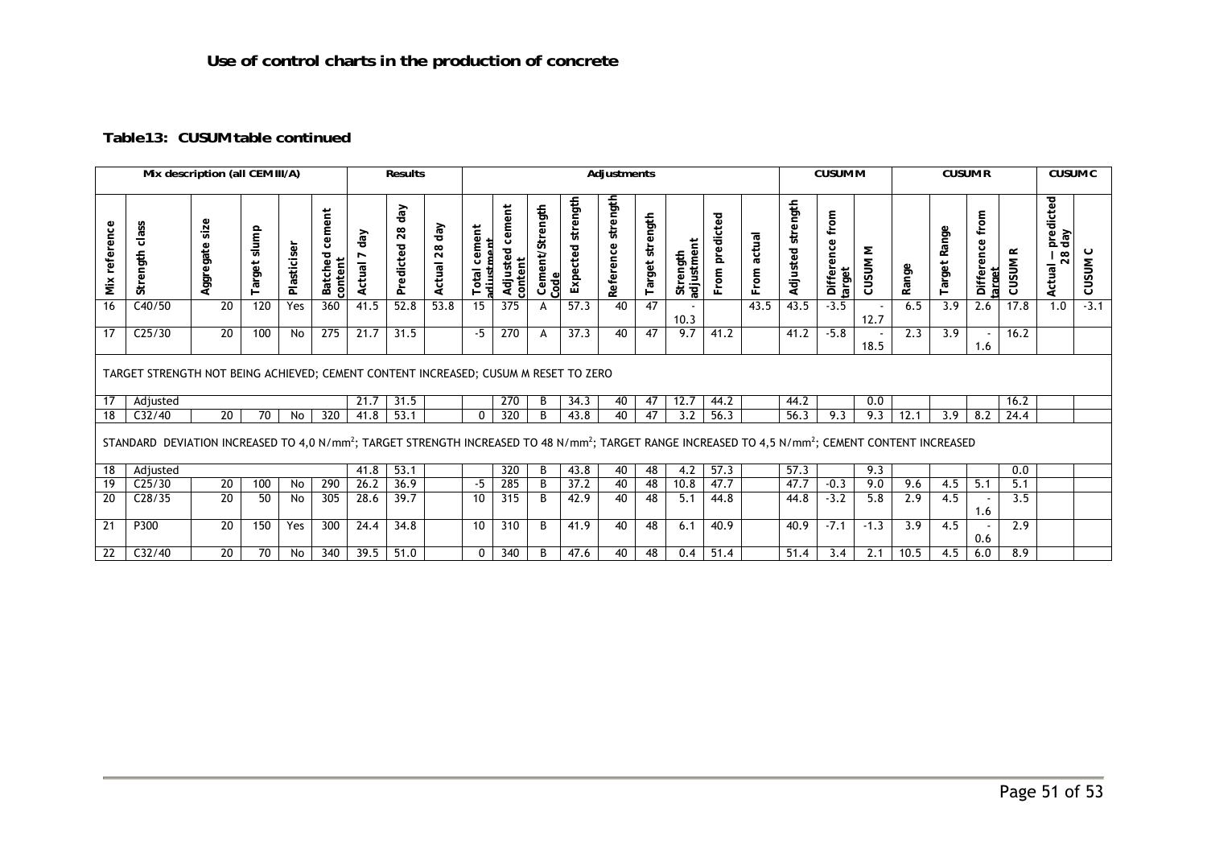**Use of control charts in the production of concrete**

**Table13: CUSUM table continued**

| Mix description (all CEM III/A) | | | | | | Results | | | Adjustments | | | | | | | | | | CUSUM M | | | CUSUM R | | | | CUSUM C | |
|---|---|---|---|---|---|---|---|---|---|---|---|---|---|---|---|---|---|---|---|---|---|---|---|---|---|---|---|
| Mix reference | Strength class | Aggregate size | Target slump | Plasticiser | Batched cement content | Actual 7 day | Predicted 28 day | Actual 28 day | Total cement adjustment | Adjusted cement content | Cement/Strength Code | Expected strength | Reference strength | Target strength | Strength adjustment | From predicted | From actual | Adjusted strength | Difference from target | CUSUM M | Range | Target Range | Difference from target | CUSUM R | Actual – predicted 28 day | CUSUM C |
| 16 | C40/50 | 20 | 120 | Yes | 360 | 41.5 | 52.8 | 53.8 | 15 | 375 | A | 57.3 | 40 | 47 | -10.3 | | 43.5 | 43.5 | -3.5 | -12.7 | 6.5 | 3.9 | 2.6 | 17.8 | 1.0 | -3.1 |
| 17 | C25/30 | 20 | 100 | No | 275 | 21.7 | 31.5 | | -5 | 270 | A | 37.3 | 40 | 47 | 9.7 | 41.2 | | 41.2 | -5.8 | -18.5 | 2.3 | 3.9 | -1.6 | 16.2 | | |
| TARGET STRENGTH NOT BEING ACHIEVED; CEMENT CONTENT INCREASED; CUSUM M RESET TO ZERO | | | | | | | | | | | | | | | | | | | | | | | | | | |
| 17 | Adjusted | | | | | 21.7 | 31.5 | | | 270 | B | 34.3 | 40 | 47 | 12.7 | 44.2 | | 44.2 | | 0.0 | | | | 16.2 | | |
| 18 | C32/40 | 20 | 70 | No | 320 | 41.8 | 53.1 | | 0 | 320 | B | 43.8 | 40 | 47 | 3.2 | 56.3 | | 56.3 | 9.3 | 9.3 | 12.1 | 3.9 | 8.2 | 24.4 | | |
| STANDARD DEVIATION INCREASED TO 4,0 N/mm²; TARGET STRENGTH INCREASED TO 48 N/mm²; TARGET RANGE INCREASED TO 4,5 N/mm²; CEMENT CONTENT INCREASED | | | | | | | | | | | | | | | | | | | | | | | | | | |
| 18 | Adjusted | | | | | 41.8 | 53.1 | | | 320 | B | 43.8 | 40 | 48 | 4.2 | 57.3 | | 57.3 | | 9.3 | | | | 0.0 | | |
| 19 | C25/30 | 20 | 100 | No | 290 | 26.2 | 36.9 | | -5 | 285 | B | 37.2 | 40 | 48 | 10.8 | 47.7 | | 47.7 | -0.3 | 9.0 | 9.6 | 4.5 | 5.1 | 5.1 | | |
| 20 | C28/35 | 20 | 50 | No | 305 | 28.6 | 39.7 | | 10 | 315 | B | 42.9 | 40 | 48 | 5.1 | 44.8 | | 44.8 | -3.2 | 5.8 | 2.9 | 4.5 | -1.6 | 3.5 | | |
| 21 | P300 | 20 | 150 | Yes | 300 | 24.4 | 34.8 | | 10 | 310 | B | 41.9 | 40 | 48 | 6.1 | 40.9 | | 40.9 | -7.1 | -1.3 | 3.9 | 4.5 | -0.6 | 2.9 | | |
| 22 | C32/40 | 20 | 70 | No | 340 | 39.5 | 51.0 | | 0 | 340 | B | 47.6 | 40 | 48 | 0.4 | 51.4 | | 51.4 | 3.4 | 2.1 | 10.5 | 4.5 | 6.0 | 8.9 | | |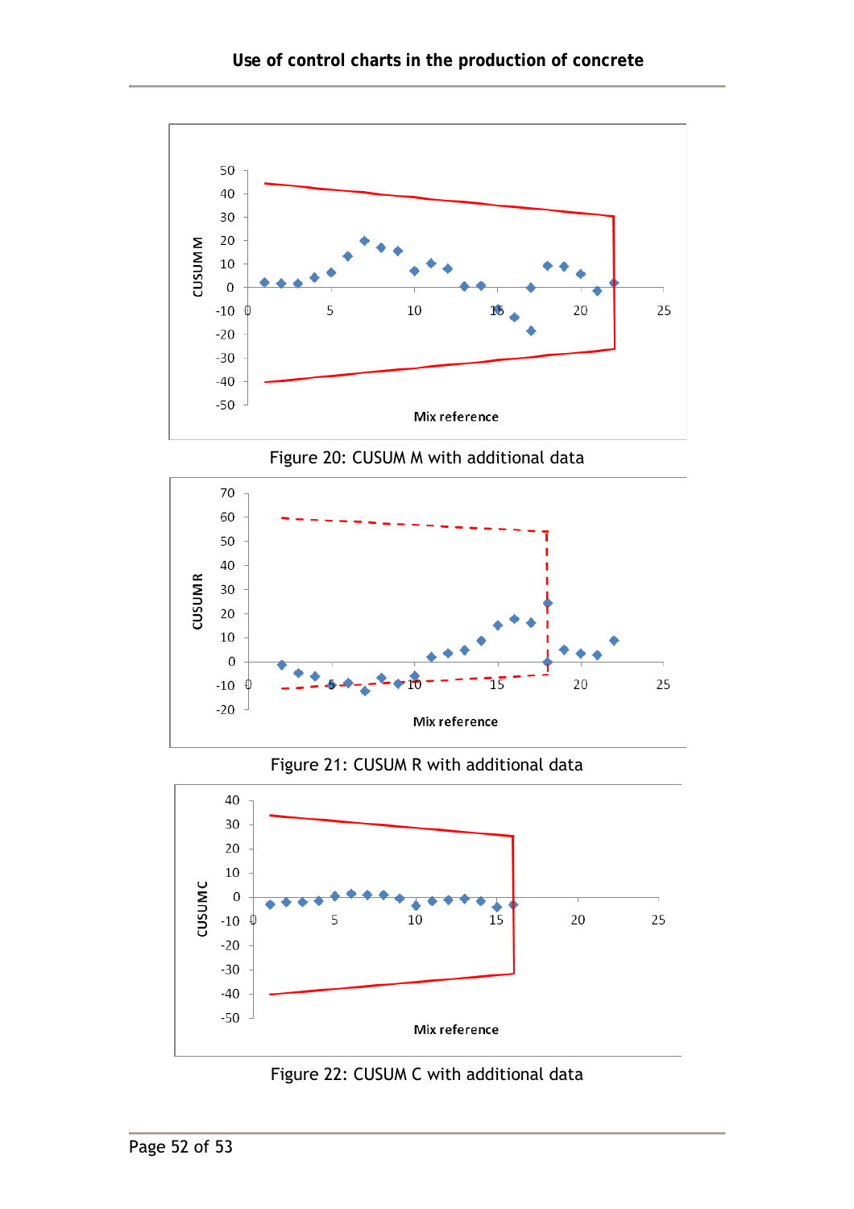Figure 20: CUSUM M with additional data

Figure 21: CUSUM R with additional data

Figure 22: CUSUM C with additional data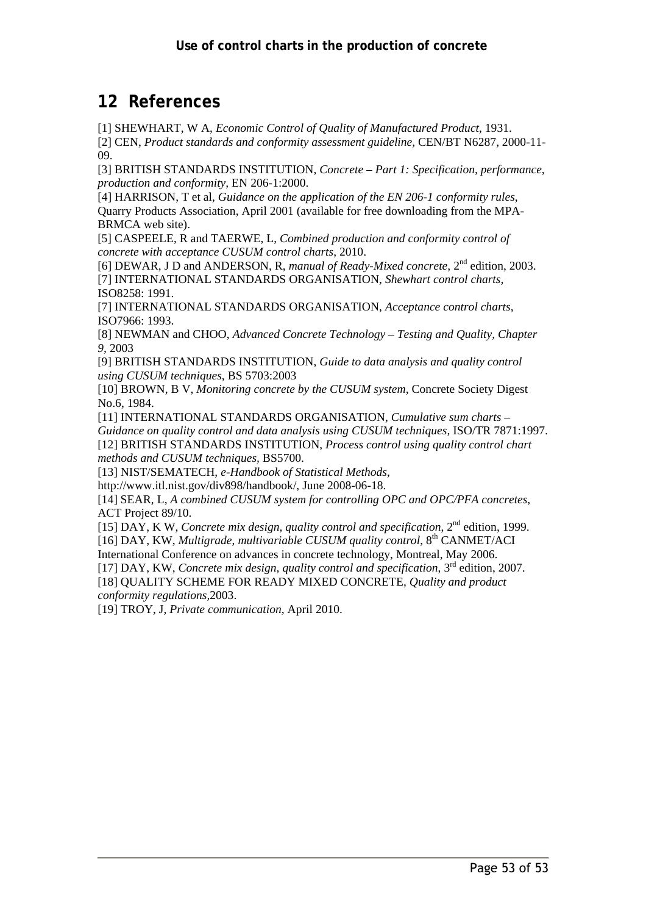## 12 References

[1] SHEWHART, W A, *Economic Control of Quality of Manufactured Product*, 1931.
[2] CEN, *Product standards and conformity assessment guideline*, CEN/BT N6287, 2000-11-09.
[3] BRITISH STANDARDS INSTITUTION, *Concrete – Part 1: Specification, performance, production and conformity*, EN 206-1:2000.
[4] HARRISON, T et al, *Guidance on the application of the EN 206-1 conformity rules*, Quarry Products Association, April 2001 (available for free downloading from the MPA-BRMCA web site).
[5] CASPEELE, R and TAERWE, L, *Combined production and conformity control of concrete with acceptance CUSUM control charts*, 2010.
[6] DEWAR, J D and ANDERSON, R, *manual of Ready-Mixed concrete*, 2nd edition, 2003.
[7] INTERNATIONAL STANDARDS ORGANISATION, *Shewhart control charts*, ISO8258: 1991.
[7] INTERNATIONAL STANDARDS ORGANISATION, *Acceptance control charts*, ISO7966: 1993.
[8] NEWMAN and CHOO, *Advanced Concrete Technology – Testing and Quality, Chapter 9*, 2003
[9] BRITISH STANDARDS INSTITUTION, *Guide to data analysis and quality control using CUSUM techniques*, BS 5703:2003
[10] BROWN, B V, *Monitoring concrete by the CUSUM system*, Concrete Society Digest No.6, 1984.
[11] INTERNATIONAL STANDARDS ORGANISATION, *Cumulative sum charts – Guidance on quality control and data analysis using CUSUM techniques*, ISO/TR 7871:1997.
[12] BRITISH STANDARDS INSTITUTION, *Process control using quality control chart methods and CUSUM techniques*, BS5700.
[13] NIST/SEMATECH, *e-Handbook of Statistical Methods*, http://www.itl.nist.gov/div898/handbook/, June 2008-06-18.
[14] SEAR, L, *A combined CUSUM system for controlling OPC and OPC/PFA concretes*, ACT Project 89/10.
[15] DAY, K W, *Concrete mix design, quality control and specification*, 2nd edition, 1999.
[16] DAY, KW, *Multigrade, multivariable CUSUM quality control*, 8th CANMET/ACI International Conference on advances in concrete technology, Montreal, May 2006.
[17] DAY, KW, *Concrete mix design, quality control and specification*, 3rd edition, 2007.
[18] QUALITY SCHEME FOR READY MIXED CONCRETE, *Quality and product conformity regulations*,2003.
[19] TROY, J, *Private communication*, April 2010.